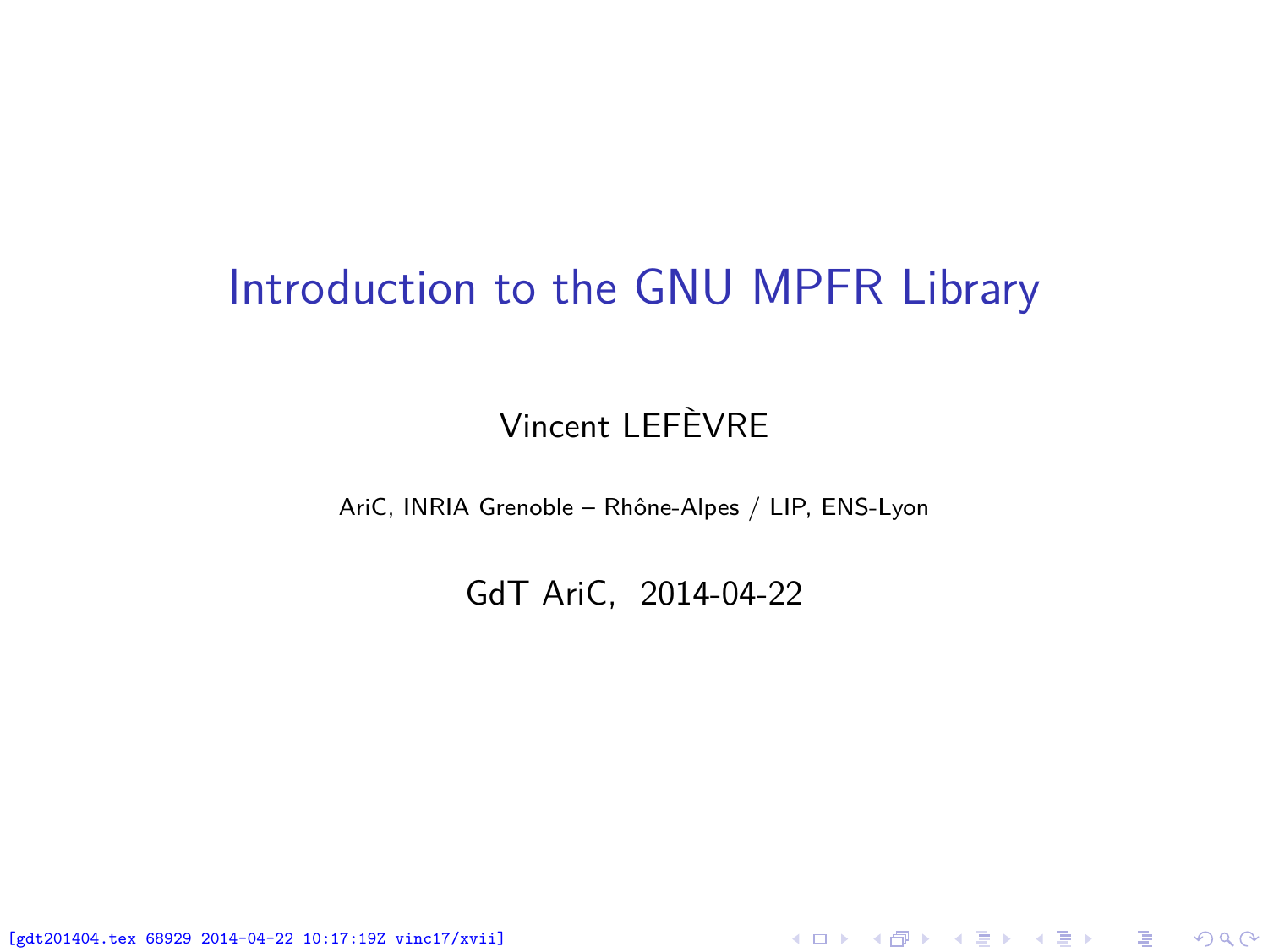# Introduction to the GNU MPFR Library

Vincent LEFÈVRE

AriC, INRIA Grenoble – Rhône-Alpes / LIP, ENS-Lyon

GdT AriC, 2014-04-22

[gdt201404.tex 68929 2014-04-22 10:17:19Z vinc17/xvii]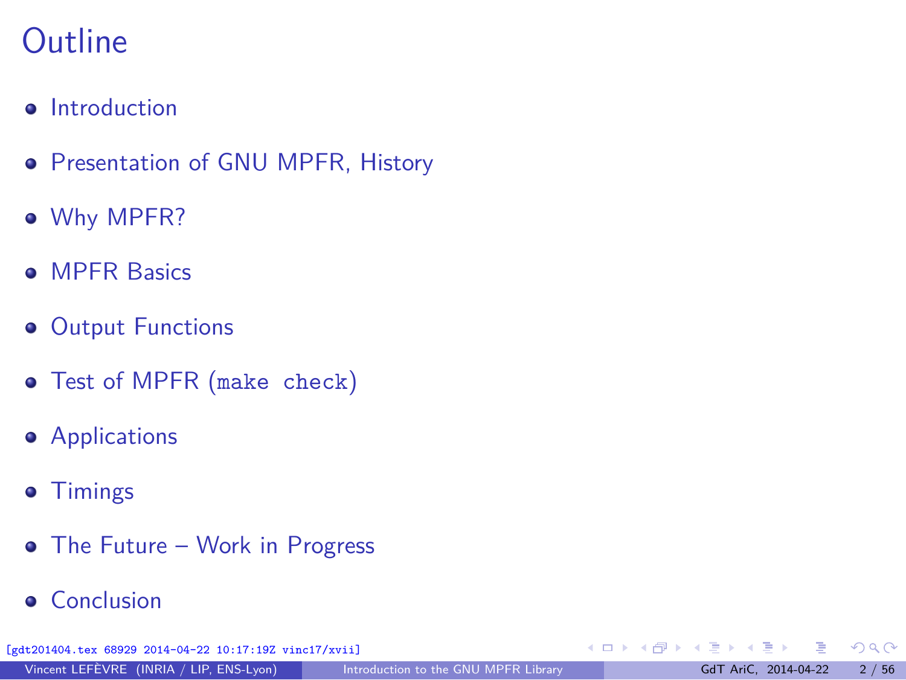# Outline

- Introduction
- Presentation of GNU MPFR, History
- Why MPFR?
- MPFR Basics
- Output Functions
- Test of MPFR (`make check`)
- Applications
- Timings
- The Future – Work in Progress
- Conclusion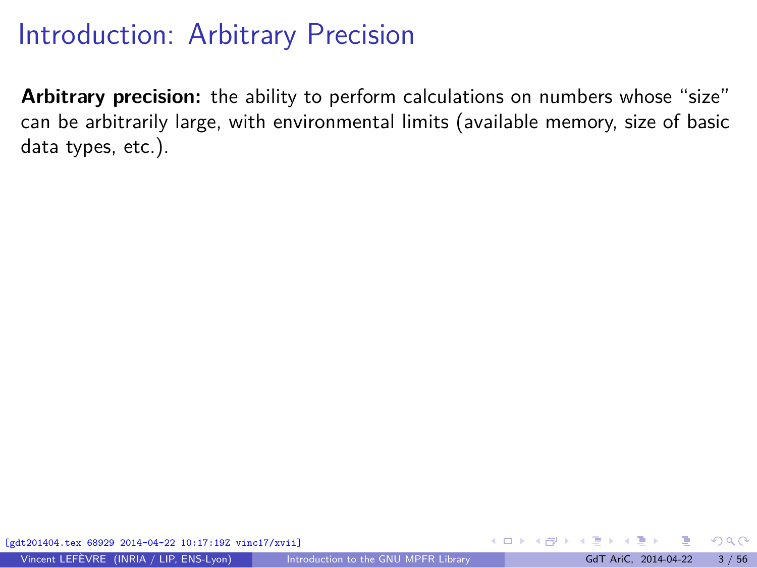# Introduction: Arbitrary Precision

**Arbitrary precision:** the ability to perform calculations on numbers whose "size" can be arbitrarily large, with environmental limits (available memory, size of basic data types, etc.).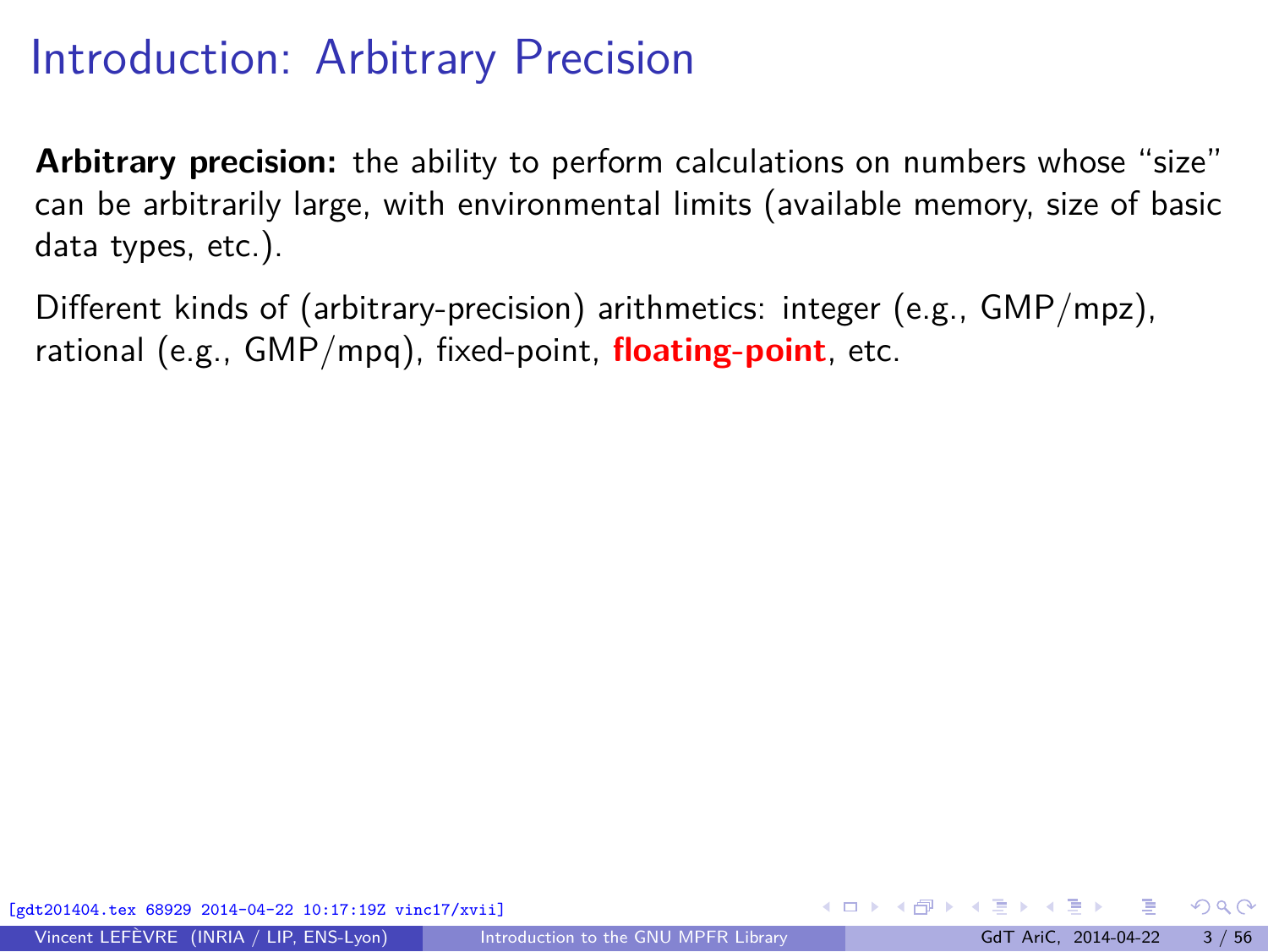# Introduction: Arbitrary Precision

**Arbitrary precision:** the ability to perform calculations on numbers whose "size" can be arbitrarily large, with environmental limits (available memory, size of basic data types, etc.).

Different kinds of (arbitrary-precision) arithmetics: integer (e.g., GMP/mpz), rational (e.g., GMP/mpq), fixed-point, **floating-point**, etc.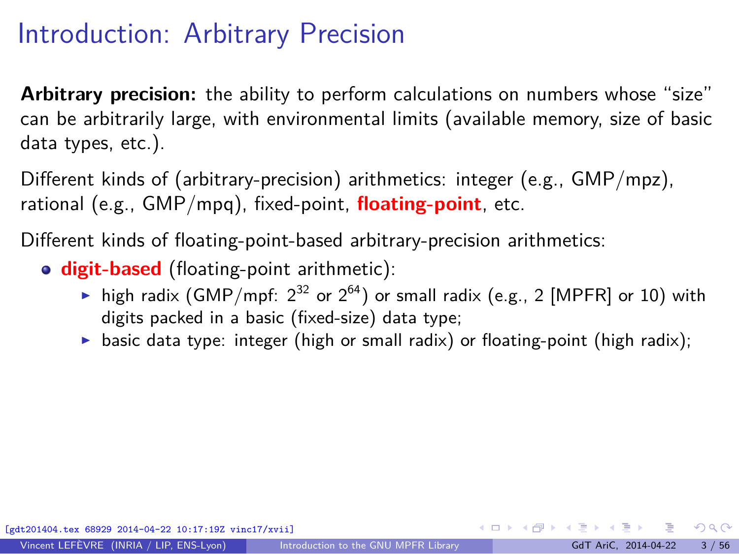# Introduction: Arbitrary Precision

**Arbitrary precision:** the ability to perform calculations on numbers whose "size" can be arbitrarily large, with environmental limits (available memory, size of basic data types, etc.).

Different kinds of (arbitrary-precision) arithmetics: integer (e.g., GMP/mpz), rational (e.g., GMP/mpq), fixed-point, **floating-point**, etc.

Different kinds of floating-point-based arbitrary-precision arithmetics:

- **digit-based** (floating-point arithmetic):
  - high radix (GMP/mpf: $2^{32}$ or $2^{64}$) or small radix (e.g., 2 [MPFR] or 10) with digits packed in a basic (fixed-size) data type;
  - basic data type: integer (high or small radix) or floating-point (high radix);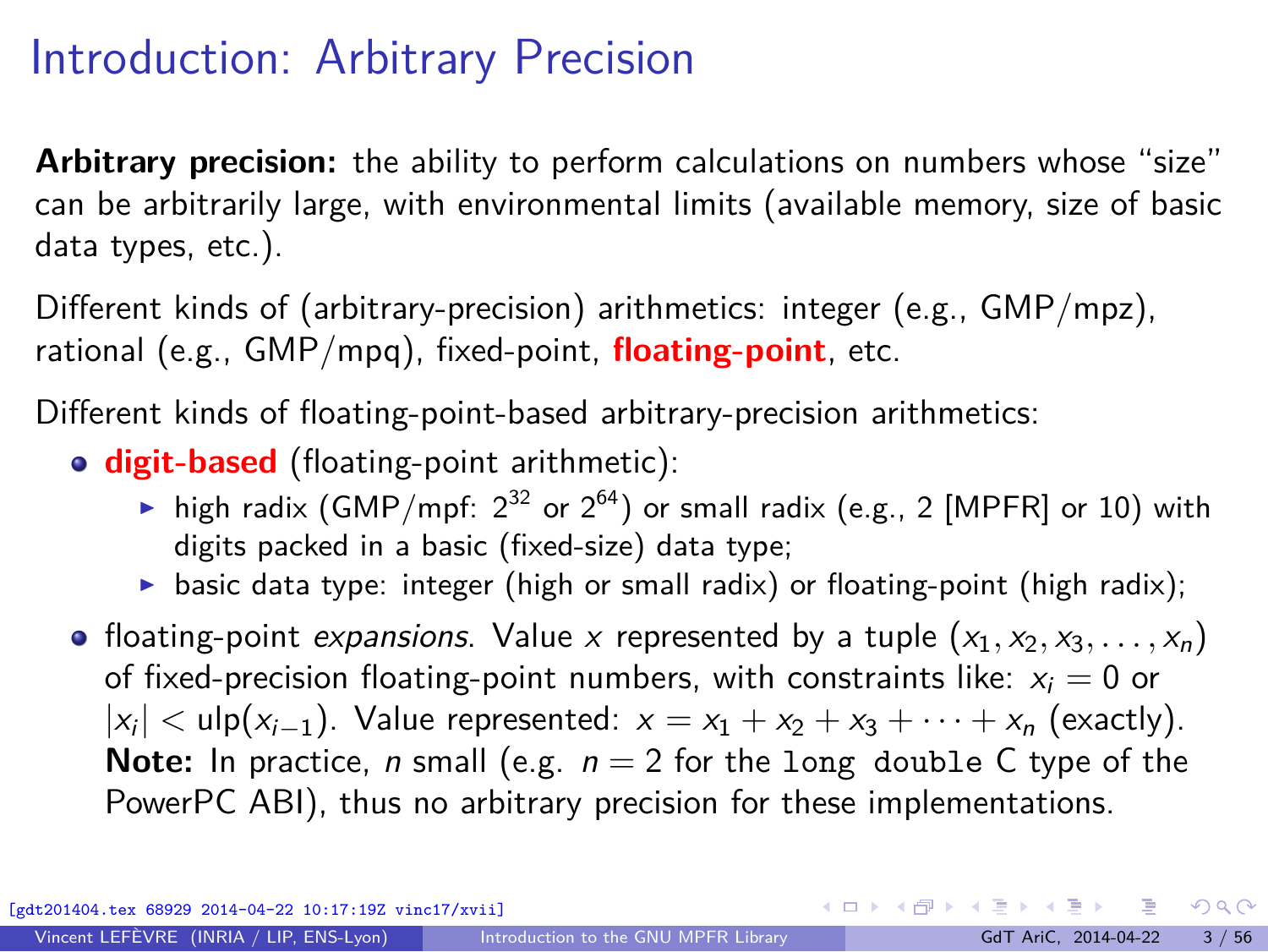# Introduction: Arbitrary Precision

**Arbitrary precision:** the ability to perform calculations on numbers whose "size" can be arbitrarily large, with environmental limits (available memory, size of basic data types, etc.).

Different kinds of (arbitrary-precision) arithmetics: integer (e.g., GMP/mpz), rational (e.g., GMP/mpq), fixed-point, **floating-point**, etc.

Different kinds of floating-point-based arbitrary-precision arithmetics:

- **digit-based** (floating-point arithmetic):
  - high radix (GMP/mpf: $2^{32}$ or $2^{64}$) or small radix (e.g., 2 [MPFR] or 10) with digits packed in a basic (fixed-size) data type;
  - basic data type: integer (high or small radix) or floating-point (high radix);
- floating-point *expansions*. Value $x$ represented by a tuple $(x_1, x_2, x_3, \ldots, x_n)$ of fixed-precision floating-point numbers, with constraints like: $x_i = 0$ or $|x_i| < \mathrm{ulp}(x_{i-1})$. Value represented: $x = x_1 + x_2 + x_3 + \cdots + x_n$ (exactly).
  **Note:** In practice, $n$ small (e.g. $n = 2$ for the `long double` C type of the PowerPC ABI), thus no arbitrary precision for these implementations.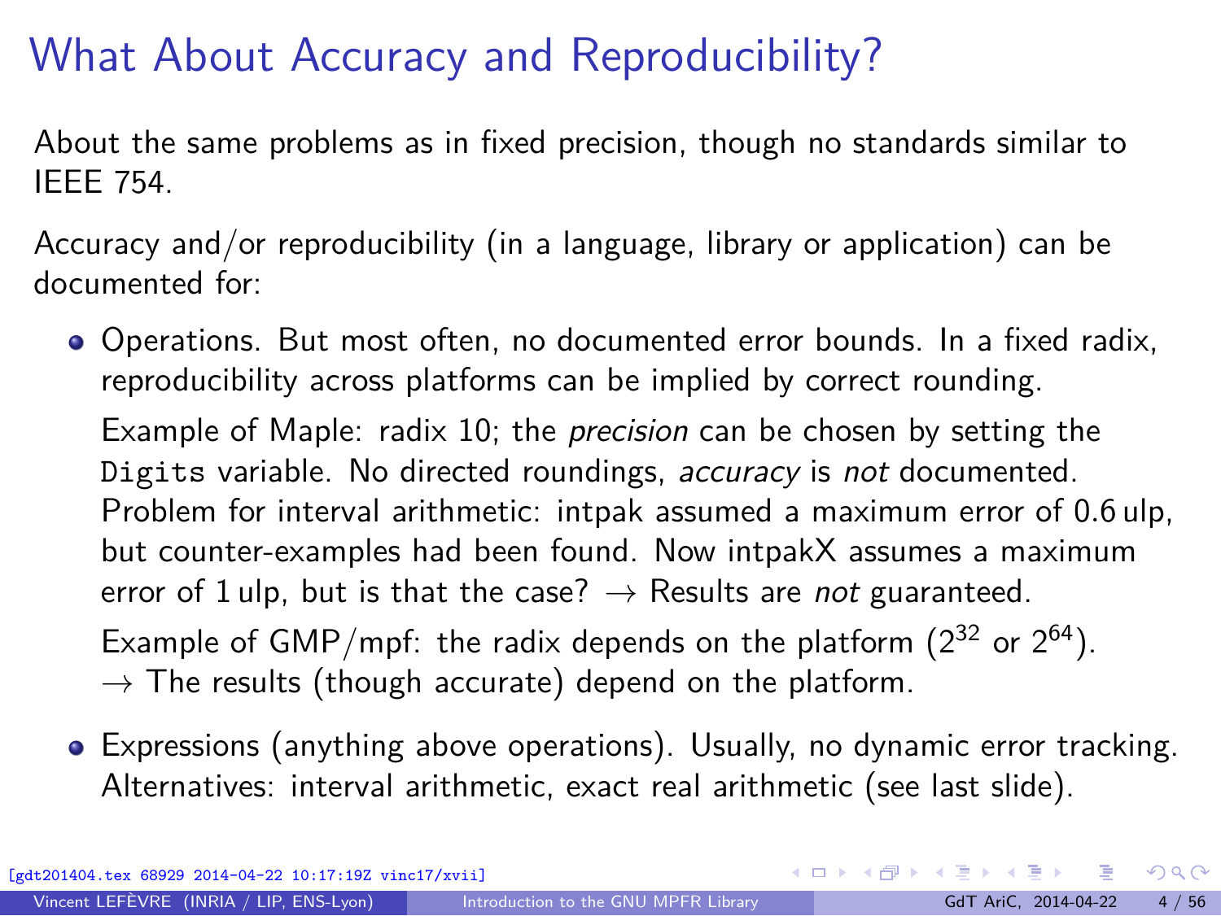# What About Accuracy and Reproducibility?

About the same problems as in fixed precision, though no standards similar to IEEE 754.

Accuracy and/or reproducibility (in a language, library or application) can be documented for:

- Operations. But most often, no documented error bounds. In a fixed radix, reproducibility across platforms can be implied by correct rounding.

  Example of Maple: radix 10; the *precision* can be chosen by setting the `Digits` variable. No directed roundings, *accuracy* is *not* documented. Problem for interval arithmetic: intpak assumed a maximum error of 0.6 ulp, but counter-examples had been found. Now intpakX assumes a maximum error of 1 ulp, but is that the case? → Results are *not* guaranteed.

  Example of GMP/mpf: the radix depends on the platform ($2^{32}$ or $2^{64}$). → The results (though accurate) depend on the platform.

- Expressions (anything above operations). Usually, no dynamic error tracking. Alternatives: interval arithmetic, exact real arithmetic (see last slide).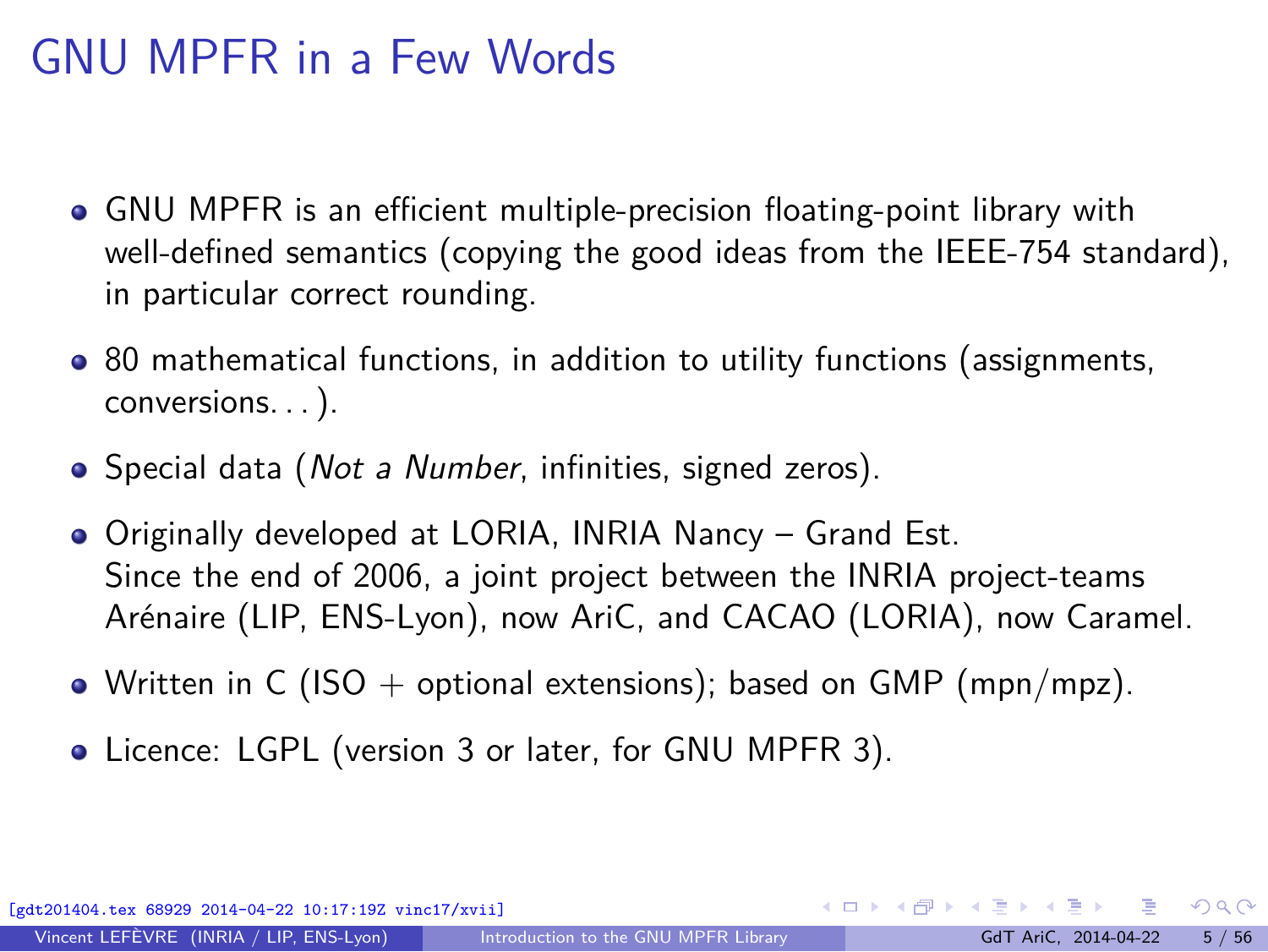# GNU MPFR in a Few Words

- GNU MPFR is an efficient multiple-precision floating-point library with well-defined semantics (copying the good ideas from the IEEE-754 standard), in particular correct rounding.
- 80 mathematical functions, in addition to utility functions (assignments, conversions. . . ).
- Special data (*Not a Number*, infinities, signed zeros).
- Originally developed at LORIA, INRIA Nancy – Grand Est.
  Since the end of 2006, a joint project between the INRIA project-teams Arénaire (LIP, ENS-Lyon), now AriC, and CACAO (LORIA), now Caramel.
- Written in C (ISO + optional extensions); based on GMP (mpn/mpz).
- Licence: LGPL (version 3 or later, for GNU MPFR 3).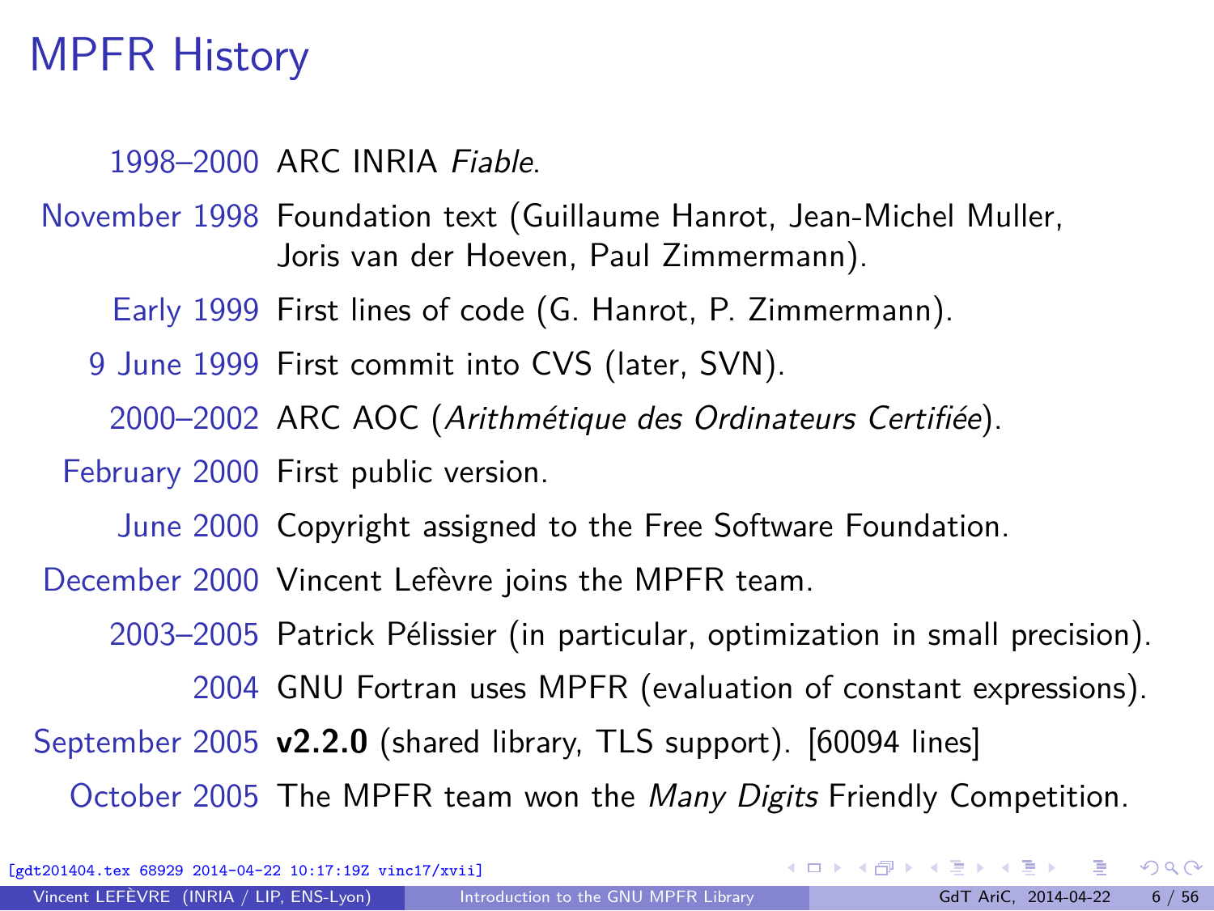# MPFR History

- **1998–2000** ARC INRIA *Fiable*.
- **November 1998** Foundation text (Guillaume Hanrot, Jean-Michel Muller, Joris van der Hoeven, Paul Zimmermann).
- **Early 1999** First lines of code (G. Hanrot, P. Zimmermann).
- **9 June 1999** First commit into CVS (later, SVN).
- **2000–2002** ARC AOC (*Arithmétique des Ordinateurs Certifiée*).
- **February 2000** First public version.
- **June 2000** Copyright assigned to the Free Software Foundation.
- **December 2000** Vincent Lefèvre joins the MPFR team.
- **2003–2005** Patrick Pélissier (in particular, optimization in small precision).
- **2004** GNU Fortran uses MPFR (evaluation of constant expressions).
- **September 2005** **v2.2.0** (shared library, TLS support). [60094 lines]
- **October 2005** The MPFR team won the *Many Digits* Friendly Competition.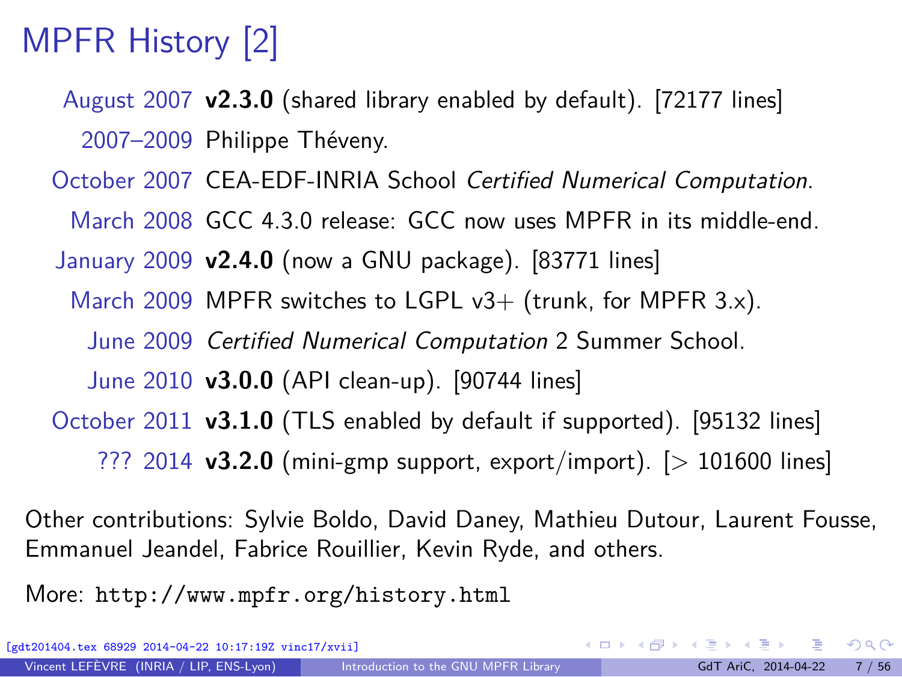# MPFR History [2]

| | |
|---|---|
| August 2007 | **v2.3.0** (shared library enabled by default). [72177 lines] |
| 2007–2009 | Philippe Théveny. |
| October 2007 | CEA-EDF-INRIA School *Certified Numerical Computation*. |
| March 2008 | GCC 4.3.0 release: GCC now uses MPFR in its middle-end. |
| January 2009 | **v2.4.0** (now a GNU package). [83771 lines] |
| March 2009 | MPFR switches to LGPL v3+ (trunk, for MPFR 3.x). |
| June 2009 | *Certified Numerical Computation* 2 Summer School. |
| June 2010 | **v3.0.0** (API clean-up). [90744 lines] |
| October 2011 | **v3.1.0** (TLS enabled by default if supported). [95132 lines] |
| ??? 2014 | **v3.2.0** (mini-gmp support, export/import). [> 101600 lines] |

Other contributions: Sylvie Boldo, David Daney, Mathieu Dutour, Laurent Fousse, Emmanuel Jeandel, Fabrice Rouillier, Kevin Ryde, and others.

More: `http://www.mpfr.org/history.html`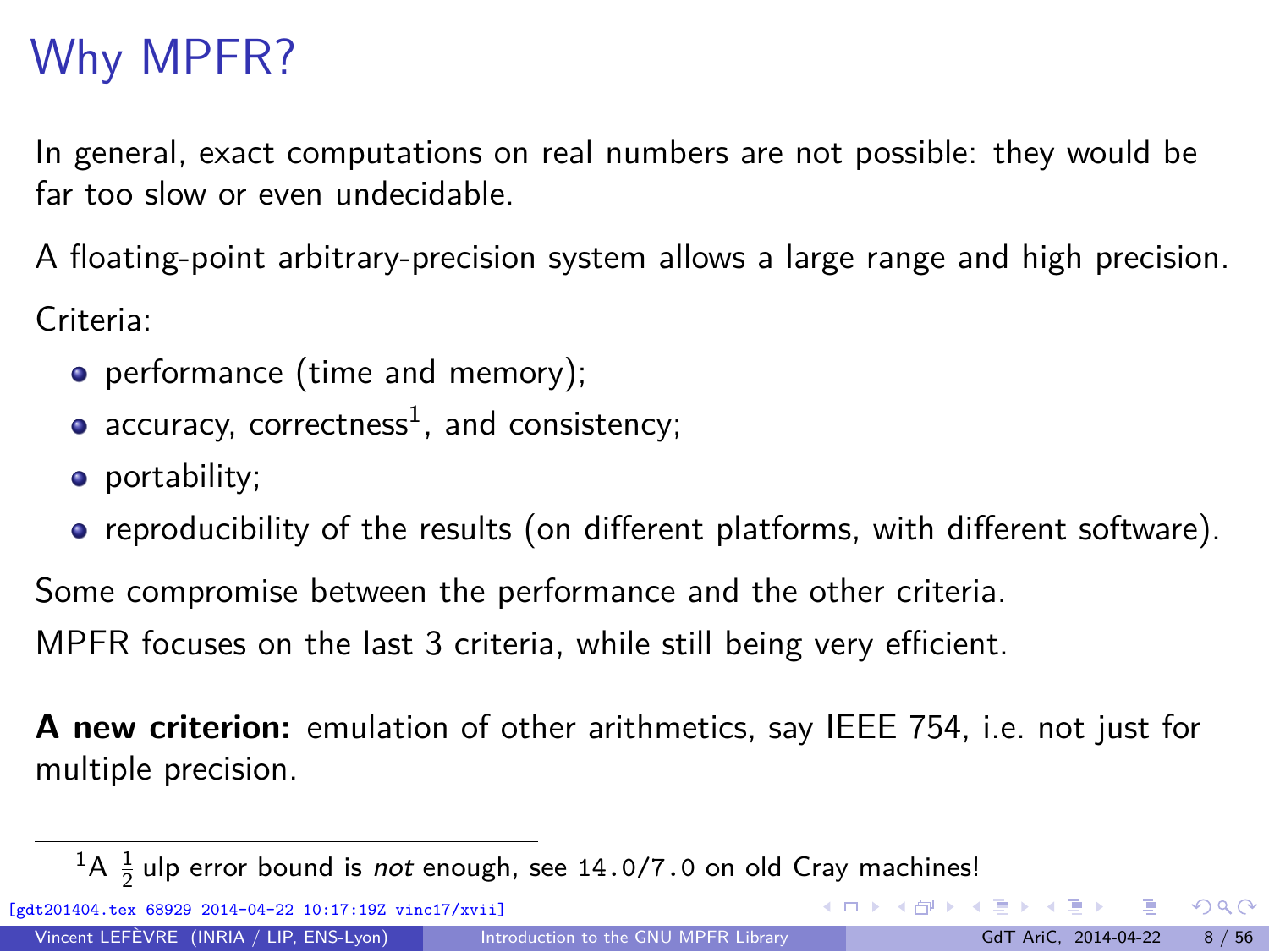# Why MPFR?

In general, exact computations on real numbers are not possible: they would be far too slow or even undecidable.

A floating-point arbitrary-precision system allows a large range and high precision.

Criteria:

- performance (time and memory);
- accuracy, correctness[1], and consistency;
- portability;
- reproducibility of the results (on different platforms, with different software).

Some compromise between the performance and the other criteria.

MPFR focuses on the last 3 criteria, while still being very efficient.

**A new criterion:** emulation of other arithmetics, say IEEE 754, i.e. not just for multiple precision.

---

[1] A $\frac{1}{2}$ ulp error bound is *not* enough, see `14.0/7.0` on old Cray machines!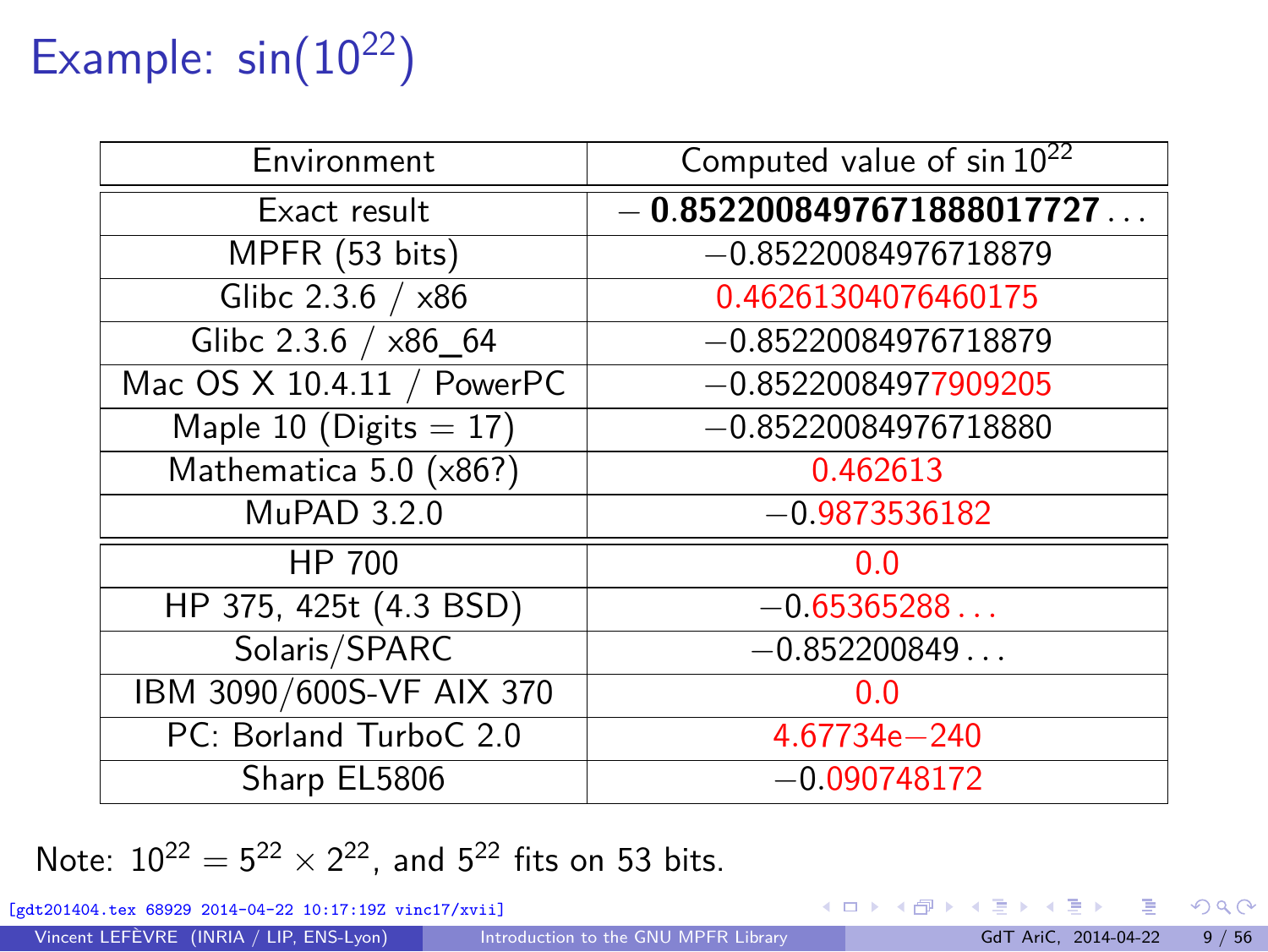# Example: $\sin(10^{22})$

| Environment | Computed value of $\sin 10^{22}$ |
|---|---|
| Exact result | **−0.8522008497671888017727...** |
| MPFR (53 bits) | −0.85220084976718879 |
| Glibc 2.3.6 / x86 | 0.46261304076460175 |
| Glibc 2.3.6 / x86_64 | −0.85220084976718879 |
| Mac OS X 10.4.11 / PowerPC | −0.85220084977909205 |
| Maple 10 (Digits = 17) | −0.85220084976718880 |
| Mathematica 5.0 (x86?) | 0.462613 |
| MuPAD 3.2.0 | −0.9873536182 |
| HP 700 | 0.0 |
| HP 375, 425t (4.3 BSD) | −0.65365288... |
| Solaris/SPARC | −0.852200849... |
| IBM 3090/600S-VF AIX 370 | 0.0 |
| PC: Borland TurboC 2.0 | 4.67734e−240 |
| Sharp EL5806 | −0.090748172 |

Note: $10^{22} = 5^{22} \times 2^{22}$, and $5^{22}$ fits on 53 bits.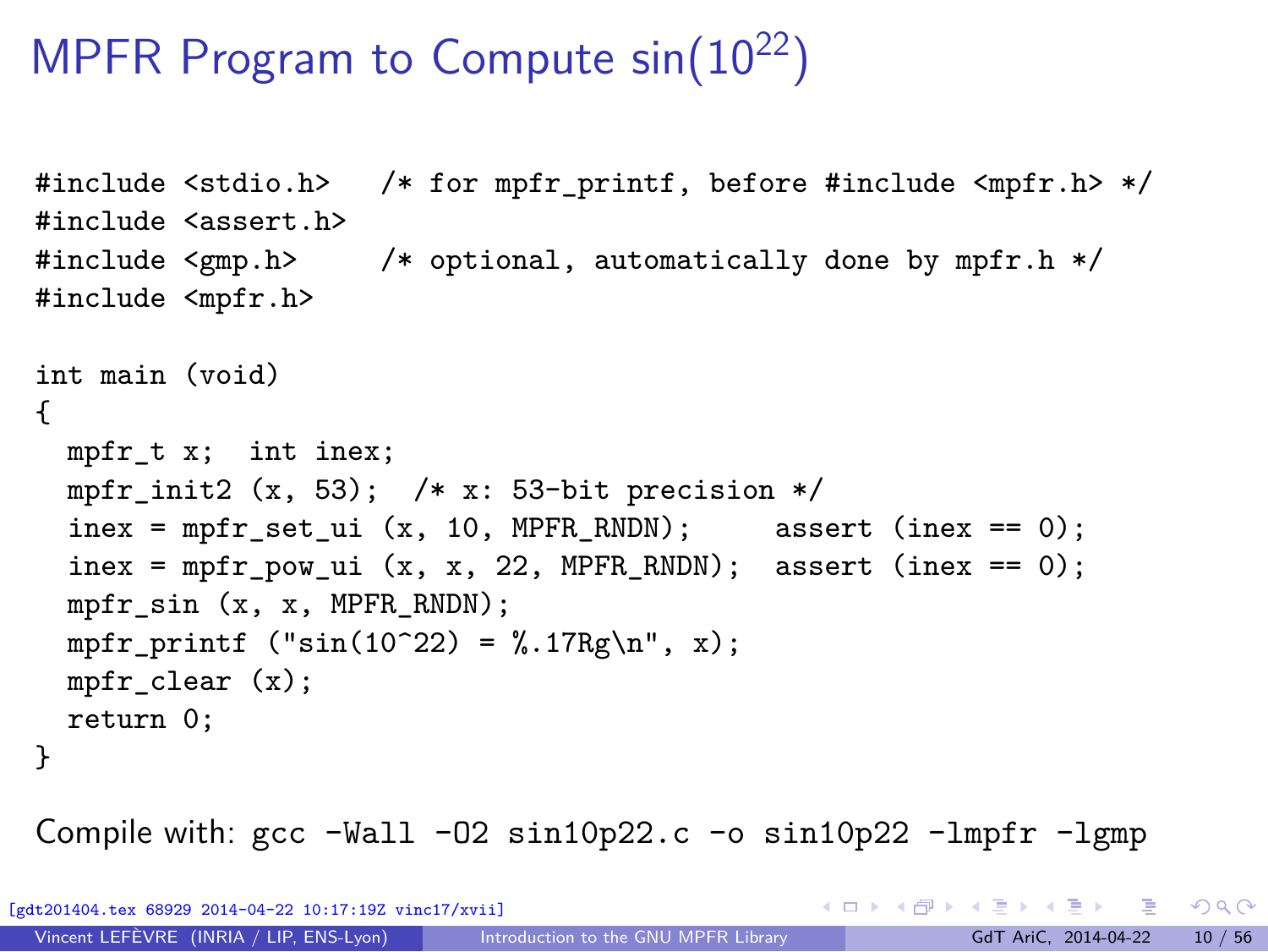# MPFR Program to Compute $\sin(10^{22})$

```c
#include <stdio.h>   /* for mpfr_printf, before #include <mpfr.h> */
#include <assert.h>
#include <gmp.h>     /* optional, automatically done by mpfr.h */
#include <mpfr.h>

int main (void)
{
  mpfr_t x;  int inex;
  mpfr_init2 (x, 53);  /* x: 53-bit precision */
  inex = mpfr_set_ui (x, 10, MPFR_RNDN);      assert (inex == 0);
  inex = mpfr_pow_ui (x, x, 22, MPFR_RNDN);  assert (inex == 0);
  mpfr_sin (x, x, MPFR_RNDN);
  mpfr_printf ("sin(10^22) = %.17Rg\n", x);
  mpfr_clear (x);
  return 0;
}
```

Compile with: `gcc -Wall -O2 sin10p22.c -o sin10p22 -lmpfr -lgmp`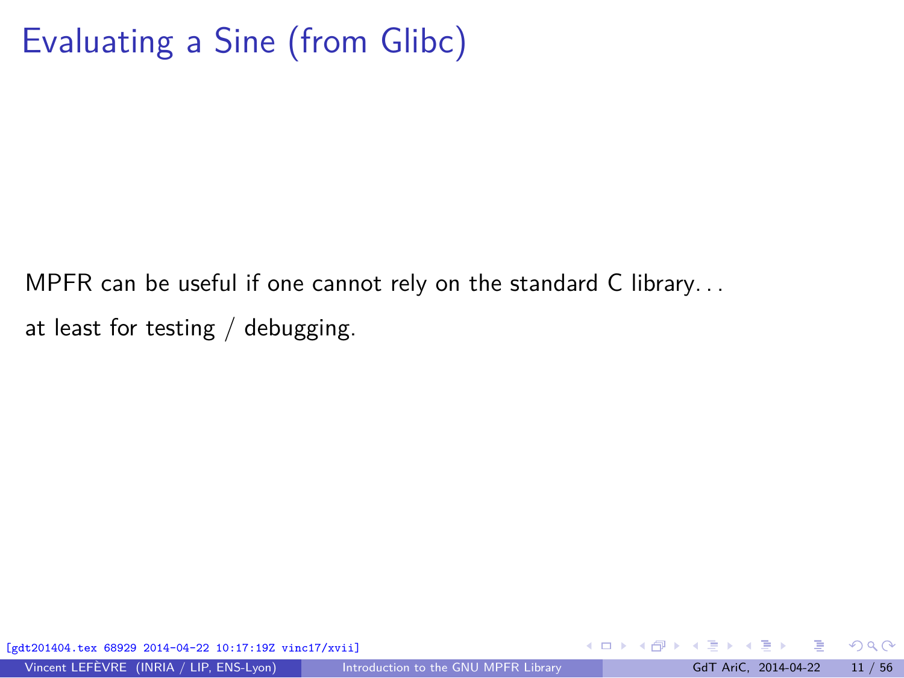# Evaluating a Sine (from Glibc)

MPFR can be useful if one cannot rely on the standard C library...

at least for testing / debugging.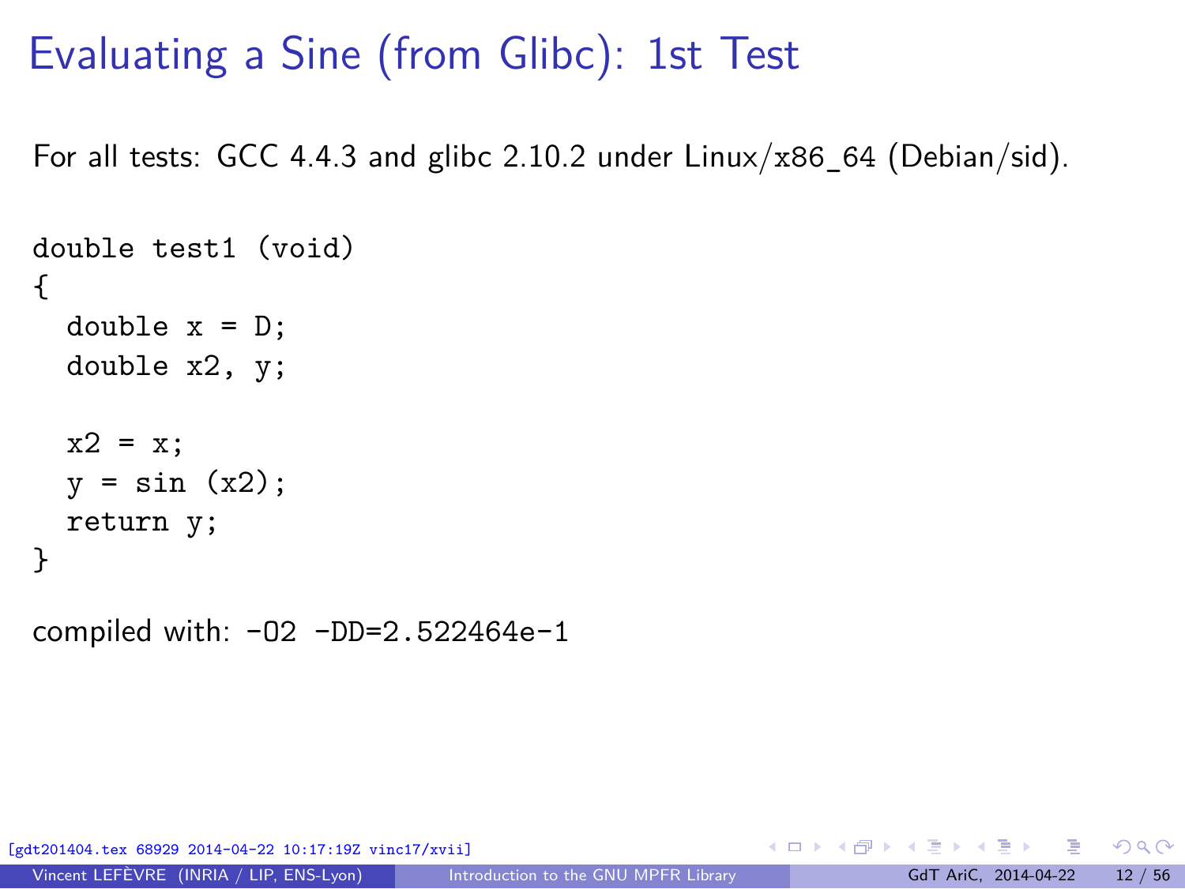# Evaluating a Sine (from Glibc): 1st Test

For all tests: GCC 4.4.3 and glibc 2.10.2 under Linux/x86_64 (Debian/sid).

```
double test1 (void)
{
  double x = D;
  double x2, y;

  x2 = x;
  y = sin (x2);
  return y;
}
```

compiled with: `-O2 -DD=2.522464e-1`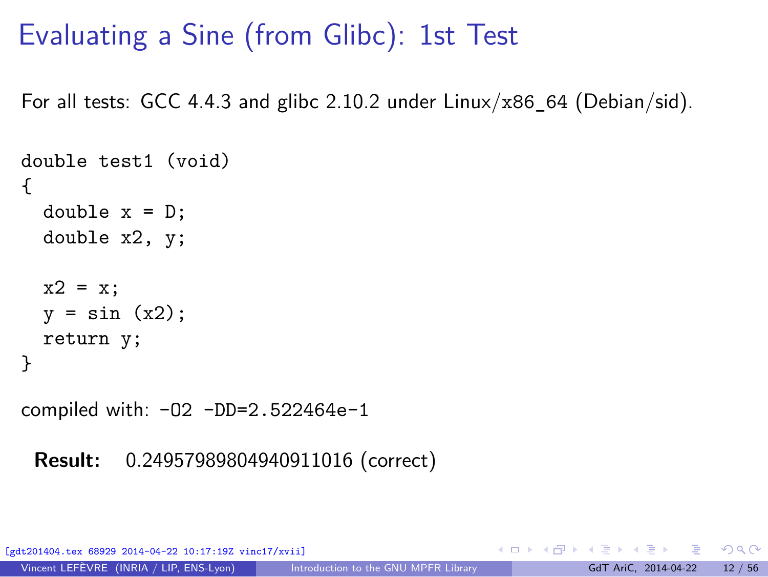# Evaluating a Sine (from Glibc): 1st Test

For all tests: GCC 4.4.3 and glibc 2.10.2 under Linux/x86_64 (Debian/sid).

```
double test1 (void)
{
  double x = D;
  double x2, y;

  x2 = x;
  y = sin (x2);
  return y;
}
```

compiled with: `-O2 -DD=2.522464e-1`

**Result:** 0.24957989804940911016 (correct)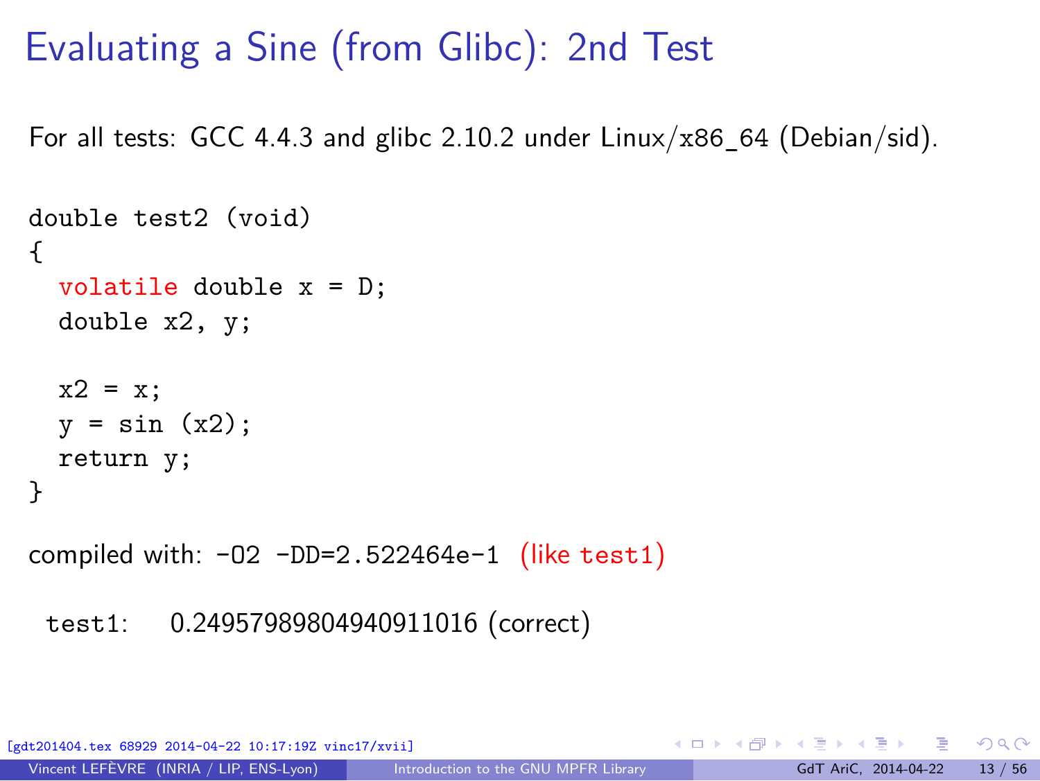# Evaluating a Sine (from Glibc): 2nd Test

For all tests: GCC 4.4.3 and glibc 2.10.2 under Linux/x86_64 (Debian/sid).

```
double test2 (void)
{
  volatile double x = D;
  double x2, y;

  x2 = x;
  y = sin (x2);
  return y;
}
```

compiled with: `-O2 -DD=2.522464e-1` (like `test1`)

`test1`: 0.24957989804940911016 (correct)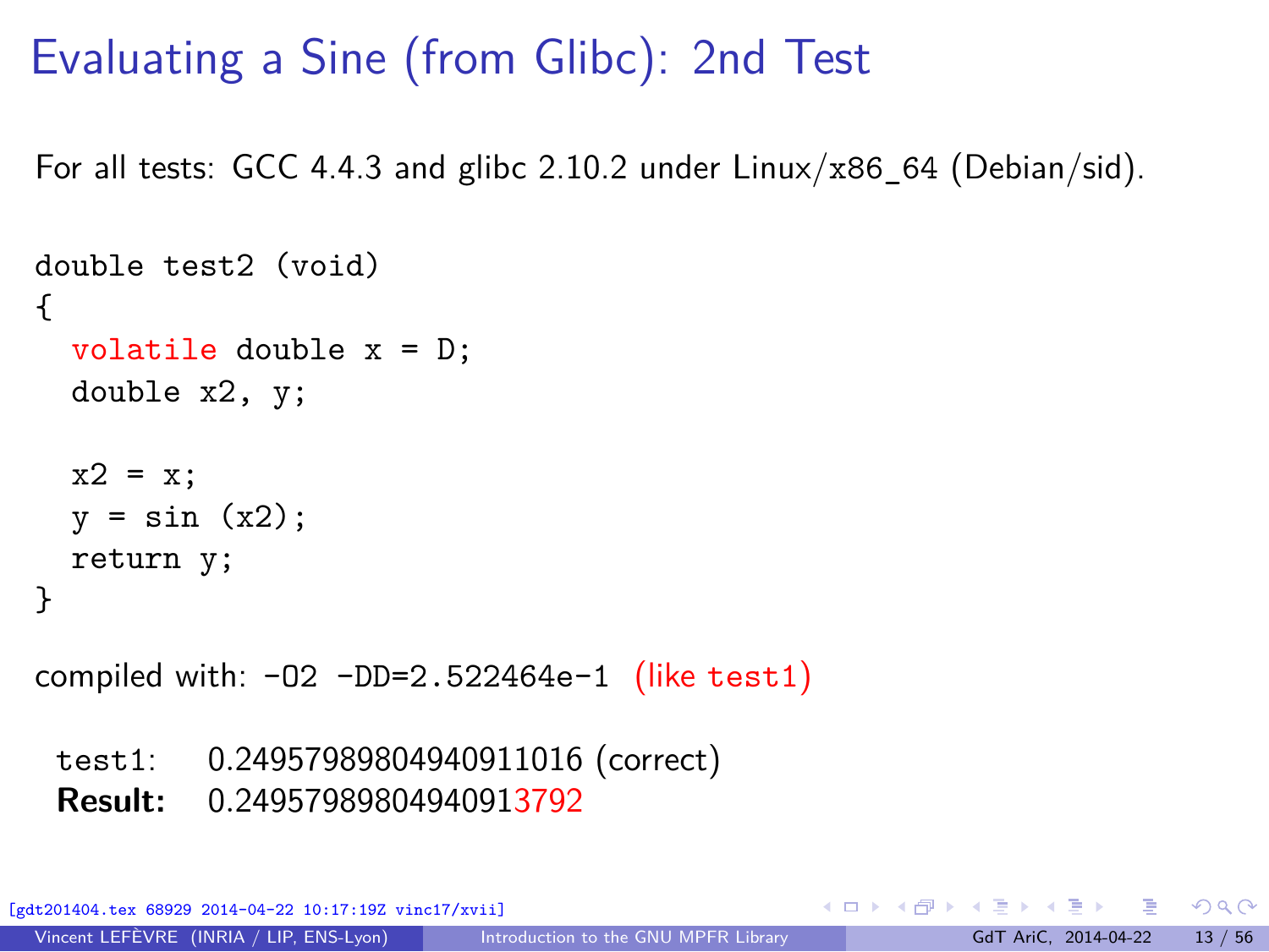# Evaluating a Sine (from Glibc): 2nd Test

For all tests: GCC 4.4.3 and glibc 2.10.2 under Linux/x86_64 (Debian/sid).

```
double test2 (void)
{
  volatile double x = D;
  double x2, y;

  x2 = x;
  y = sin (x2);
  return y;
}
```

compiled with: `-O2 -DD=2.522464e-1` (like `test1`)

| | |
|---|---|
| `test1`: | 0.24957989804940911016 (correct) |
| **Result:** | 0.24957989804940913792 |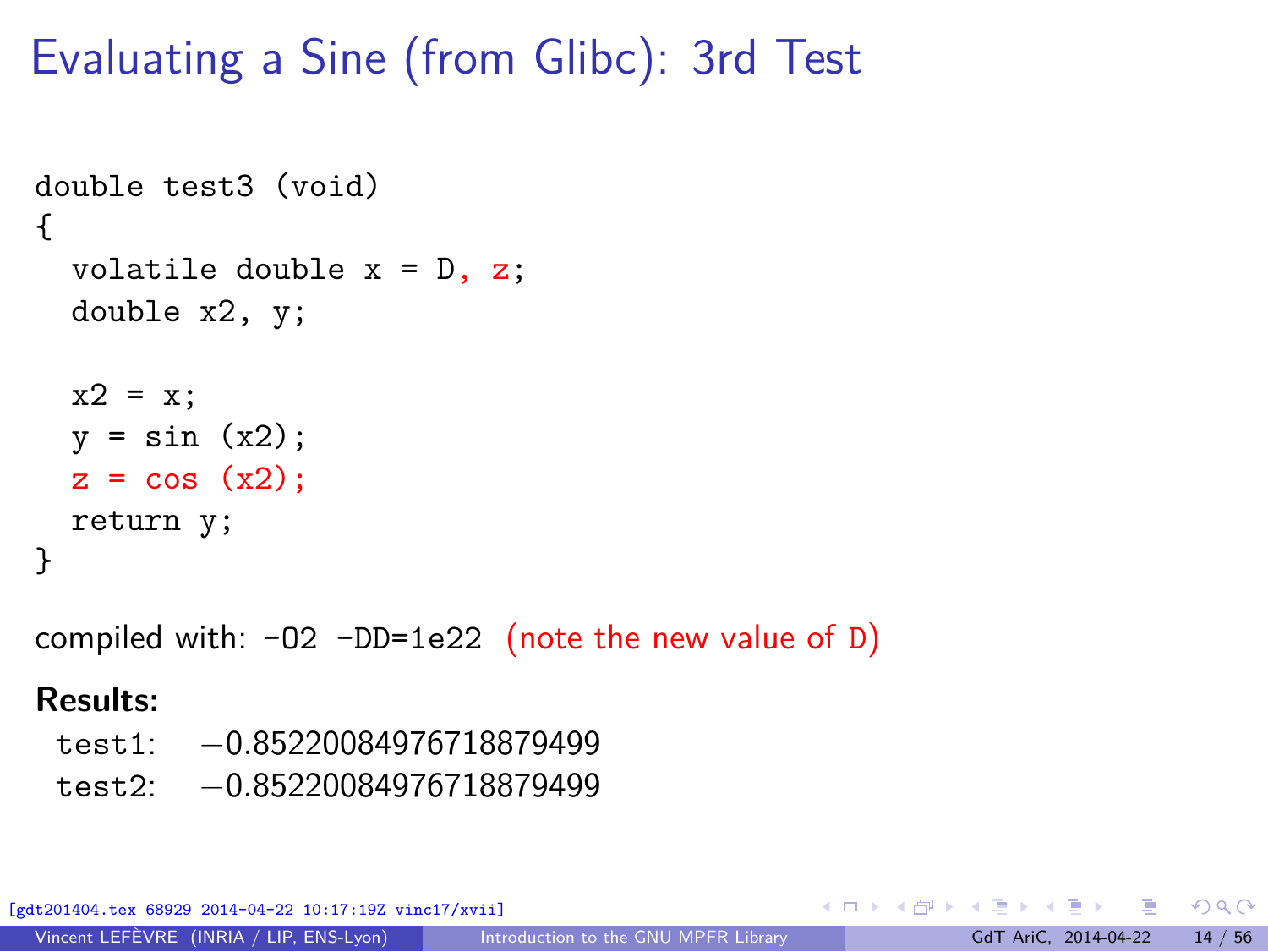# Evaluating a Sine (from Glibc): 3rd Test

```
double test3 (void)
{
  volatile double x = D, z;
  double x2, y;

  x2 = x;
  y = sin (x2);
  z = cos (x2);
  return y;
}
```

compiled with: `-O2 -DD=1e22` (note the new value of D)

**Results:**

test1: −0.85220084976718879499
test2: −0.85220084976718879499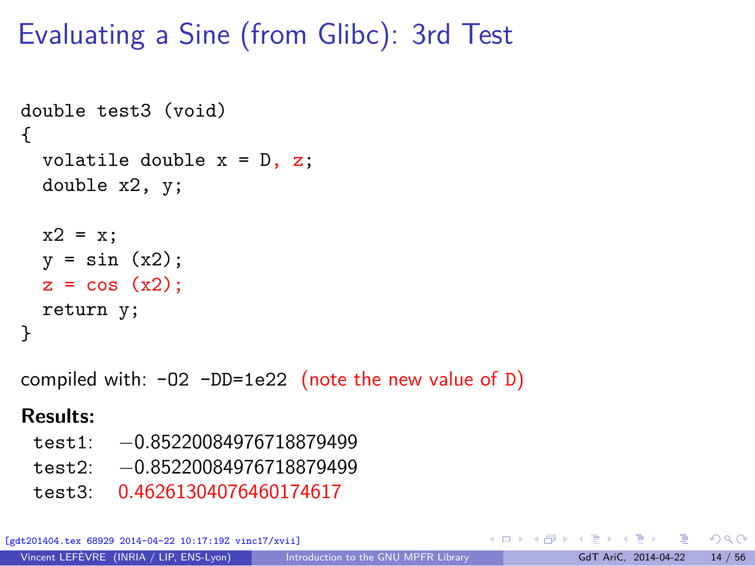# Evaluating a Sine (from Glibc): 3rd Test

```
double test3 (void)
{
  volatile double x = D, z;
  double x2, y;

  x2 = x;
  y = sin (x2);
  z = cos (x2);
  return y;
}
```

compiled with: `-O2 -DD=1e22` (note the new value of D)

**Results:**

test1: −0.85220084976718879499
test2: −0.85220084976718879499
test3: 0.46261304076460174617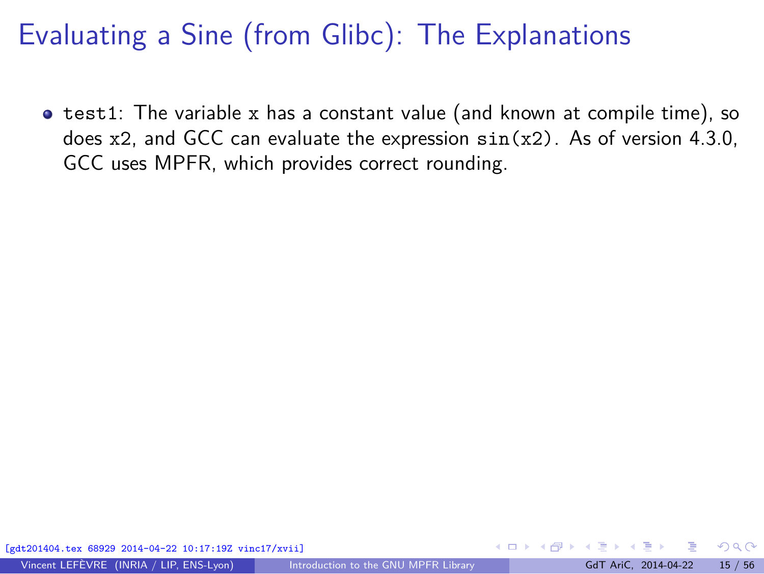# Evaluating a Sine (from Glibc): The Explanations

- `test1`: The variable `x` has a constant value (and known at compile time), so does `x2`, and GCC can evaluate the expression `sin(x2)`. As of version 4.3.0, GCC uses MPFR, which provides correct rounding.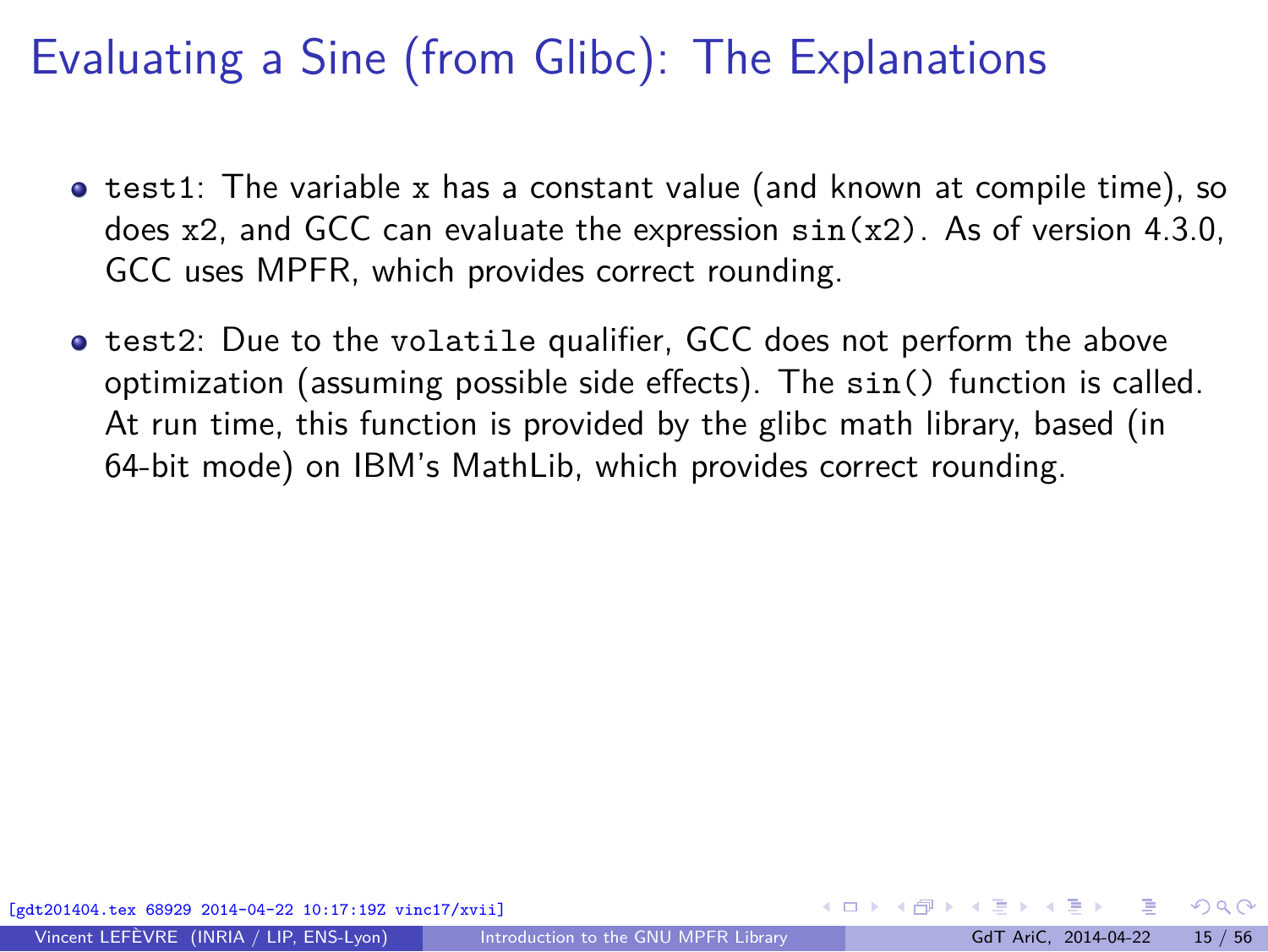# Evaluating a Sine (from Glibc): The Explanations

- `test1`: The variable `x` has a constant value (and known at compile time), so does `x2`, and GCC can evaluate the expression `sin(x2)`. As of version 4.3.0, GCC uses MPFR, which provides correct rounding.

- `test2`: Due to the `volatile` qualifier, GCC does not perform the above optimization (assuming possible side effects). The `sin()` function is called. At run time, this function is provided by the glibc math library, based (in 64-bit mode) on IBM's MathLib, which provides correct rounding.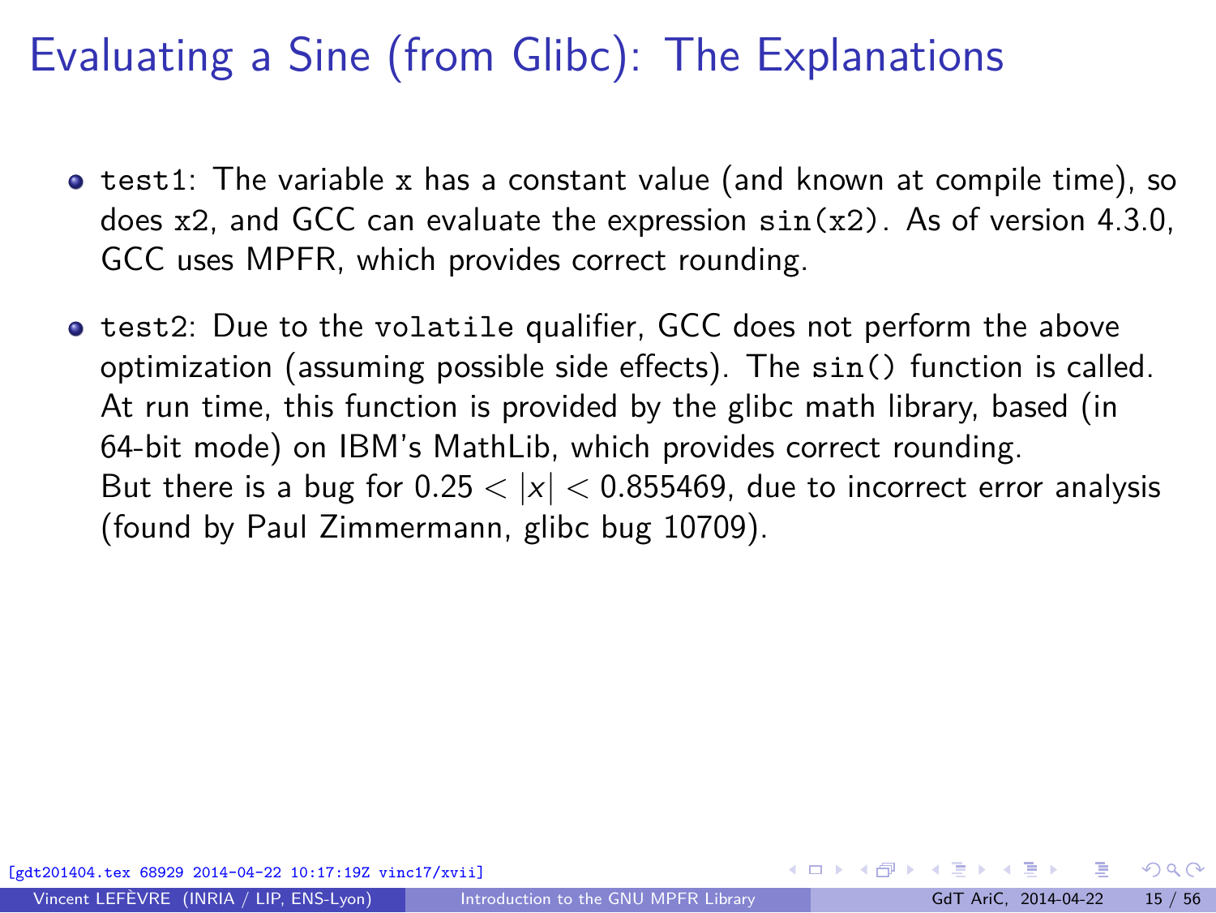# Evaluating a Sine (from Glibc): The Explanations

- `test1`: The variable `x` has a constant value (and known at compile time), so does `x2`, and GCC can evaluate the expression `sin(x2)`. As of version 4.3.0, GCC uses MPFR, which provides correct rounding.

- `test2`: Due to the `volatile` qualifier, GCC does not perform the above optimization (assuming possible side effects). The `sin()` function is called. At run time, this function is provided by the glibc math library, based (in 64-bit mode) on IBM's MathLib, which provides correct rounding. But there is a bug for $0.25 < |x| < 0.855469$, due to incorrect error analysis (found by Paul Zimmermann, glibc bug 10709).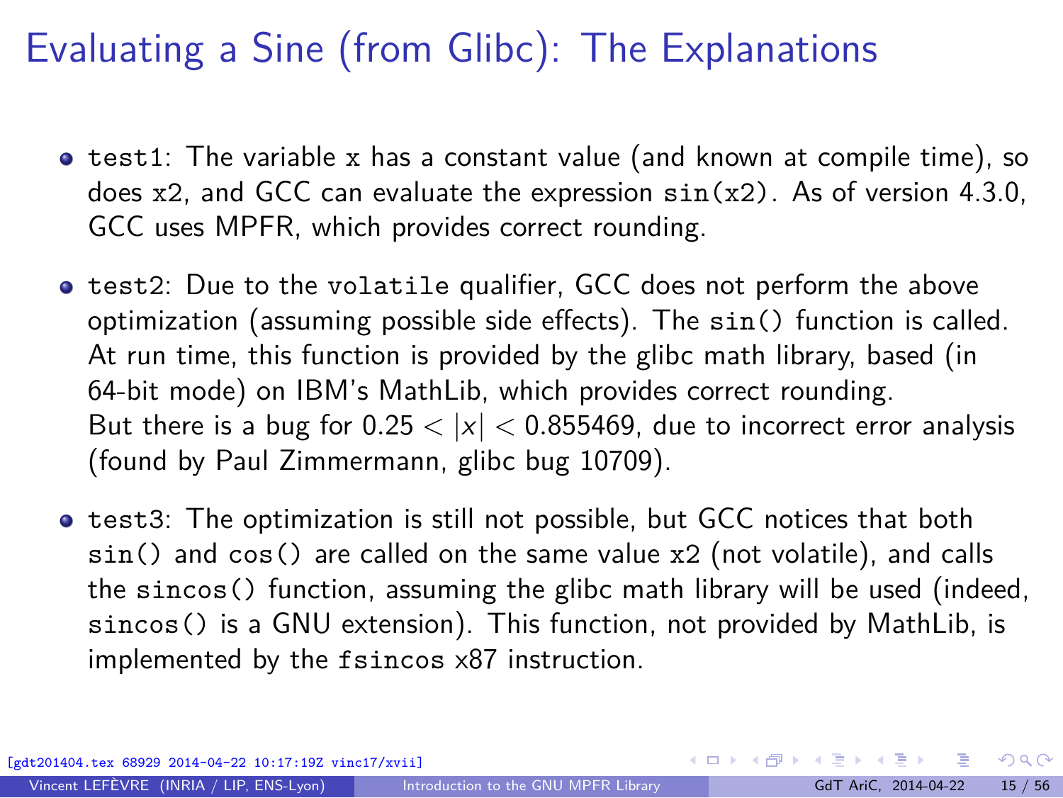# Evaluating a Sine (from Glibc): The Explanations

- `test1`: The variable `x` has a constant value (and known at compile time), so does `x2`, and GCC can evaluate the expression `sin(x2)`. As of version 4.3.0, GCC uses MPFR, which provides correct rounding.

- `test2`: Due to the `volatile` qualifier, GCC does not perform the above optimization (assuming possible side effects). The `sin()` function is called. At run time, this function is provided by the glibc math library, based (in 64-bit mode) on IBM's MathLib, which provides correct rounding. But there is a bug for $0.25 < |x| < 0.855469$, due to incorrect error analysis (found by Paul Zimmermann, glibc bug 10709).

- `test3`: The optimization is still not possible, but GCC notices that both `sin()` and `cos()` are called on the same value `x2` (not volatile), and calls the `sincos()` function, assuming the glibc math library will be used (indeed, `sincos()` is a GNU extension). This function, not provided by MathLib, is implemented by the `fsincos` x87 instruction.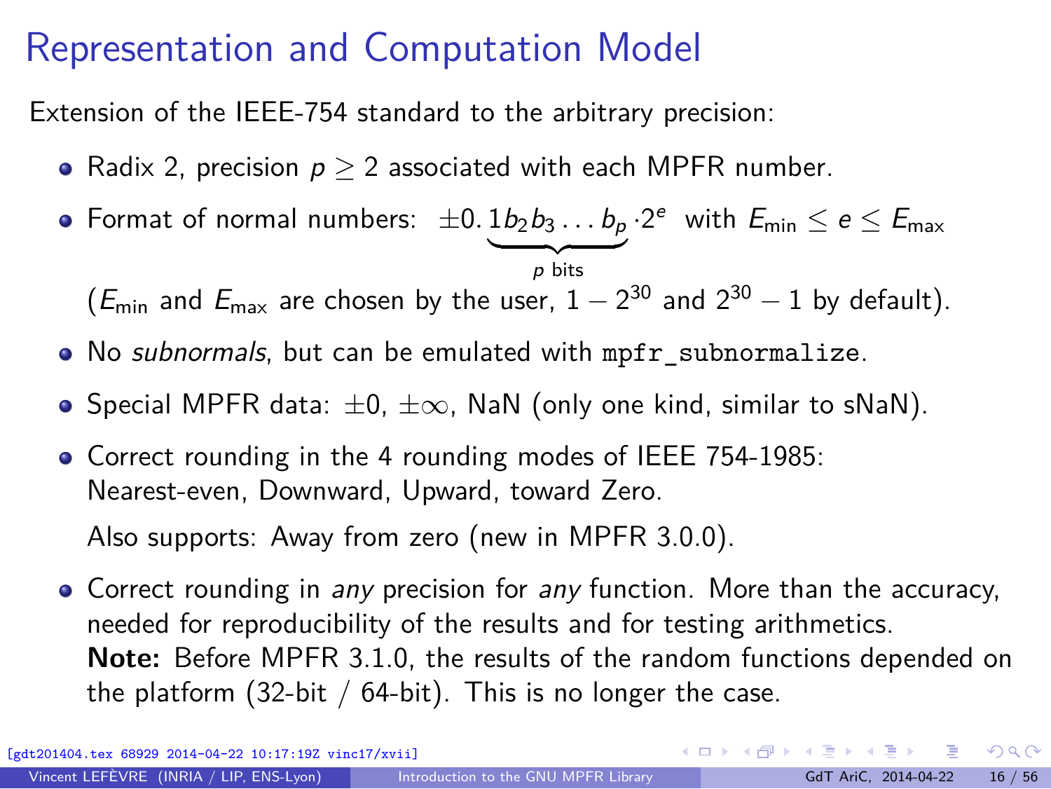# Representation and Computation Model

Extension of the IEEE-754 standard to the arbitrary precision:

- Radix 2, precision $p \geq 2$ associated with each MPFR number.
- Format of normal numbers: $\pm 0.\underbrace{1b_2b_3\ldots b_p}_{p \text{ bits}} \cdot 2^e$ with $E_{\min} \leq e \leq E_{\max}$

  ($E_{\min}$ and $E_{\max}$ are chosen by the user, $1 - 2^{30}$ and $2^{30} - 1$ by default).
- No *subnormals*, but can be emulated with `mpfr_subnormalize`.
- Special MPFR data: $\pm 0$, $\pm\infty$, NaN (only one kind, similar to sNaN).
- Correct rounding in the 4 rounding modes of IEEE 754-1985: Nearest-even, Downward, Upward, toward Zero.

  Also supports: Away from zero (new in MPFR 3.0.0).
- Correct rounding in *any* precision for *any* function. More than the accuracy, needed for reproducibility of the results and for testing arithmetics.
  **Note:** Before MPFR 3.1.0, the results of the random functions depended on the platform (32-bit / 64-bit). This is no longer the case.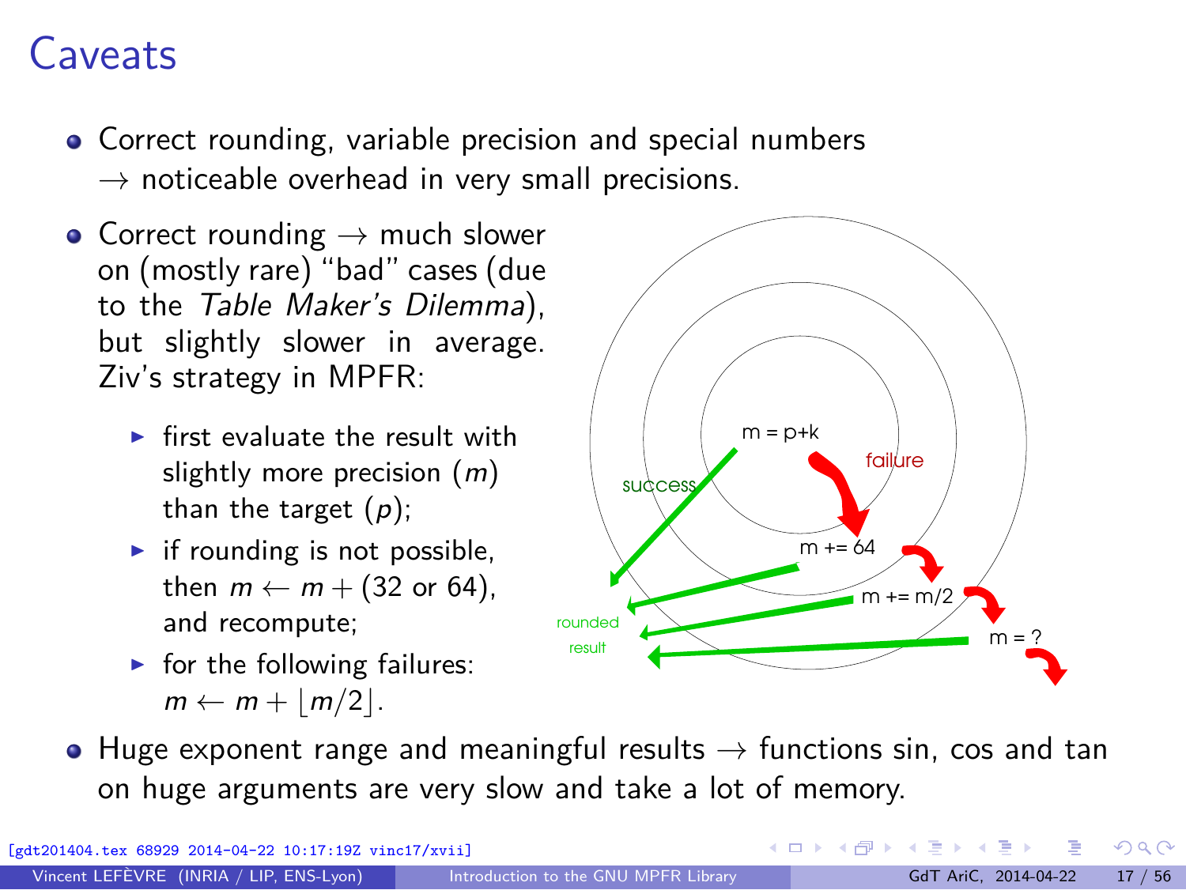# Caveats

- Correct rounding, variable precision and special numbers
  → noticeable overhead in very small precisions.

- Correct rounding → much slower on (mostly rare) "bad" cases (due to the *Table Maker's Dilemma*), but slightly slower in average. Ziv's strategy in MPFR:
  - first evaluate the result with slightly more precision ($m$) than the target ($p$);
  - if rounding is not possible, then $m \leftarrow m + (32 \text{ or } 64)$, and recompute;
  - for the following failures: $m \leftarrow m + \lfloor m/2 \rfloor$.

- Huge exponent range and meaningful results → functions sin, cos and tan on huge arguments are very slow and take a lot of memory.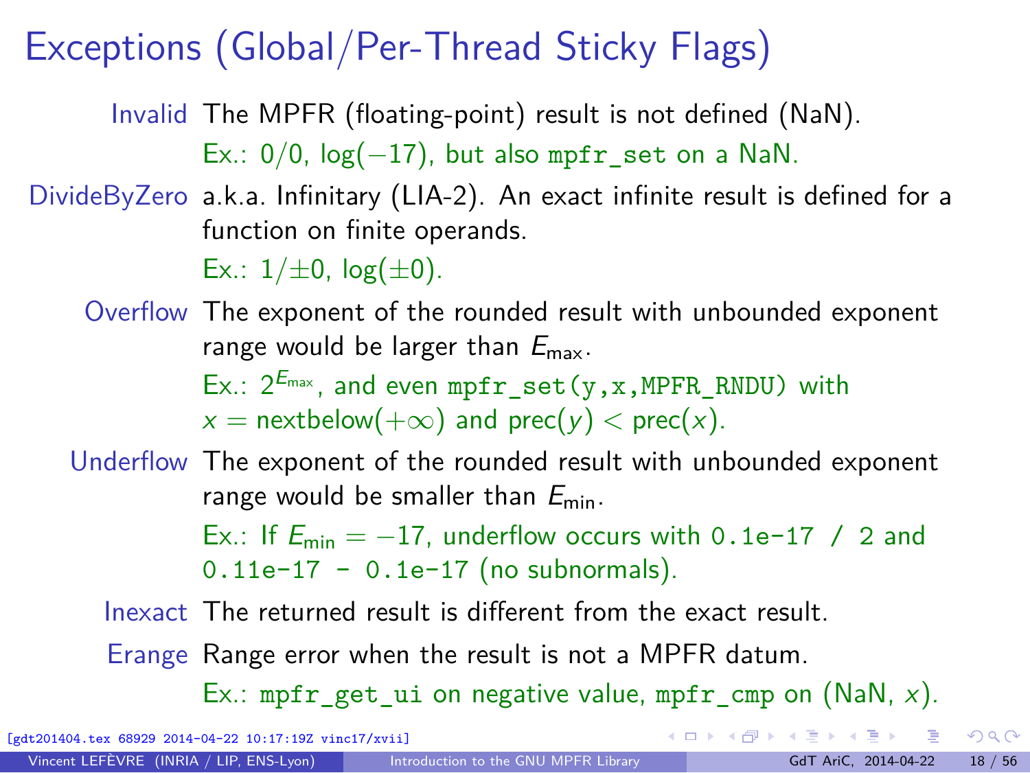# Exceptions (Global/Per-Thread Sticky Flags)

**Invalid** The MPFR (floating-point) result is not defined (NaN).
Ex.: $0/0$, $\log(-17)$, but also `mpfr_set` on a NaN.

**DivideByZero** a.k.a. Infinitary (LIA-2). An exact infinite result is defined for a function on finite operands.
Ex.: $1/\pm 0$, $\log(\pm 0)$.

**Overflow** The exponent of the rounded result with unbounded exponent range would be larger than $E_{\max}$.
Ex.: $2^{E_{\max}}$, and even `mpfr_set(y,x,MPFR_RNDU)` with $x = \text{nextbelow}(+\infty)$ and $\text{prec}(y) < \text{prec}(x)$.

**Underflow** The exponent of the rounded result with unbounded exponent range would be smaller than $E_{\min}$.
Ex.: If $E_{\min} = -17$, underflow occurs with `0.1e-17 / 2` and `0.11e-17 - 0.1e-17` (no subnormals).

**Inexact** The returned result is different from the exact result.

**Erange** Range error when the result is not a MPFR datum.
Ex.: `mpfr_get_ui` on negative value, `mpfr_cmp` on (NaN, $x$).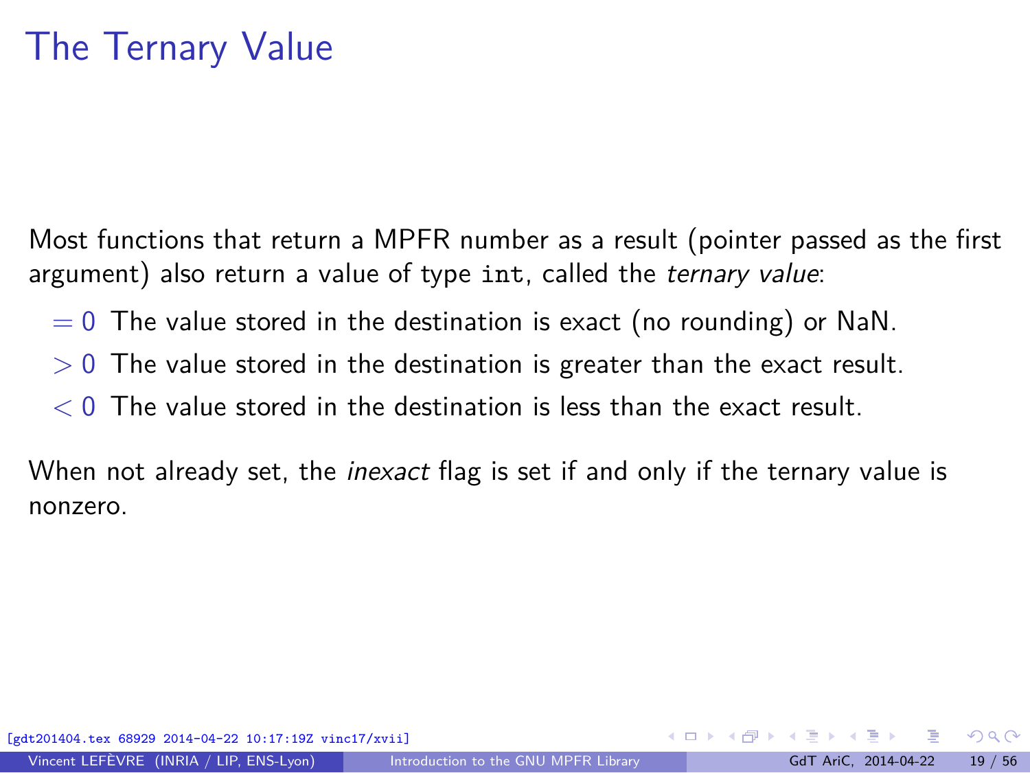# The Ternary Value

Most functions that return a MPFR number as a result (pointer passed as the first argument) also return a value of type `int`, called the *ternary value*:

- $= 0$ The value stored in the destination is exact (no rounding) or NaN.
- $> 0$ The value stored in the destination is greater than the exact result.
- $< 0$ The value stored in the destination is less than the exact result.

When not already set, the *inexact* flag is set if and only if the ternary value is nonzero.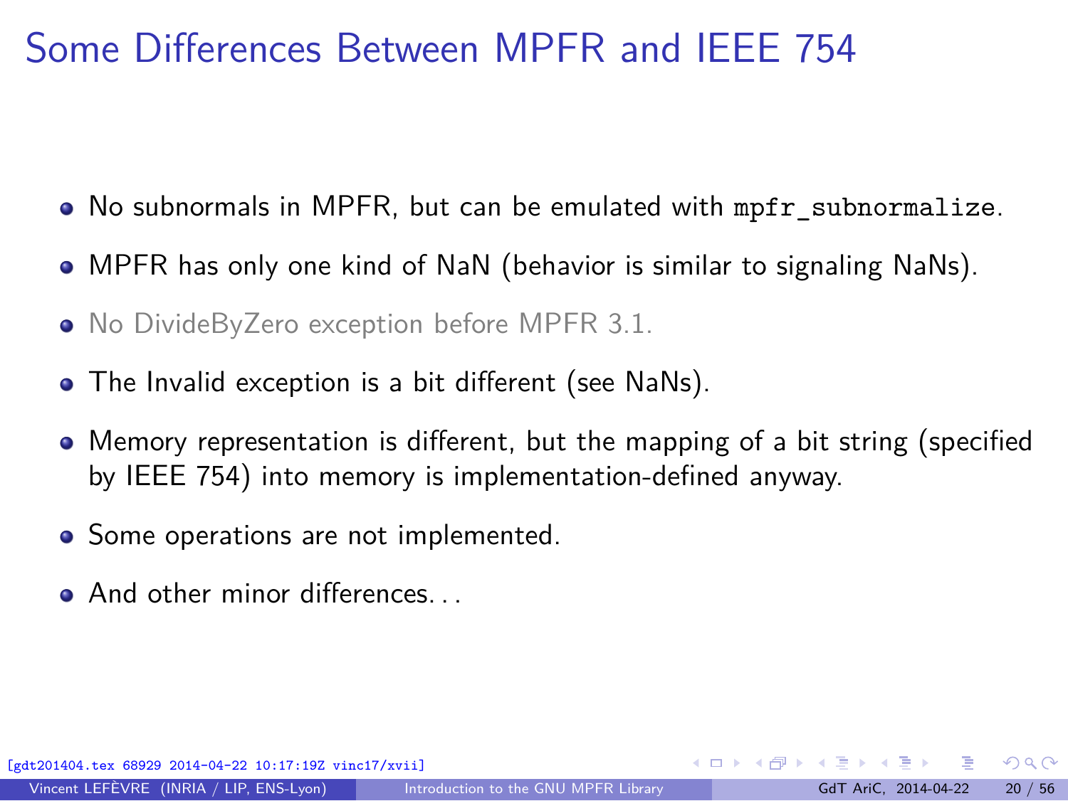# Some Differences Between MPFR and IEEE 754

- No subnormals in MPFR, but can be emulated with `mpfr_subnormalize`.
- MPFR has only one kind of NaN (behavior is similar to signaling NaNs).
- No DivideByZero exception before MPFR 3.1.
- The Invalid exception is a bit different (see NaNs).
- Memory representation is different, but the mapping of a bit string (specified by IEEE 754) into memory is implementation-defined anyway.
- Some operations are not implemented.
- And other minor differences. . .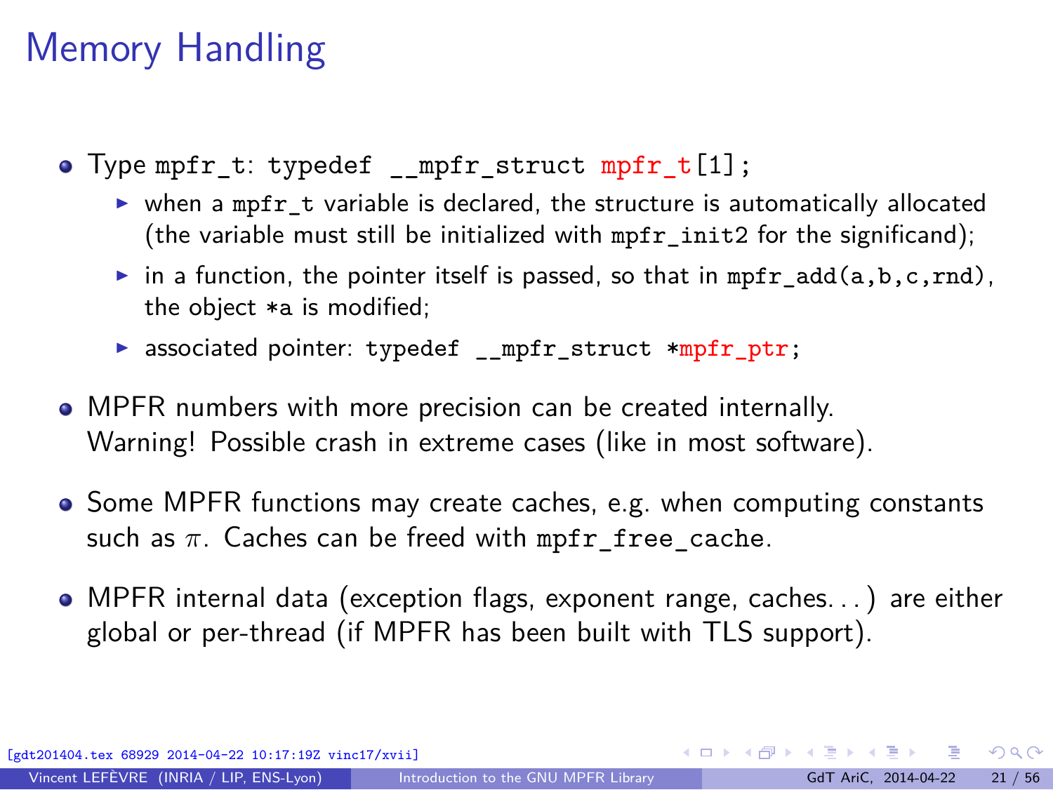# Memory Handling

- Type `mpfr_t`: `typedef __mpfr_struct mpfr_t[1];`
  - when a `mpfr_t` variable is declared, the structure is automatically allocated (the variable must still be initialized with `mpfr_init2` for the significand);
  - in a function, the pointer itself is passed, so that in `mpfr_add(a,b,c,rnd)`, the object `*a` is modified;
  - associated pointer: `typedef __mpfr_struct *mpfr_ptr;`
- MPFR numbers with more precision can be created internally.
  Warning! Possible crash in extreme cases (like in most software).
- Some MPFR functions may create caches, e.g. when computing constants such as $\pi$. Caches can be freed with `mpfr_free_cache`.
- MPFR internal data (exception flags, exponent range, caches. . . ) are either global or per-thread (if MPFR has been built with TLS support).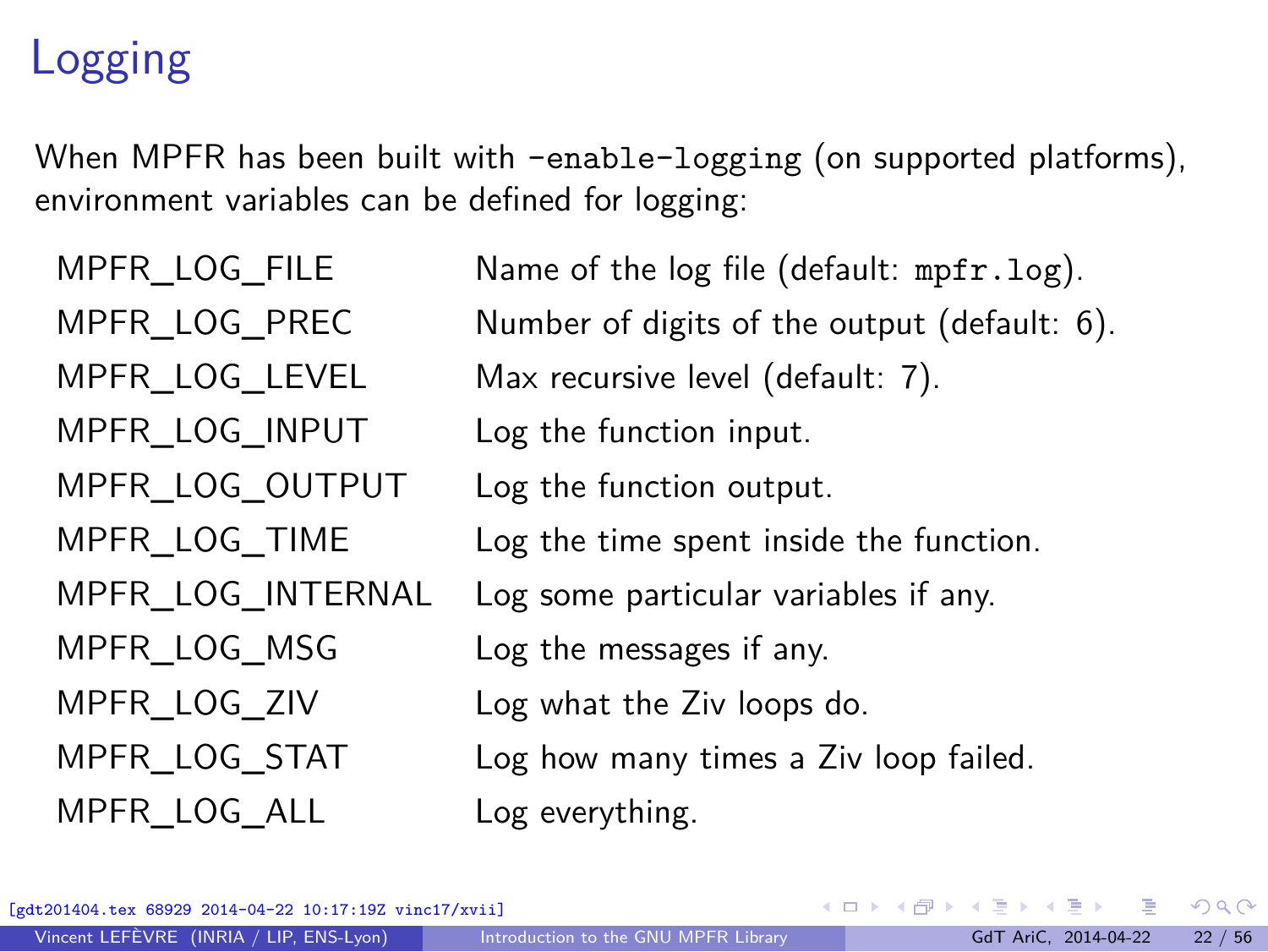# Logging

When MPFR has been built with `-enable-logging` (on supported platforms), environment variables can be defined for logging:

| | |
|---|---|
| MPFR_LOG_FILE | Name of the log file (default: `mpfr.log`). |
| MPFR_LOG_PREC | Number of digits of the output (default: 6). |
| MPFR_LOG_LEVEL | Max recursive level (default: 7). |
| MPFR_LOG_INPUT | Log the function input. |
| MPFR_LOG_OUTPUT | Log the function output. |
| MPFR_LOG_TIME | Log the time spent inside the function. |
| MPFR_LOG_INTERNAL | Log some particular variables if any. |
| MPFR_LOG_MSG | Log the messages if any. |
| MPFR_LOG_ZIV | Log what the Ziv loops do. |
| MPFR_LOG_STAT | Log how many times a Ziv loop failed. |
| MPFR_LOG_ALL | Log everything. |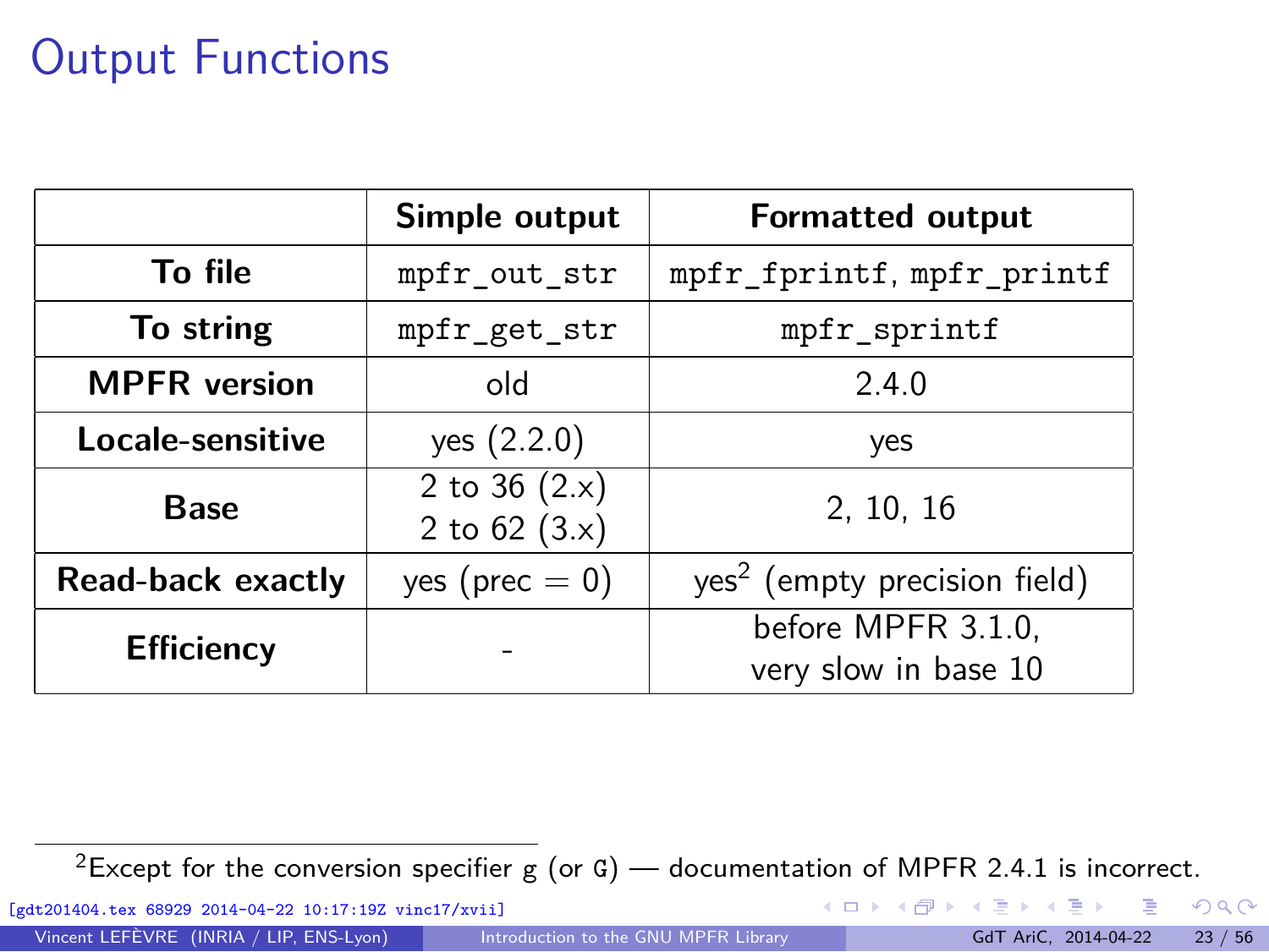# Output Functions

| | Simple output | Formatted output |
|---|---|---|
| **To file** | `mpfr_out_str` | `mpfr_fprintf`, `mpfr_printf` |
| **To string** | `mpfr_get_str` | `mpfr_sprintf` |
| **MPFR version** | old | 2.4.0 |
| **Locale-sensitive** | yes (2.2.0) | yes |
| **Base** | 2 to 36 (2.x)<br>2 to 62 (3.x) | 2, 10, 16 |
| **Read-back exactly** | yes (prec $= 0$) | yes[2] (empty precision field) |
| **Efficiency** | - | before MPFR 3.1.0,<br>very slow in base 10 |

[2]Except for the conversion specifier `g` (or `G`) — documentation of MPFR 2.4.1 is incorrect.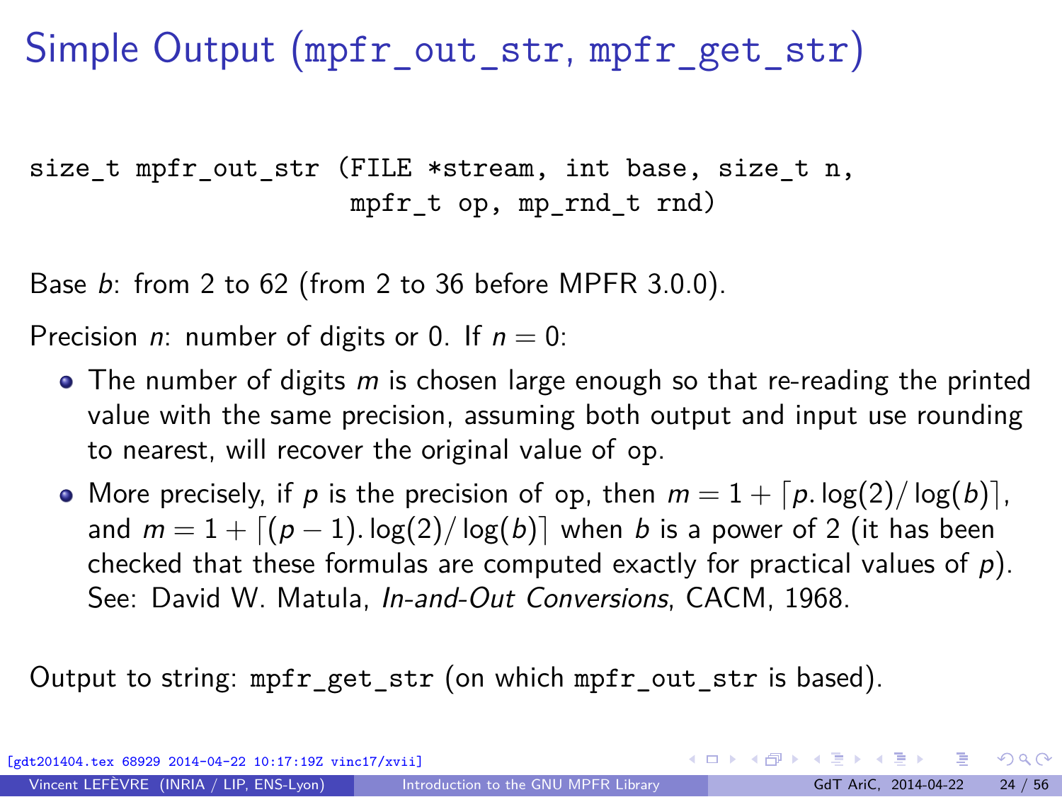# Simple Output (mpfr_out_str, mpfr_get_str)

```
size_t mpfr_out_str (FILE *stream, int base, size_t n,
                     mpfr_t op, mp_rnd_t rnd)
```

Base $b$: from 2 to 62 (from 2 to 36 before MPFR 3.0.0).

Precision $n$: number of digits or 0. If $n = 0$:

- The number of digits $m$ is chosen large enough so that re-reading the printed value with the same precision, assuming both output and input use rounding to nearest, will recover the original value of op.
- More precisely, if $p$ is the precision of op, then $m = 1 + \lceil p. \log(2)/\log(b) \rceil$, and $m = 1 + \lceil (p-1). \log(2)/\log(b) \rceil$ when $b$ is a power of 2 (it has been checked that these formulas are computed exactly for practical values of $p$). See: David W. Matula, *In-and-Out Conversions*, CACM, 1968.

Output to string: mpfr_get_str (on which mpfr_out_str is based).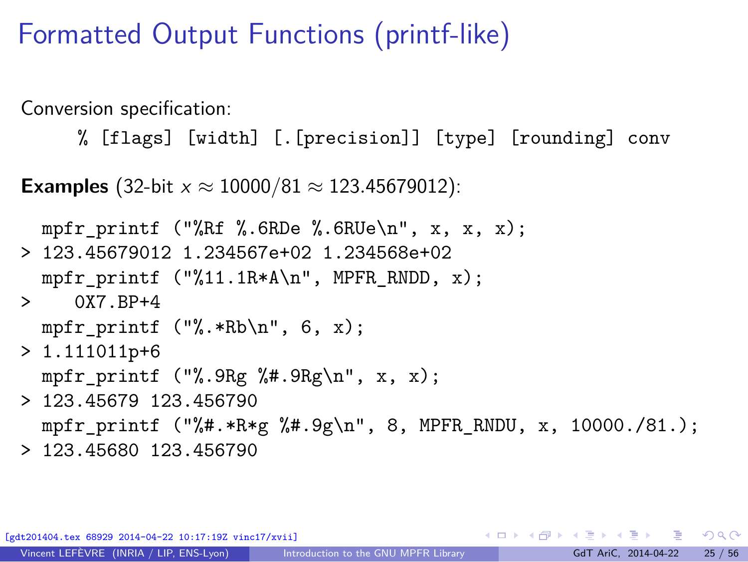# Formatted Output Functions (printf-like)

Conversion specification:

```
% [flags] [width] [.[precision]] [type] [rounding] conv
```

**Examples** (32-bit $x \approx 10000/81 \approx 123.45679012$):

```
  mpfr_printf ("%Rf %.6RDe %.6RUe\n", x, x, x);
> 123.45679012 1.234567e+02 1.234568e+02
  mpfr_printf ("%11.1R*A\n", MPFR_RNDD, x);
>     0X7.BP+4
  mpfr_printf ("%.*Rb\n", 6, x);
> 1.111011p+6
  mpfr_printf ("%.9Rg %#.9Rg\n", x, x);
> 123.45679 123.456790
  mpfr_printf ("%#.*R*g %#.9g\n", 8, MPFR_RNDU, x, 10000./81.);
> 123.45680 123.456790
```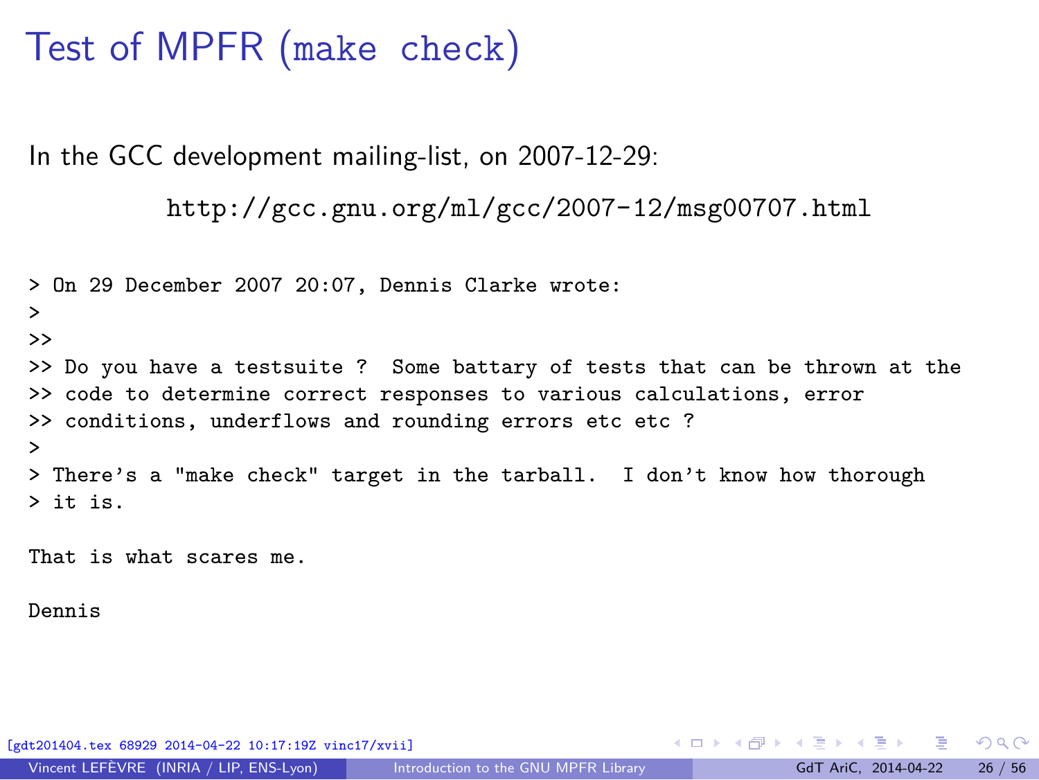# Test of MPFR (`make check`)

In the GCC development mailing-list, on 2007-12-29:

http://gcc.gnu.org/ml/gcc/2007-12/msg00707.html

```
> On 29 December 2007 20:07, Dennis Clarke wrote:
>
>>
>> Do you have a testsuite ?  Some battary of tests that can be thrown at the
>> code to determine correct responses to various calculations, error
>> conditions, underflows and rounding errors etc etc ?
>
> There's a "make check" target in the tarball.  I don't know how thorough
> it is.

That is what scares me.

Dennis
```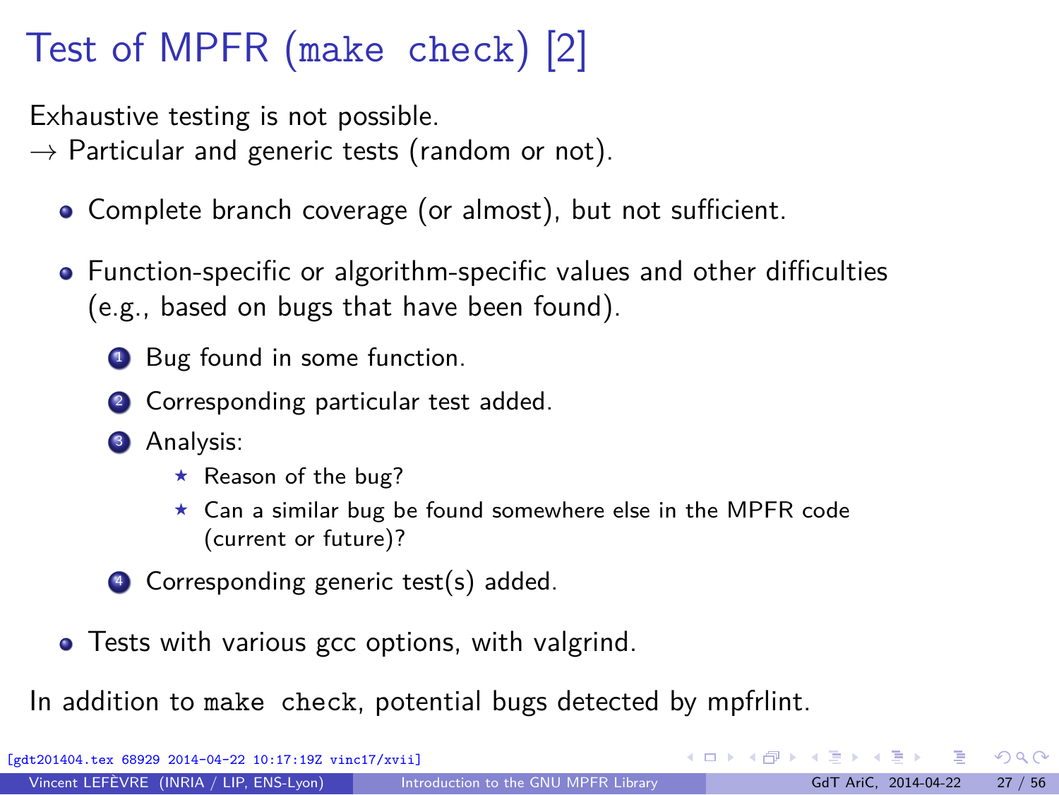# Test of MPFR (`make check`) [2]

Exhaustive testing is not possible.
→ Particular and generic tests (random or not).

- Complete branch coverage (or almost), but not sufficient.

- Function-specific or algorithm-specific values and other difficulties (e.g., based on bugs that have been found).

  1. Bug found in some function.
  2. Corresponding particular test added.
  3. Analysis:
     - Reason of the bug?
     - Can a similar bug be found somewhere else in the MPFR code (current or future)?
  4. Corresponding generic test(s) added.

- Tests with various gcc options, with valgrind.

In addition to `make check`, potential bugs detected by mpfrlint.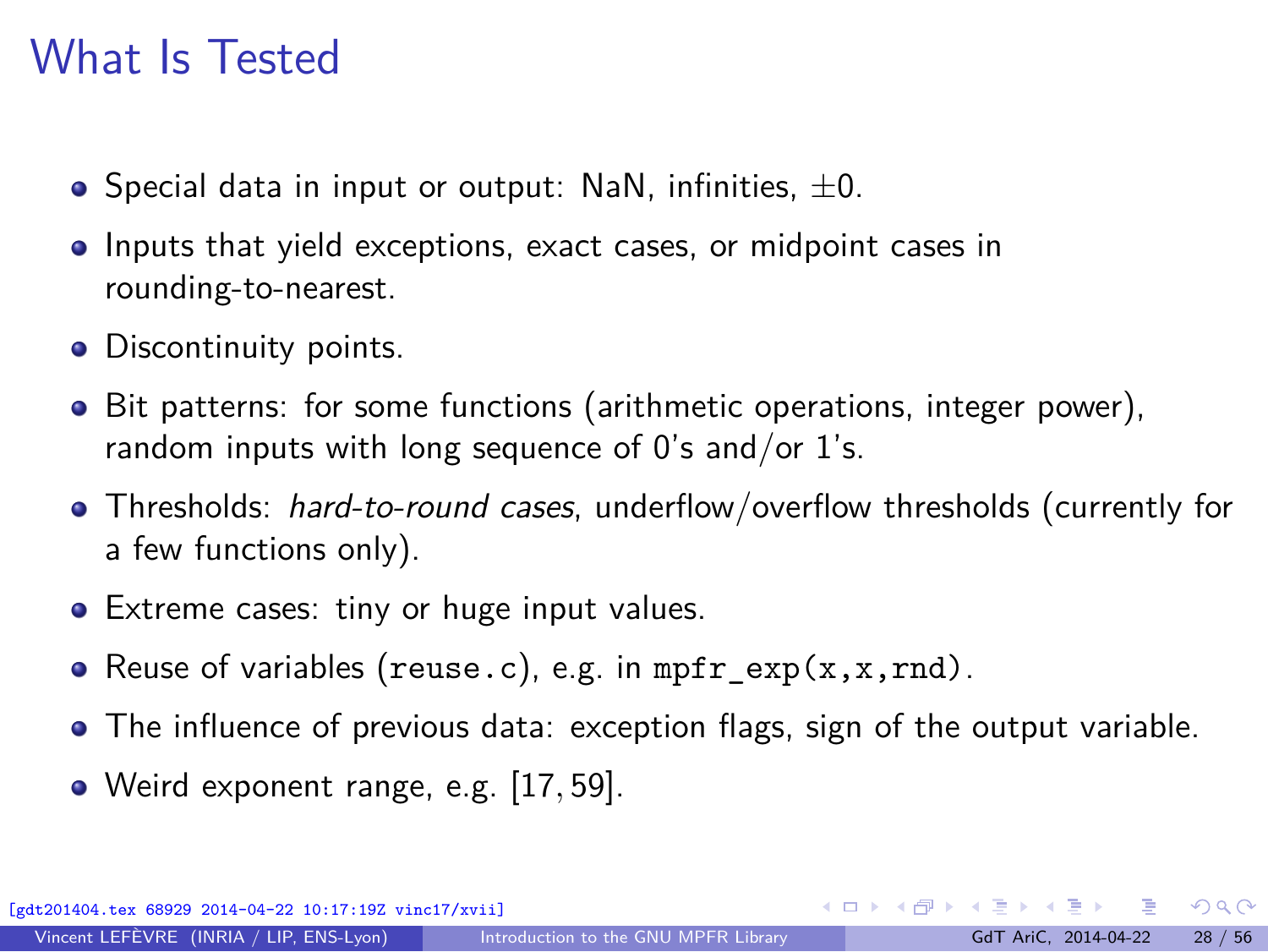# What Is Tested

- Special data in input or output: NaN, infinities, $\pm 0$.
- Inputs that yield exceptions, exact cases, or midpoint cases in rounding-to-nearest.
- Discontinuity points.
- Bit patterns: for some functions (arithmetic operations, integer power), random inputs with long sequence of 0's and/or 1's.
- Thresholds: *hard-to-round cases*, underflow/overflow thresholds (currently for a few functions only).
- Extreme cases: tiny or huge input values.
- Reuse of variables (`reuse.c`), e.g. in `mpfr_exp(x,x,rnd)`.
- The influence of previous data: exception flags, sign of the output variable.
- Weird exponent range, e.g. $[17, 59]$.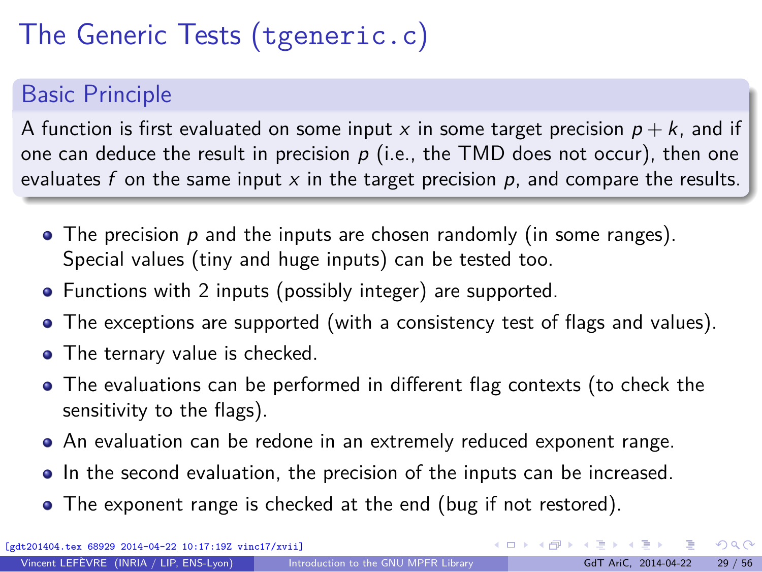# The Generic Tests (`tgeneric.c`)

## Basic Principle

A function is first evaluated on some input $x$ in some target precision $p + k$, and if one can deduce the result in precision $p$ (i.e., the TMD does not occur), then one evaluates $f$ on the same input $x$ in the target precision $p$, and compare the results.

- The precision $p$ and the inputs are chosen randomly (in some ranges). Special values (tiny and huge inputs) can be tested too.
- Functions with 2 inputs (possibly integer) are supported.
- The exceptions are supported (with a consistency test of flags and values).
- The ternary value is checked.
- The evaluations can be performed in different flag contexts (to check the sensitivity to the flags).
- An evaluation can be redone in an extremely reduced exponent range.
- In the second evaluation, the precision of the inputs can be increased.
- The exponent range is checked at the end (bug if not restored).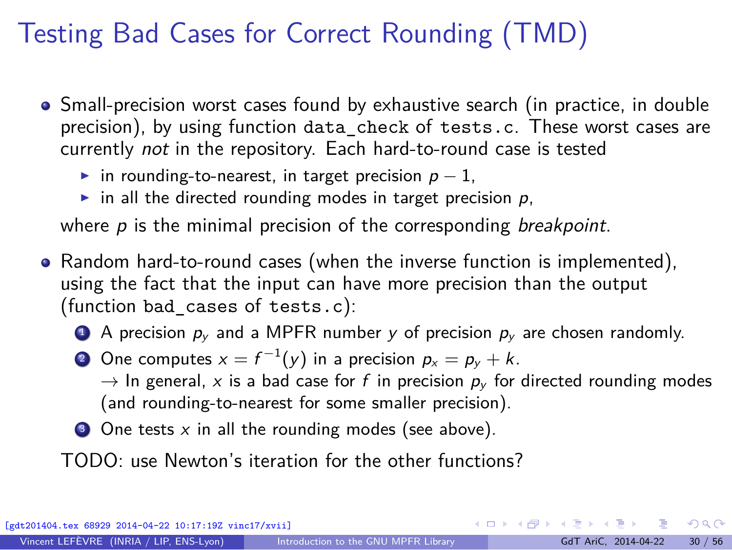# Testing Bad Cases for Correct Rounding (TMD)

- Small-precision worst cases found by exhaustive search (in practice, in double precision), by using function `data_check` of `tests.c`. These worst cases are currently *not* in the repository. Each hard-to-round case is tested
  - in rounding-to-nearest, in target precision $p - 1$,
  - in all the directed rounding modes in target precision $p$,

  where $p$ is the minimal precision of the corresponding *breakpoint*.

- Random hard-to-round cases (when the inverse function is implemented), using the fact that the input can have more precision than the output (function `bad_cases` of `tests.c`):
  1. A precision $p_y$ and a MPFR number $y$ of precision $p_y$ are chosen randomly.
  2. One computes $x = f^{-1}(y)$ in a precision $p_x = p_y + k$.
     $\rightarrow$ In general, $x$ is a bad case for $f$ in precision $p_y$ for directed rounding modes (and rounding-to-nearest for some smaller precision).
  3. One tests $x$ in all the rounding modes (see above).

  TODO: use Newton's iteration for the other functions?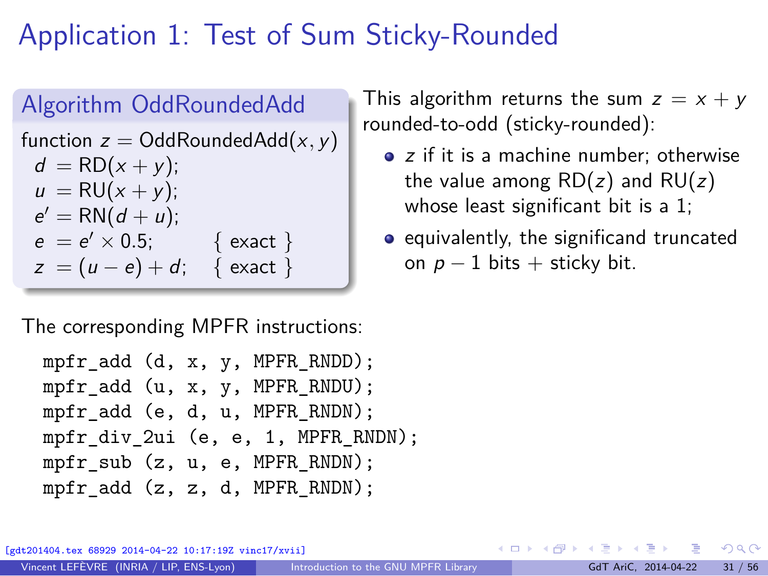# Application 1: Test of Sum Sticky-Rounded

**Algorithm OddRoundedAdd**

function $z = \text{OddRoundedAdd}(x, y)$

$d = \text{RD}(x + y)$;
$u = \text{RU}(x + y)$;
$e' = \text{RN}(d + u)$;
$e = e' \times 0.5$; { exact }
$z = (u - e) + d$; { exact }

This algorithm returns the sum $z = x + y$ rounded-to-odd (sticky-rounded):

- $z$ if it is a machine number; otherwise the value among $\text{RD}(z)$ and $\text{RU}(z)$ whose least significant bit is a 1;
- equivalently, the significand truncated on $p - 1$ bits + sticky bit.

The corresponding MPFR instructions:

```
mpfr_add (d, x, y, MPFR_RNDD);
mpfr_add (u, x, y, MPFR_RNDU);
mpfr_add (e, d, u, MPFR_RNDN);
mpfr_div_2ui (e, e, 1, MPFR_RNDN);
mpfr_sub (z, u, e, MPFR_RNDN);
mpfr_add (z, z, d, MPFR_RNDN);
```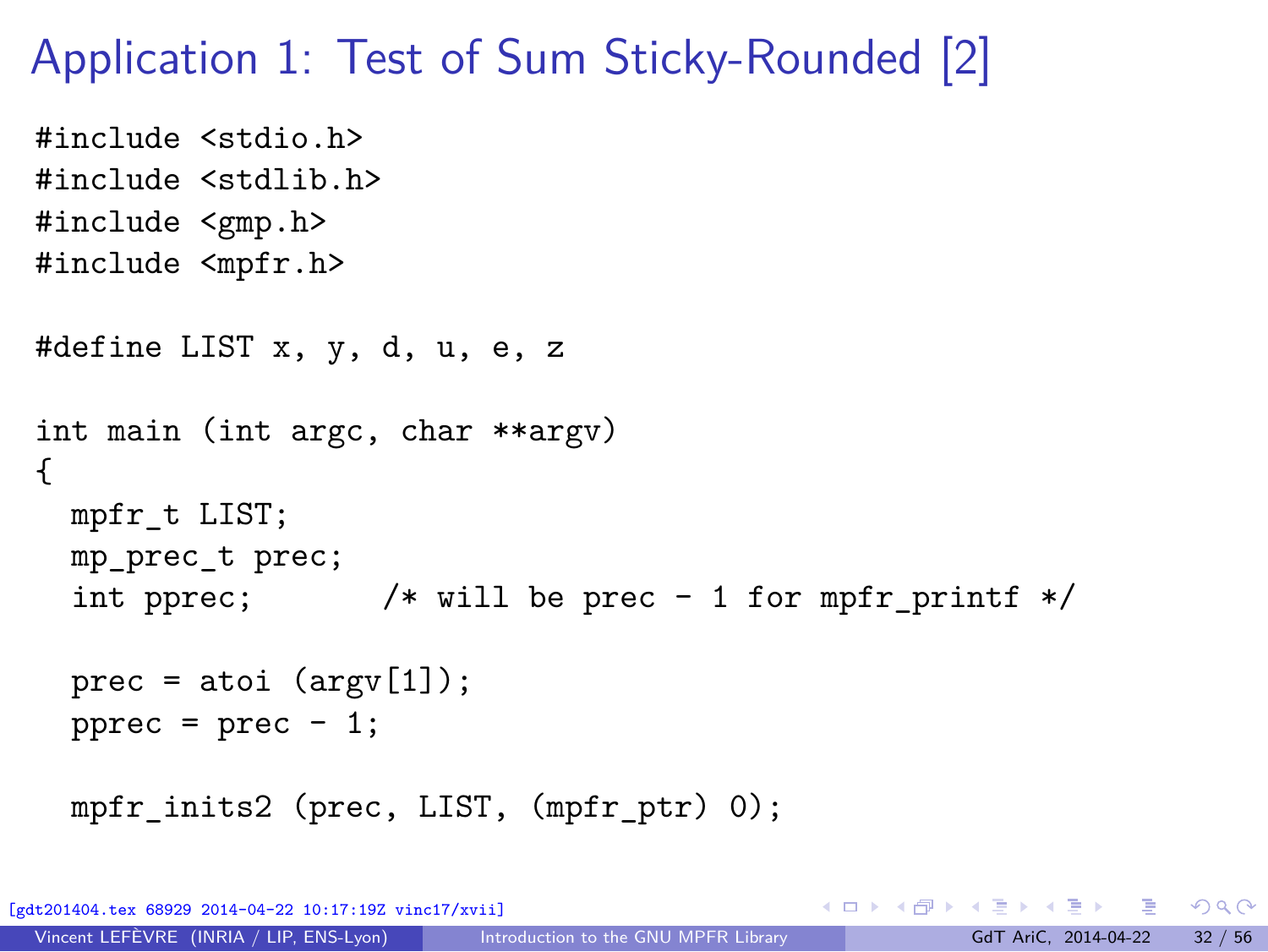# Application 1: Test of Sum Sticky-Rounded [2]

```
#include <stdio.h>
#include <stdlib.h>
#include <gmp.h>
#include <mpfr.h>

#define LIST x, y, d, u, e, z

int main (int argc, char **argv)
{
  mpfr_t LIST;
  mp_prec_t prec;
  int pprec;       /* will be prec - 1 for mpfr_printf */

  prec = atoi (argv[1]);
  pprec = prec - 1;

  mpfr_inits2 (prec, LIST, (mpfr_ptr) 0);
```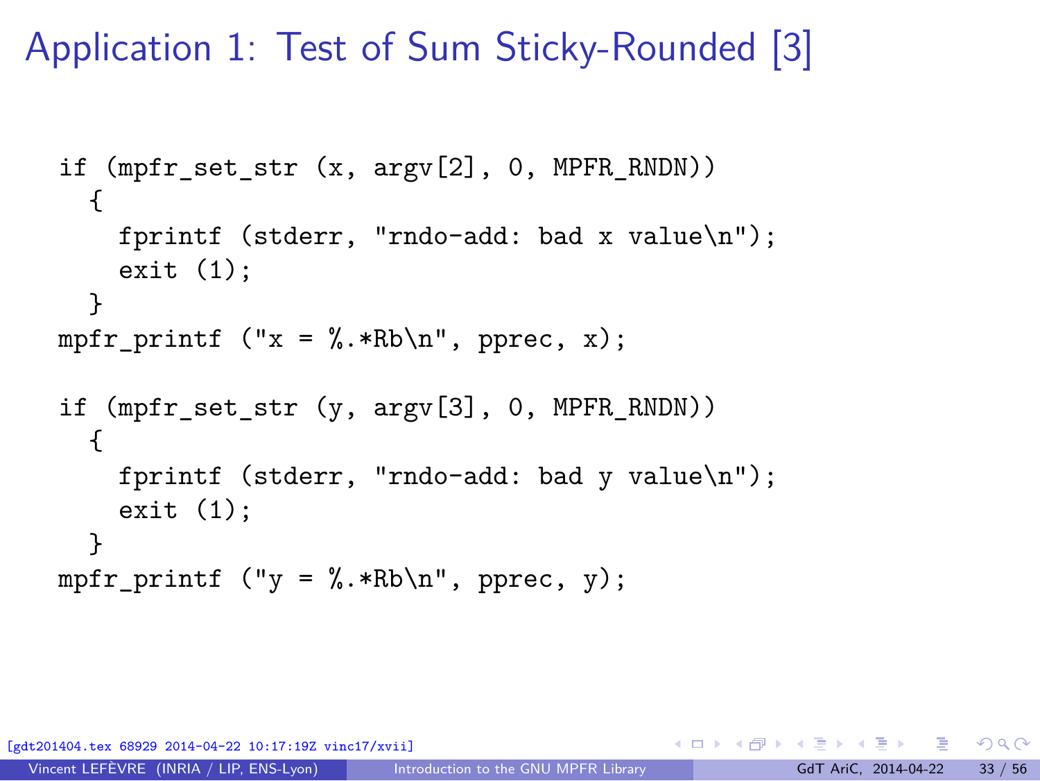# Application 1: Test of Sum Sticky-Rounded [3]

```
if (mpfr_set_str (x, argv[2], 0, MPFR_RNDN))
  {
    fprintf (stderr, "rndo-add: bad x value\n");
    exit (1);
  }
mpfr_printf ("x = %.*Rb\n", pprec, x);

if (mpfr_set_str (y, argv[3], 0, MPFR_RNDN))
  {
    fprintf (stderr, "rndo-add: bad y value\n");
    exit (1);
  }
mpfr_printf ("y = %.*Rb\n", pprec, y);
```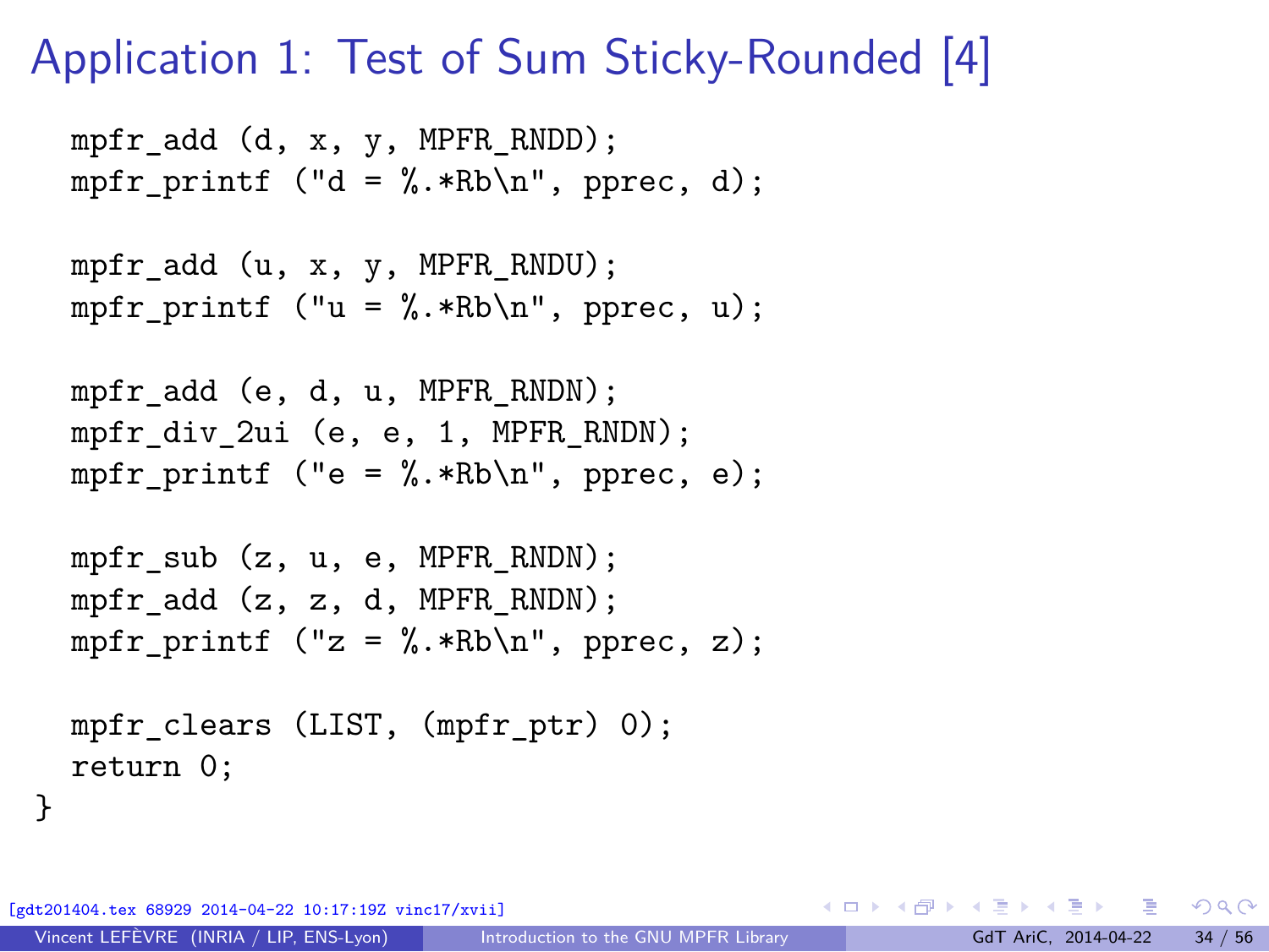# Application 1: Test of Sum Sticky-Rounded [4]

```
  mpfr_add (d, x, y, MPFR_RNDD);
  mpfr_printf ("d = %.*Rb\n", pprec, d);

  mpfr_add (u, x, y, MPFR_RNDU);
  mpfr_printf ("u = %.*Rb\n", pprec, u);

  mpfr_add (e, d, u, MPFR_RNDN);
  mpfr_div_2ui (e, e, 1, MPFR_RNDN);
  mpfr_printf ("e = %.*Rb\n", pprec, e);

  mpfr_sub (z, u, e, MPFR_RNDN);
  mpfr_add (z, z, d, MPFR_RNDN);
  mpfr_printf ("z = %.*Rb\n", pprec, z);

  mpfr_clears (LIST, (mpfr_ptr) 0);
  return 0;
}
```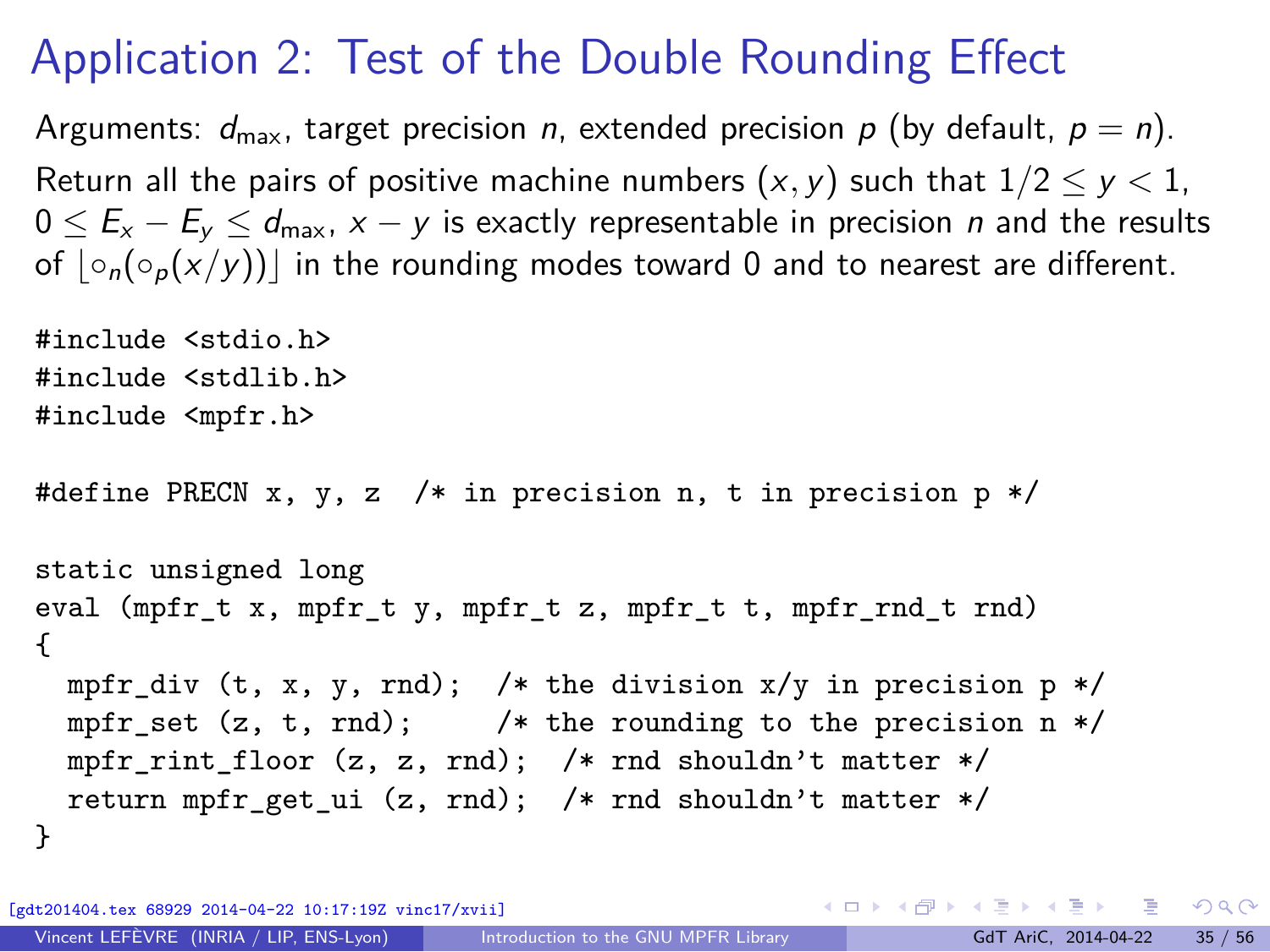# Application 2: Test of the Double Rounding Effect

Arguments: $d_{\max}$, target precision $n$, extended precision $p$ (by default, $p = n$).

Return all the pairs of positive machine numbers $(x, y)$ such that $1/2 \leq y < 1$, $0 \leq E_x - E_y \leq d_{\max}$, $x - y$ is exactly representable in precision $n$ and the results of $\lfloor \circ_n(\circ_p(x/y)) \rfloor$ in the rounding modes toward 0 and to nearest are different.

```
#include <stdio.h>
#include <stdlib.h>
#include <mpfr.h>

#define PRECN x, y, z  /* in precision n, t in precision p */

static unsigned long
eval (mpfr_t x, mpfr_t y, mpfr_t z, mpfr_t t, mpfr_rnd_t rnd)
{
  mpfr_div (t, x, y, rnd);  /* the division x/y in precision p */
  mpfr_set (z, t, rnd);     /* the rounding to the precision n */
  mpfr_rint_floor (z, z, rnd);  /* rnd shouldn't matter */
  return mpfr_get_ui (z, rnd);  /* rnd shouldn't matter */
}
```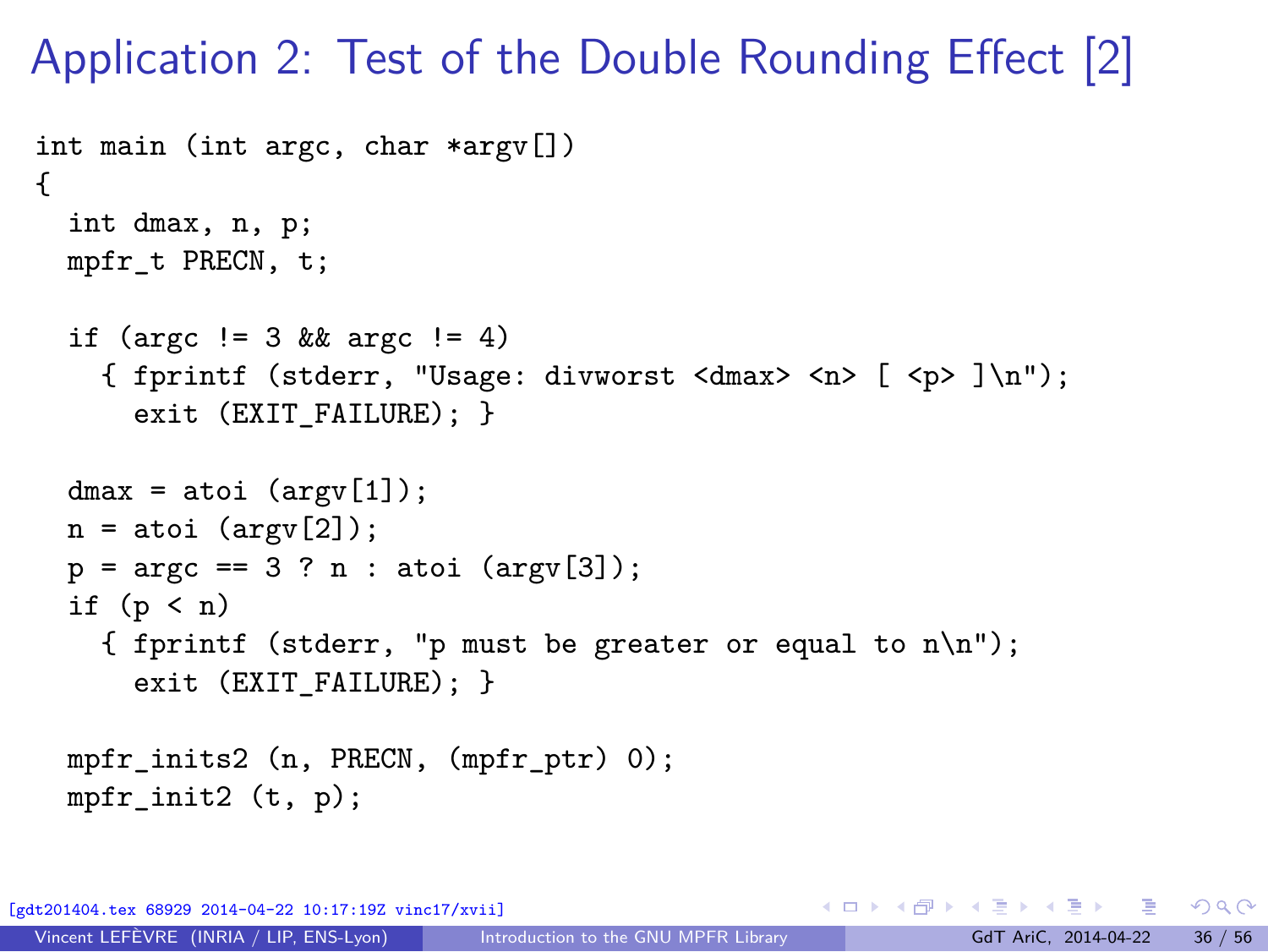# Application 2: Test of the Double Rounding Effect [2]

```
int main (int argc, char *argv[])
{
  int dmax, n, p;
  mpfr_t PRECN, t;

  if (argc != 3 && argc != 4)
    { fprintf (stderr, "Usage: divworst <dmax> <n> [ <p> ]\n");
      exit (EXIT_FAILURE); }

  dmax = atoi (argv[1]);
  n = atoi (argv[2]);
  p = argc == 3 ? n : atoi (argv[3]);
  if (p < n)
    { fprintf (stderr, "p must be greater or equal to n\n");
      exit (EXIT_FAILURE); }

  mpfr_inits2 (n, PRECN, (mpfr_ptr) 0);
  mpfr_init2 (t, p);
```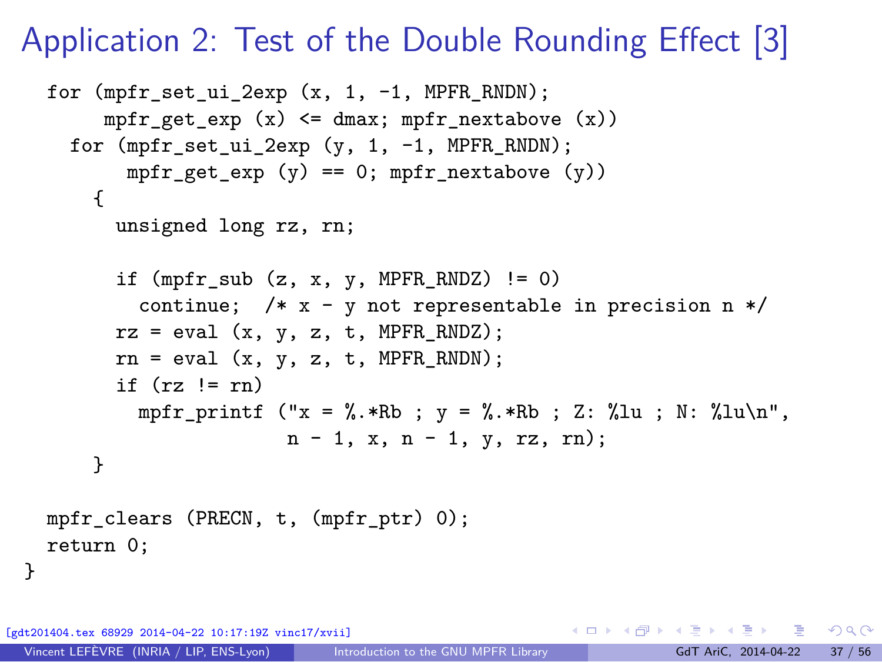# Application 2: Test of the Double Rounding Effect [3]

```
  for (mpfr_set_ui_2exp (x, 1, -1, MPFR_RNDN);
       mpfr_get_exp (x) <= dmax; mpfr_nextabove (x))
    for (mpfr_set_ui_2exp (y, 1, -1, MPFR_RNDN);
         mpfr_get_exp (y) == 0; mpfr_nextabove (y))
      {
        unsigned long rz, rn;

        if (mpfr_sub (z, x, y, MPFR_RNDZ) != 0)
          continue;  /* x - y not representable in precision n */
        rz = eval (x, y, z, t, MPFR_RNDZ);
        rn = eval (x, y, z, t, MPFR_RNDN);
        if (rz != rn)
          mpfr_printf ("x = %.*Rb ; y = %.*Rb ; Z: %lu ; N: %lu\n",
                       n - 1, x, n - 1, y, rz, rn);
      }

  mpfr_clears (PRECN, t, (mpfr_ptr) 0);
  return 0;
}
```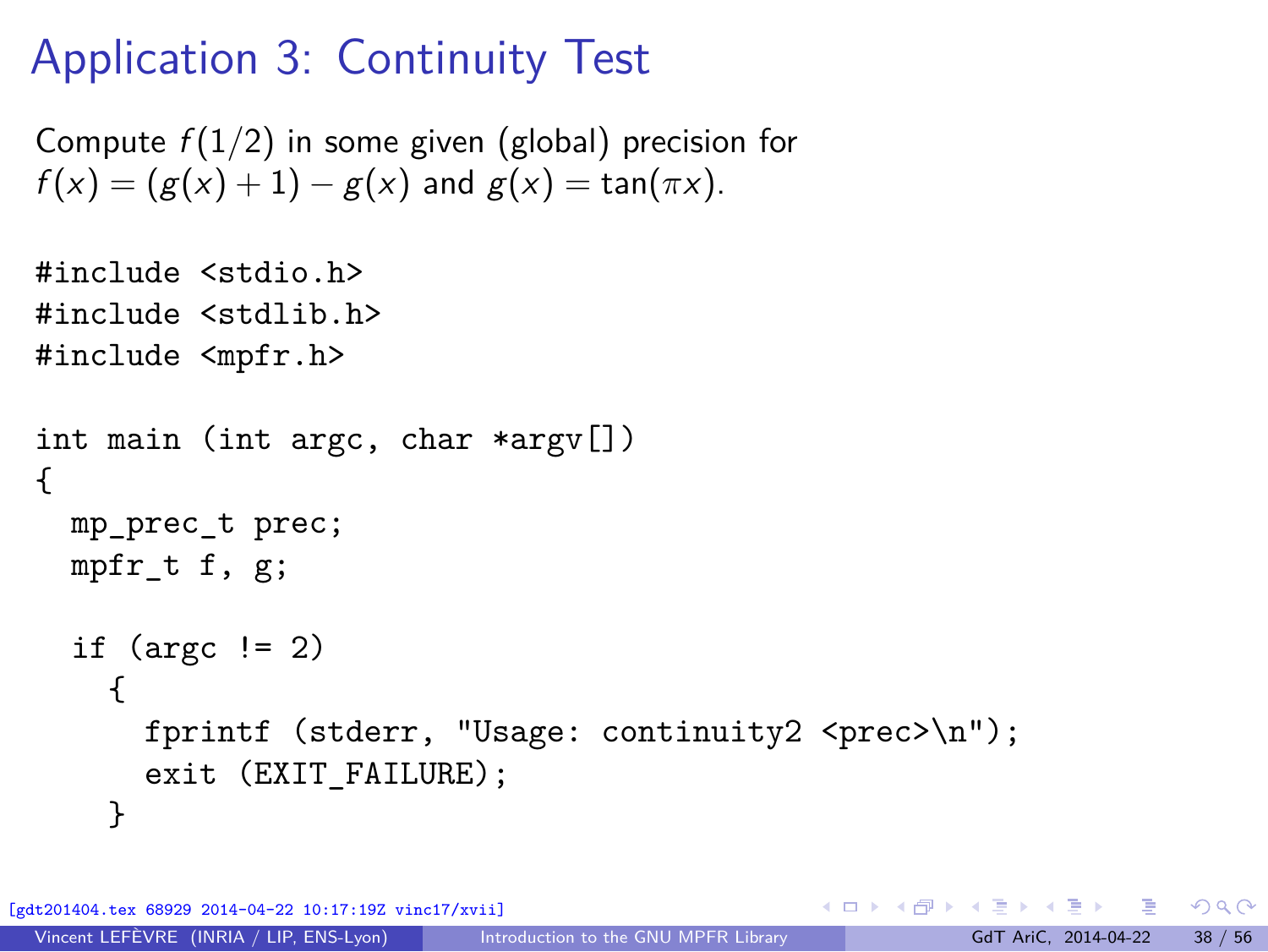# Application 3: Continuity Test

Compute $f(1/2)$ in some given (global) precision for $f(x) = (g(x) + 1) - g(x)$ and $g(x) = \tan(\pi x)$.

```
#include <stdio.h>
#include <stdlib.h>
#include <mpfr.h>

int main (int argc, char *argv[])
{
  mp_prec_t prec;
  mpfr_t f, g;

  if (argc != 2)
    {
      fprintf (stderr, "Usage: continuity2 <prec>\n");
      exit (EXIT_FAILURE);
    }
```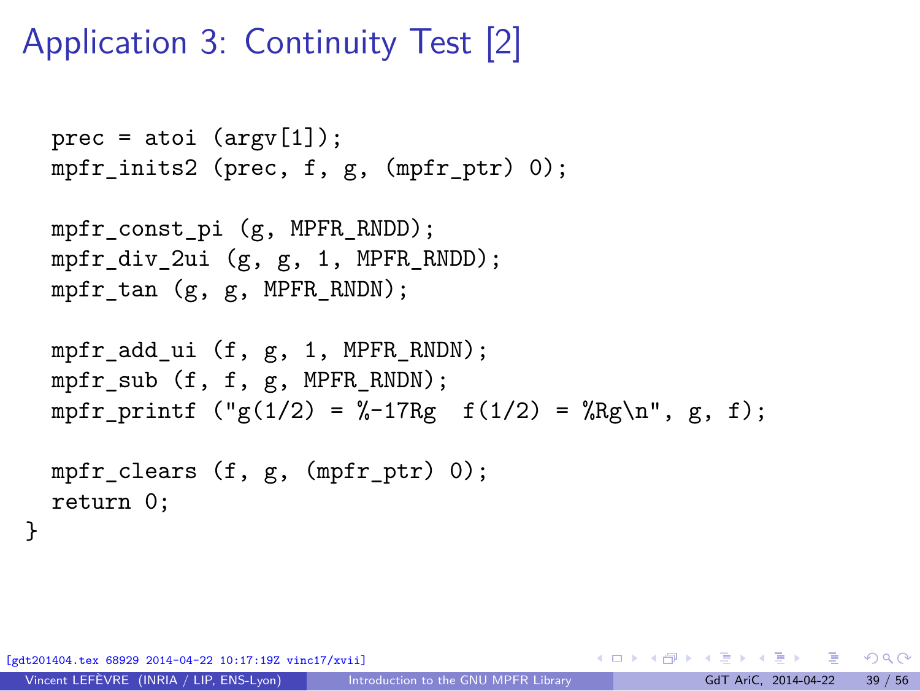# Application 3: Continuity Test [2]

```
  prec = atoi (argv[1]);
  mpfr_inits2 (prec, f, g, (mpfr_ptr) 0);

  mpfr_const_pi (g, MPFR_RNDD);
  mpfr_div_2ui (g, g, 1, MPFR_RNDD);
  mpfr_tan (g, g, MPFR_RNDN);

  mpfr_add_ui (f, g, 1, MPFR_RNDN);
  mpfr_sub (f, f, g, MPFR_RNDN);
  mpfr_printf ("g(1/2) = %-17Rg  f(1/2) = %Rg\n", g, f);

  mpfr_clears (f, g, (mpfr_ptr) 0);
  return 0;
}
```

[gdt201404.tex 68929 2014-04-22 10:17:19Z vinc17/xvii]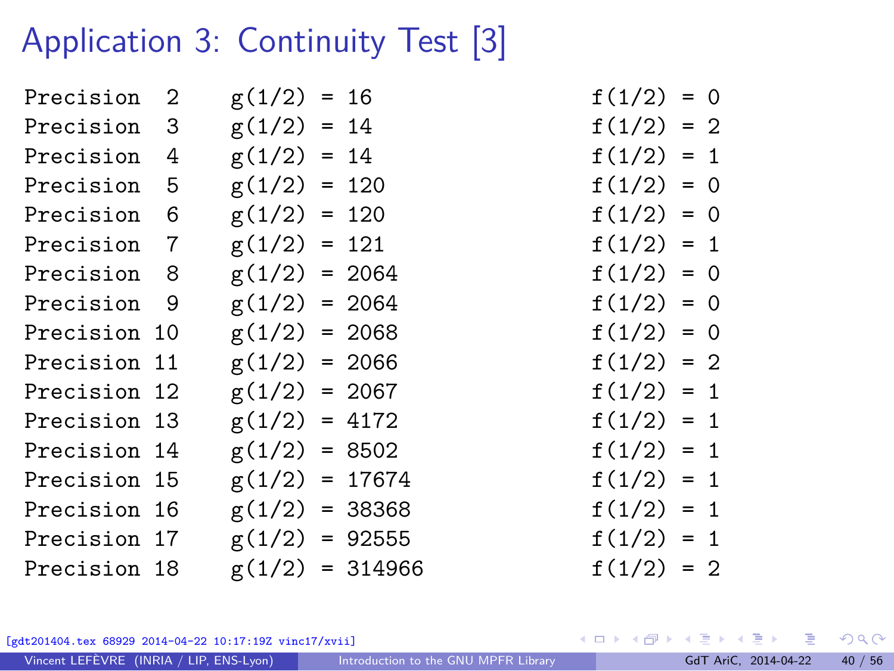# Application 3: Continuity Test [3]

```
Precision  2    g(1/2) = 16                  f(1/2) = 0
Precision  3    g(1/2) = 14                  f(1/2) = 2
Precision  4    g(1/2) = 14                  f(1/2) = 1
Precision  5    g(1/2) = 120                 f(1/2) = 0
Precision  6    g(1/2) = 120                 f(1/2) = 0
Precision  7    g(1/2) = 121                 f(1/2) = 1
Precision  8    g(1/2) = 2064                f(1/2) = 0
Precision  9    g(1/2) = 2064                f(1/2) = 0
Precision 10    g(1/2) = 2068                f(1/2) = 0
Precision 11    g(1/2) = 2066                f(1/2) = 2
Precision 12    g(1/2) = 2067                f(1/2) = 1
Precision 13    g(1/2) = 4172                f(1/2) = 1
Precision 14    g(1/2) = 8502                f(1/2) = 1
Precision 15    g(1/2) = 17674               f(1/2) = 1
Precision 16    g(1/2) = 38368               f(1/2) = 1
Precision 17    g(1/2) = 92555               f(1/2) = 1
Precision 18    g(1/2) = 314966              f(1/2) = 2
```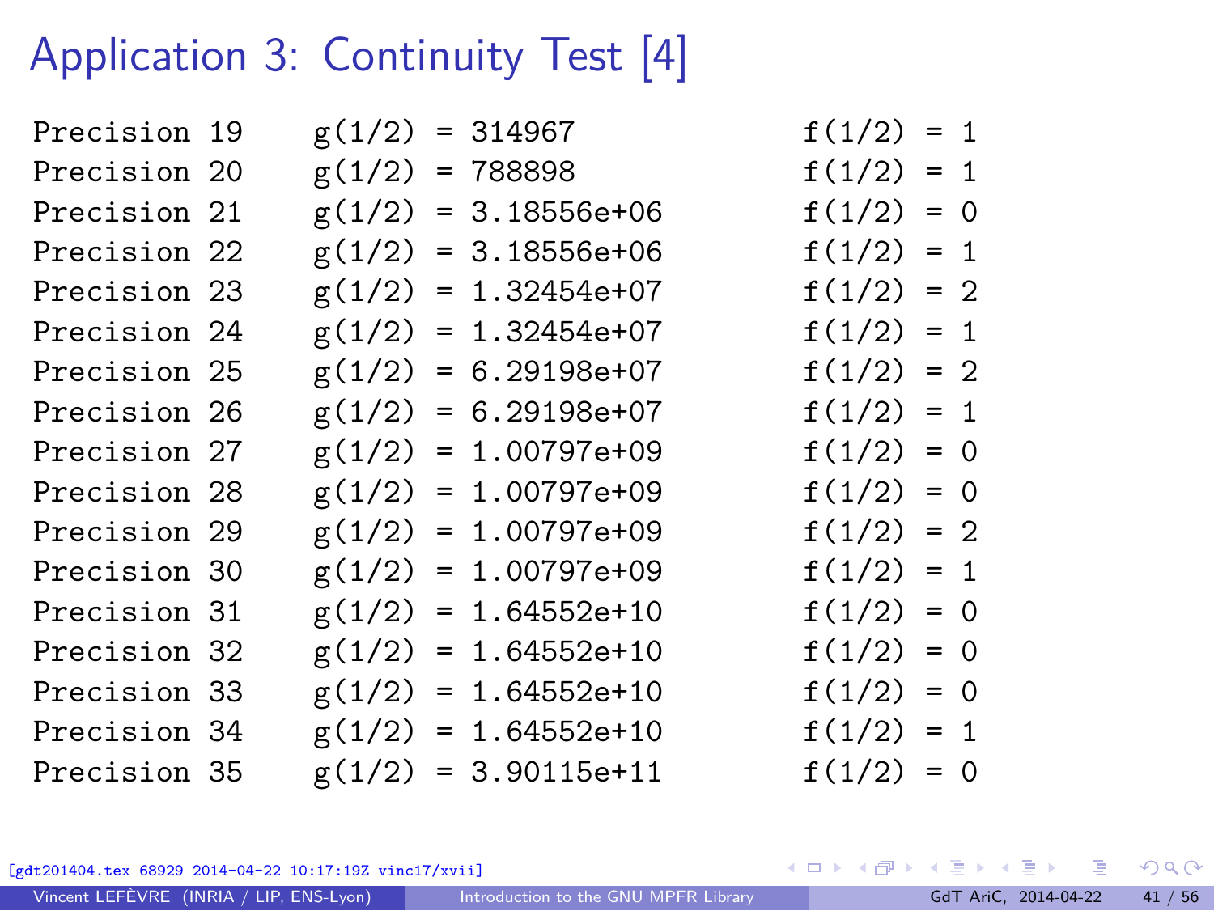# Application 3: Continuity Test [4]

```
Precision 19    g(1/2) = 314967              f(1/2) = 1
Precision 20    g(1/2) = 788898              f(1/2) = 1
Precision 21    g(1/2) = 3.18556e+06         f(1/2) = 0
Precision 22    g(1/2) = 3.18556e+06         f(1/2) = 1
Precision 23    g(1/2) = 1.32454e+07         f(1/2) = 2
Precision 24    g(1/2) = 1.32454e+07         f(1/2) = 1
Precision 25    g(1/2) = 6.29198e+07         f(1/2) = 2
Precision 26    g(1/2) = 6.29198e+07         f(1/2) = 1
Precision 27    g(1/2) = 1.00797e+09         f(1/2) = 0
Precision 28    g(1/2) = 1.00797e+09         f(1/2) = 0
Precision 29    g(1/2) = 1.00797e+09         f(1/2) = 2
Precision 30    g(1/2) = 1.00797e+09         f(1/2) = 1
Precision 31    g(1/2) = 1.64552e+10         f(1/2) = 0
Precision 32    g(1/2) = 1.64552e+10         f(1/2) = 0
Precision 33    g(1/2) = 1.64552e+10         f(1/2) = 0
Precision 34    g(1/2) = 1.64552e+10         f(1/2) = 1
Precision 35    g(1/2) = 3.90115e+11         f(1/2) = 0
```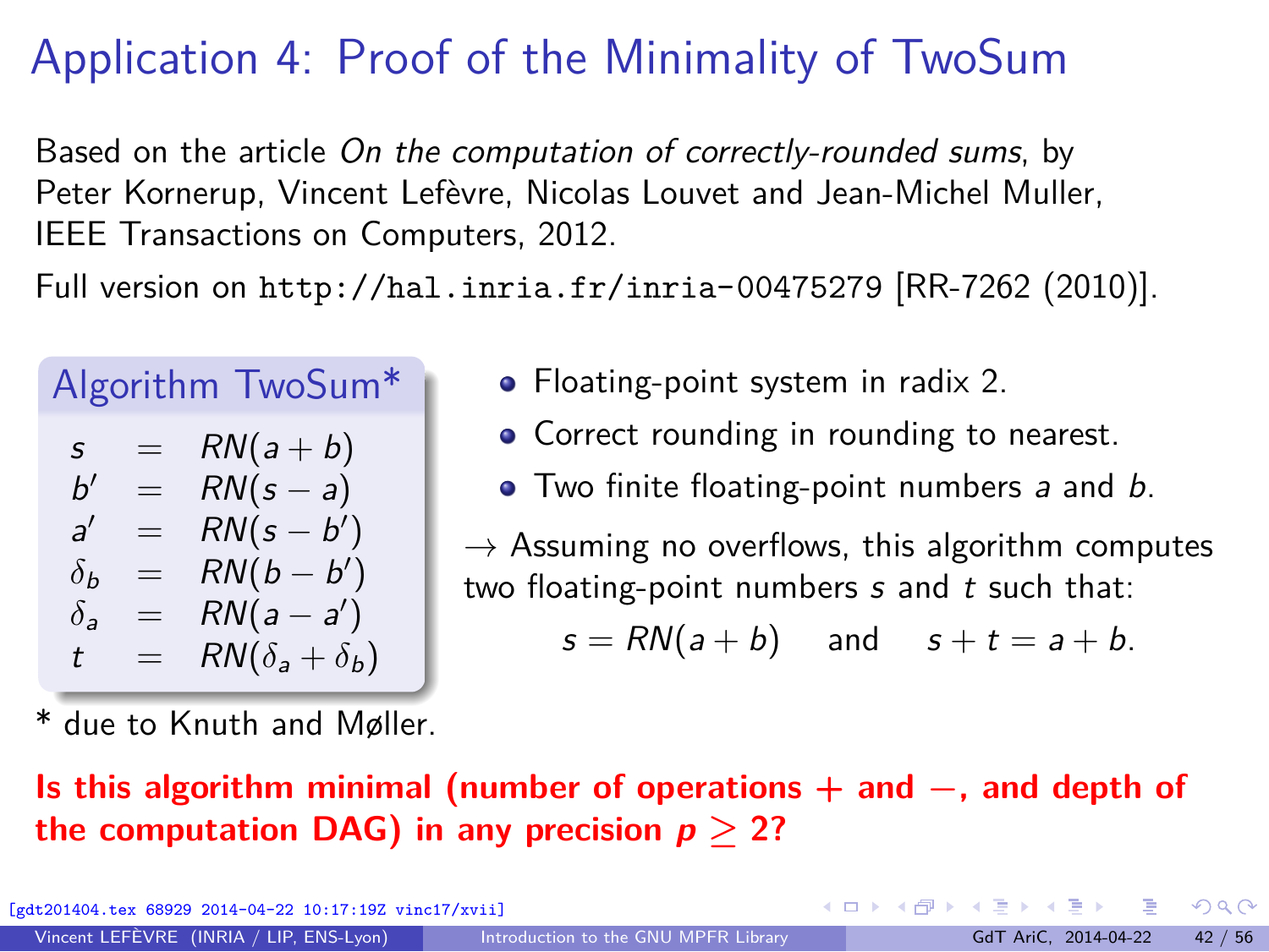# Application 4: Proof of the Minimality of TwoSum

Based on the article *On the computation of correctly-rounded sums*, by Peter Kornerup, Vincent Lefèvre, Nicolas Louvet and Jean-Michel Muller, IEEE Transactions on Computers, 2012.

Full version on `http://hal.inria.fr/inria-00475279` [RR-7262 (2010)].

**Algorithm TwoSum***

$$
\begin{aligned}
s &= RN(a+b) \\
b' &= RN(s-a) \\
a' &= RN(s-b') \\
\delta_b &= RN(b-b') \\
\delta_a &= RN(a-a') \\
t &= RN(\delta_a+\delta_b)
\end{aligned}
$$

* due to Knuth and Møller.

- Floating-point system in radix 2.
- Correct rounding in rounding to nearest.
- Two finite floating-point numbers $a$ and $b$.

→ Assuming no overflows, this algorithm computes two floating-point numbers $s$ and $t$ such that:

$$s = RN(a+b) \quad \text{and} \quad s+t = a+b.$$

**Is this algorithm minimal (number of operations + and −, and depth of the computation DAG) in any precision $p \geq 2$?**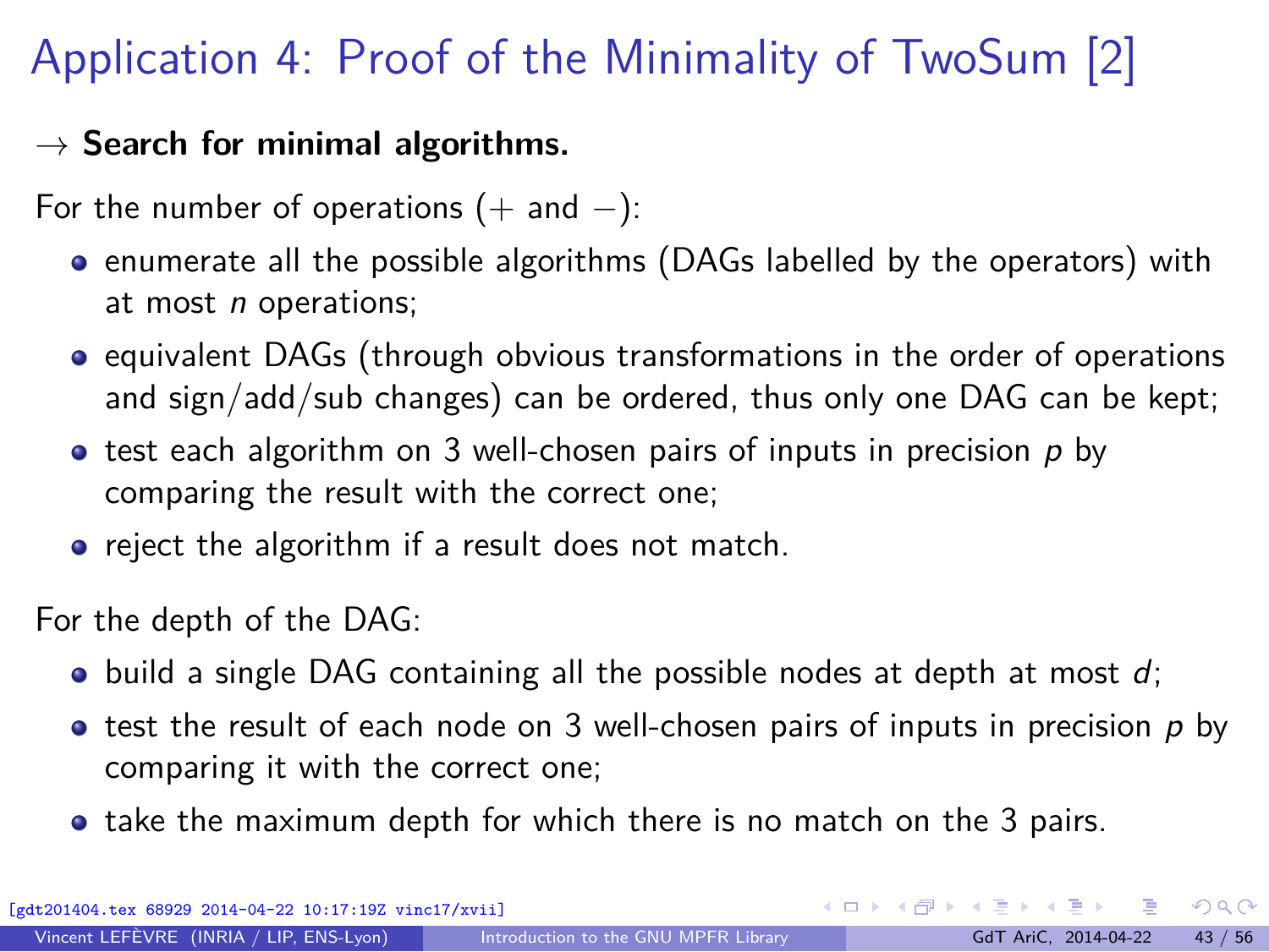# Application 4: Proof of the Minimality of TwoSum [2]

→ **Search for minimal algorithms.**

For the number of operations ($+$ and $-$):

- enumerate all the possible algorithms (DAGs labelled by the operators) with at most $n$ operations;
- equivalent DAGs (through obvious transformations in the order of operations and sign/add/sub changes) can be ordered, thus only one DAG can be kept;
- test each algorithm on 3 well-chosen pairs of inputs in precision $p$ by comparing the result with the correct one;
- reject the algorithm if a result does not match.

For the depth of the DAG:

- build a single DAG containing all the possible nodes at depth at most $d$;
- test the result of each node on 3 well-chosen pairs of inputs in precision $p$ by comparing it with the correct one;
- take the maximum depth for which there is no match on the 3 pairs.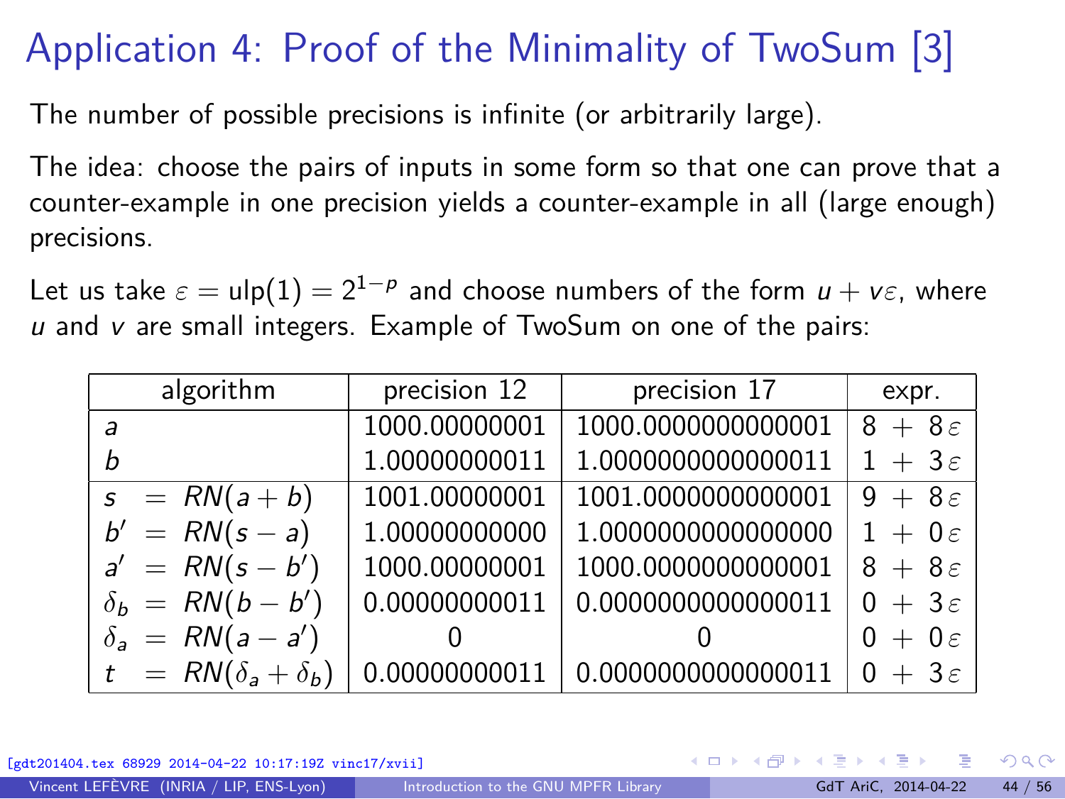# Application 4: Proof of the Minimality of TwoSum [3]

The number of possible precisions is infinite (or arbitrarily large).

The idea: choose the pairs of inputs in some form so that one can prove that a counter-example in one precision yields a counter-example in all (large enough) precisions.

Let us take $\varepsilon = \text{ulp}(1) = 2^{1-p}$ and choose numbers of the form $u + v\varepsilon$, where $u$ and $v$ are small integers. Example of TwoSum on one of the pairs:

| algorithm | precision 12 | precision 17 | expr. |
|---|---|---|---|
| $a$ | 1000.00000001 | 1000.0000000000001 | $8 + 8\varepsilon$ |
| $b$ | 1.00000000011 | 1.0000000000000011 | $1 + 3\varepsilon$ |
| $s = RN(a+b)$ | 1001.00000001 | 1001.0000000000001 | $9 + 8\varepsilon$ |
| $b' = RN(s-a)$ | 1.00000000000 | 1.0000000000000000 | $1 + 0\varepsilon$ |
| $a' = RN(s-b')$ | 1000.00000001 | 1000.0000000000001 | $8 + 8\varepsilon$ |
| $\delta_b = RN(b-b')$ | 0.00000000011 | 0.0000000000000011 | $0 + 3\varepsilon$ |
| $\delta_a = RN(a-a')$ | 0 | 0 | $0 + 0\varepsilon$ |
| $t = RN(\delta_a + \delta_b)$ | 0.00000000011 | 0.0000000000000011 | $0 + 3\varepsilon$ |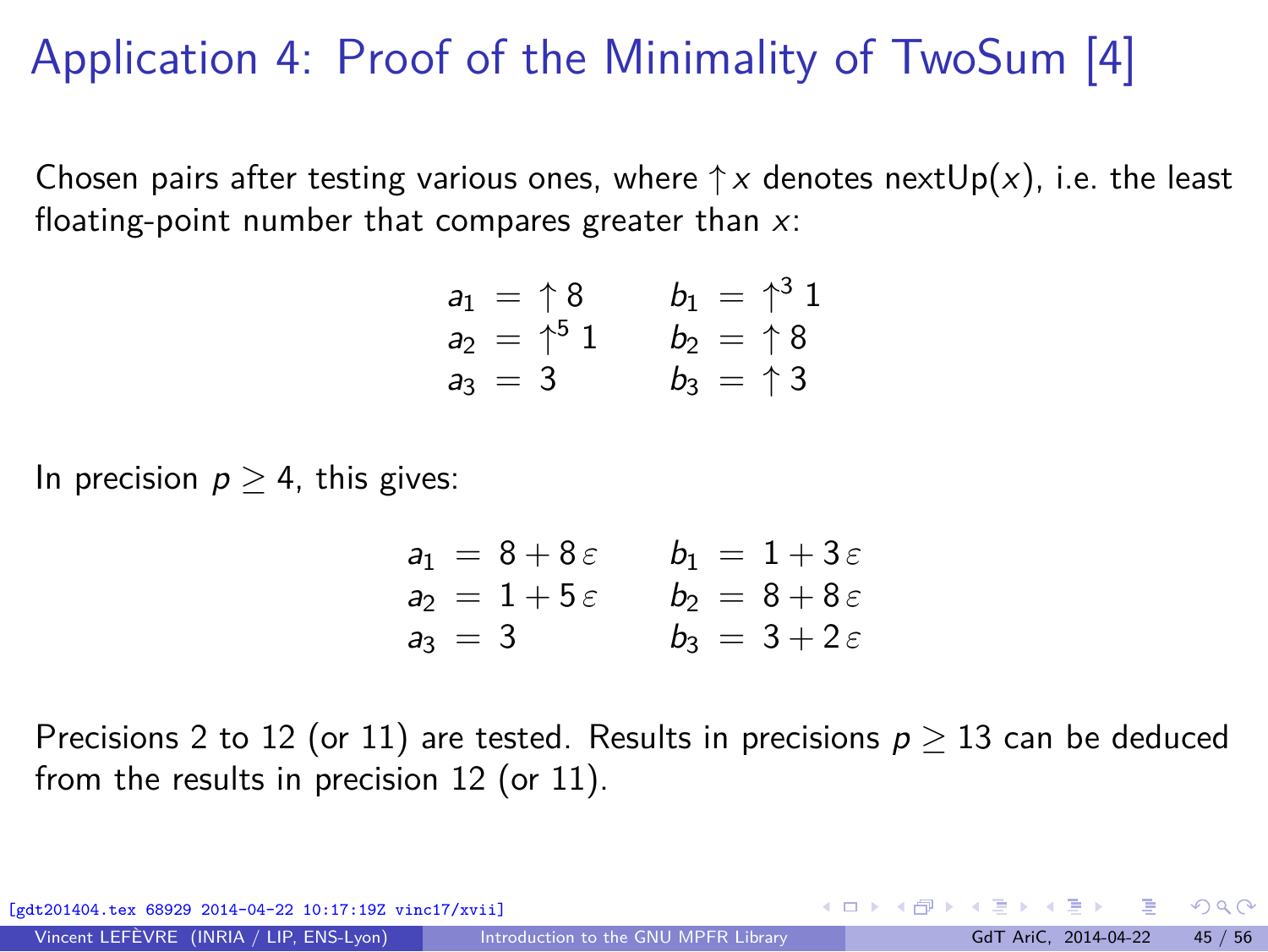# Application 4: Proof of the Minimality of TwoSum [4]

Chosen pairs after testing various ones, where $\uparrow x$ denotes nextUp($x$), i.e. the least floating-point number that compares greater than $x$:

$$
\begin{array}{lcl}
a_1 = \uparrow 8 & \quad & b_1 = \uparrow^3 1 \\
a_2 = \uparrow^5 1 & \quad & b_2 = \uparrow 8 \\
a_3 = 3 & \quad & b_3 = \uparrow 3
\end{array}
$$

In precision $p \geq 4$, this gives:

$$
\begin{array}{lcl}
a_1 = 8 + 8\,\varepsilon & \quad & b_1 = 1 + 3\,\varepsilon \\
a_2 = 1 + 5\,\varepsilon & \quad & b_2 = 8 + 8\,\varepsilon \\
a_3 = 3 & \quad & b_3 = 3 + 2\,\varepsilon
\end{array}
$$

Precisions 2 to 12 (or 11) are tested. Results in precisions $p \geq 13$ can be deduced from the results in precision 12 (or 11).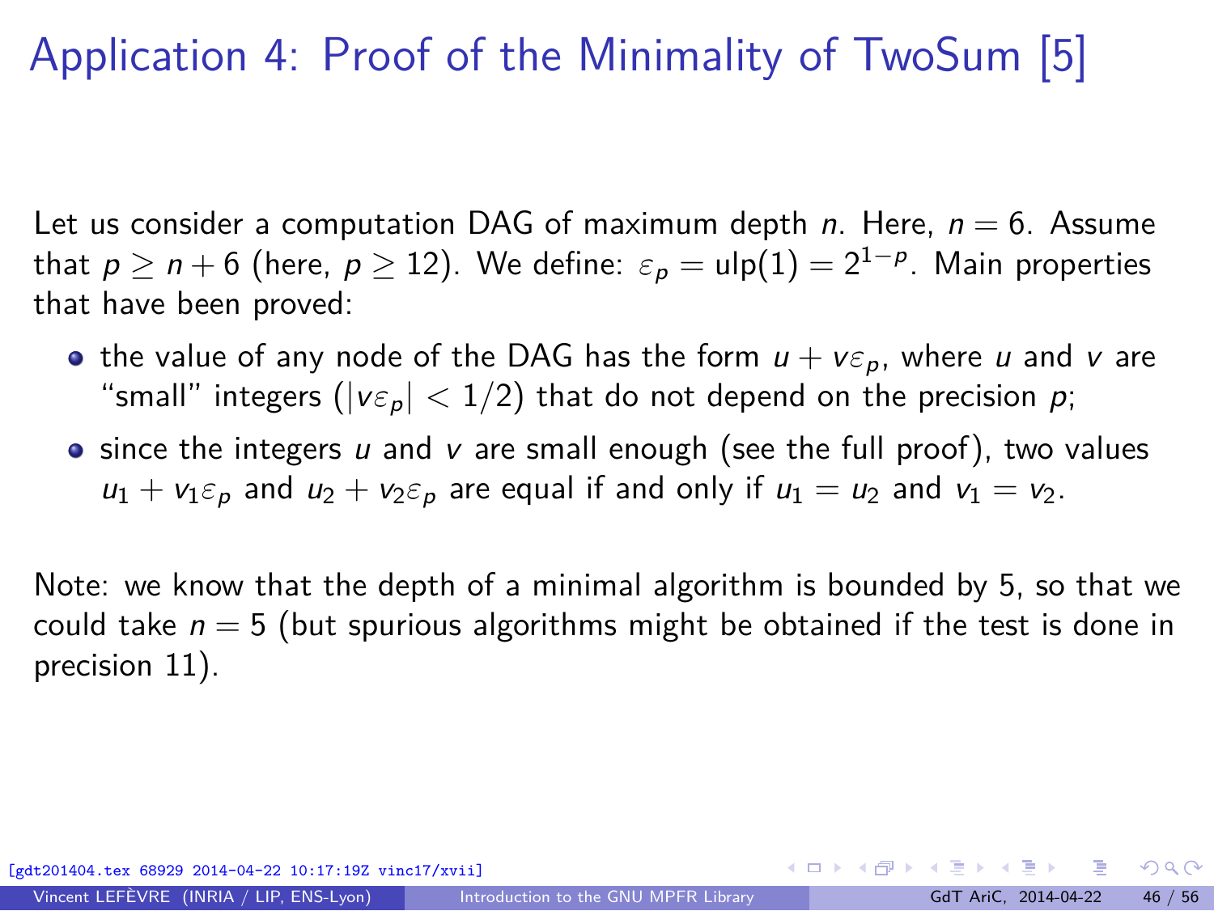# Application 4: Proof of the Minimality of TwoSum [5]

Let us consider a computation DAG of maximum depth $n$. Here, $n = 6$. Assume that $p \geq n + 6$ (here, $p \geq 12$). We define: $\varepsilon_p = \text{ulp}(1) = 2^{1-p}$. Main properties that have been proved:

- the value of any node of the DAG has the form $u + v\varepsilon_p$, where $u$ and $v$ are "small" integers ($|v\varepsilon_p| < 1/2$) that do not depend on the precision $p$;
- since the integers $u$ and $v$ are small enough (see the full proof), two values $u_1 + v_1\varepsilon_p$ and $u_2 + v_2\varepsilon_p$ are equal if and only if $u_1 = u_2$ and $v_1 = v_2$.

Note: we know that the depth of a minimal algorithm is bounded by 5, so that we could take $n = 5$ (but spurious algorithms might be obtained if the test is done in precision 11).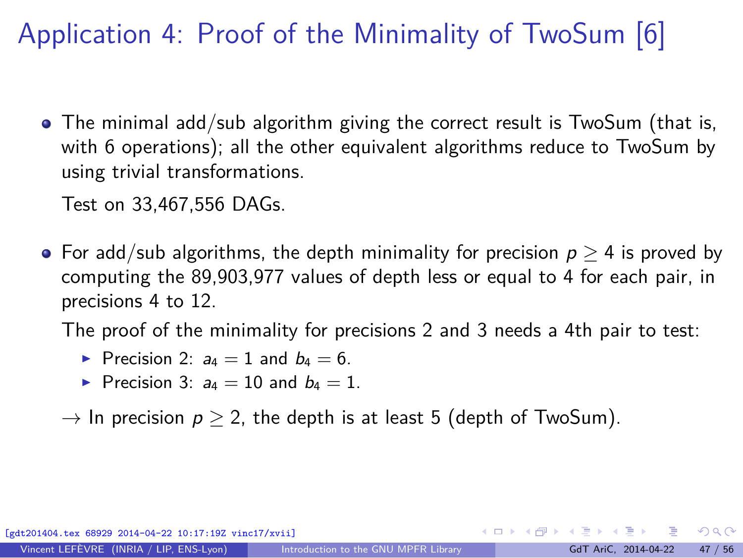# Application 4: Proof of the Minimality of TwoSum [6]

- The minimal add/sub algorithm giving the correct result is TwoSum (that is, with 6 operations); all the other equivalent algorithms reduce to TwoSum by using trivial transformations.

  Test on 33,467,556 DAGs.

- For add/sub algorithms, the depth minimality for precision $p \geq 4$ is proved by computing the 89,903,977 values of depth less or equal to 4 for each pair, in precisions 4 to 12.

  The proof of the minimality for precisions 2 and 3 needs a 4th pair to test:

  - Precision 2: $a_4 = 1$ and $b_4 = 6$.
  - Precision 3: $a_4 = 10$ and $b_4 = 1$.

  $\rightarrow$ In precision $p \geq 2$, the depth is at least 5 (depth of TwoSum).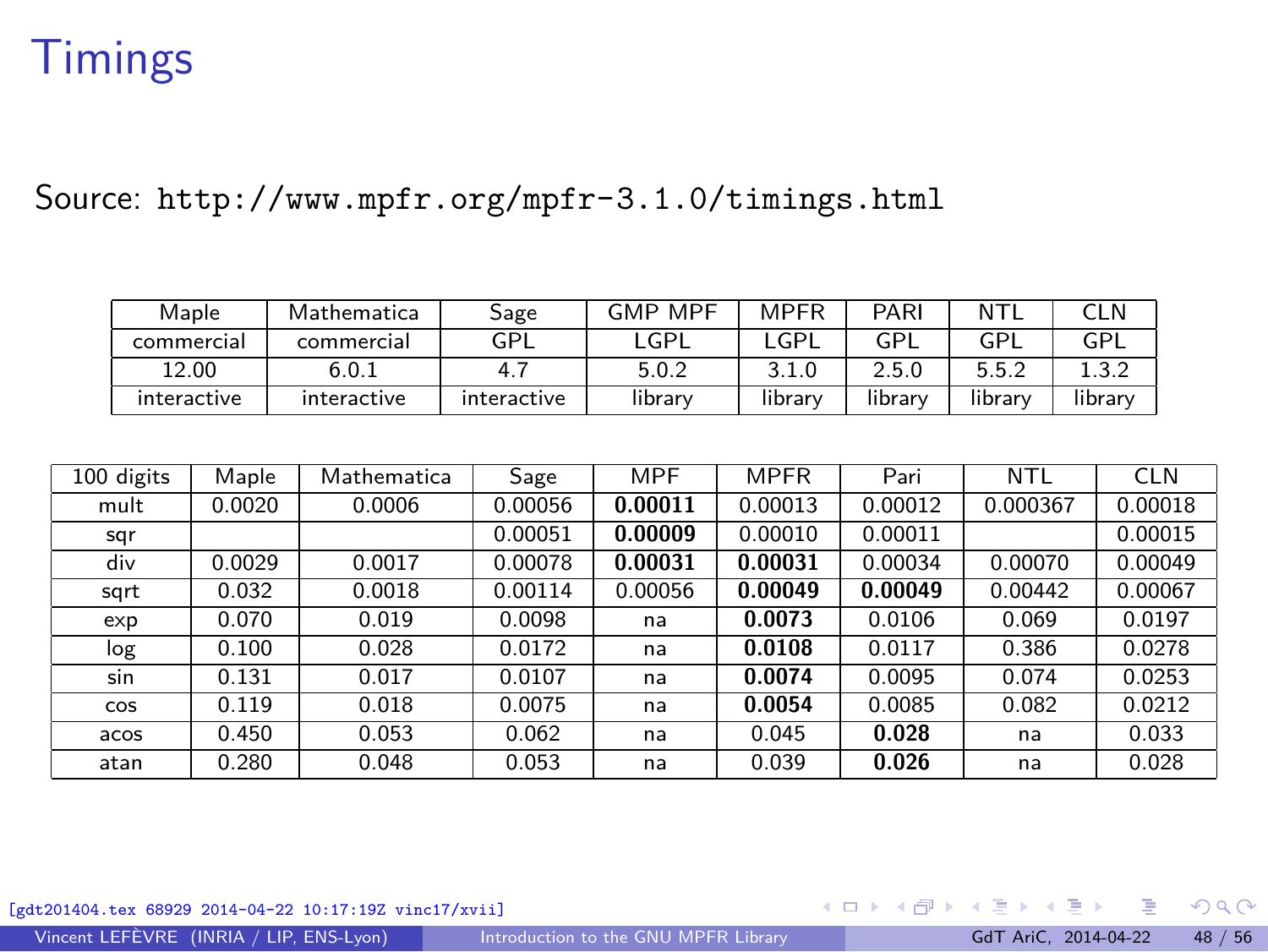# Timings

Source: http://www.mpfr.org/mpfr-3.1.0/timings.html

| Maple | Mathematica | Sage | GMP MPF | MPFR | PARI | NTL | CLN |
|---|---|---|---|---|---|---|---|
| commercial | commercial | GPL | LGPL | LGPL | GPL | GPL | GPL |
| 12.00 | 6.0.1 | 4.7 | 5.0.2 | 3.1.0 | 2.5.0 | 5.5.2 | 1.3.2 |
| interactive | interactive | interactive | library | library | library | library | library |

| 100 digits | Maple | Mathematica | Sage | MPF | MPFR | Pari | NTL | CLN |
|---|---|---|---|---|---|---|---|---|
| mult | 0.0020 | 0.0006 | 0.00056 | **0.00011** | 0.00013 | 0.00012 | 0.000367 | 0.00018 |
| sqr | | | 0.00051 | **0.00009** | 0.00010 | 0.00011 | | 0.00015 |
| div | 0.0029 | 0.0017 | 0.00078 | **0.00031** | **0.00031** | 0.00034 | 0.00070 | 0.00049 |
| sqrt | 0.032 | 0.0018 | 0.00114 | 0.00056 | **0.00049** | **0.00049** | 0.00442 | 0.00067 |
| exp | 0.070 | 0.019 | 0.0098 | na | **0.0073** | 0.0106 | 0.069 | 0.0197 |
| log | 0.100 | 0.028 | 0.0172 | na | **0.0108** | 0.0117 | 0.386 | 0.0278 |
| sin | 0.131 | 0.017 | 0.0107 | na | **0.0074** | 0.0095 | 0.074 | 0.0253 |
| cos | 0.119 | 0.018 | 0.0075 | na | **0.0054** | 0.0085 | 0.082 | 0.0212 |
| acos | 0.450 | 0.053 | 0.062 | na | 0.045 | **0.028** | na | 0.033 |
| atan | 0.280 | 0.048 | 0.053 | na | 0.039 | **0.026** | na | 0.028 |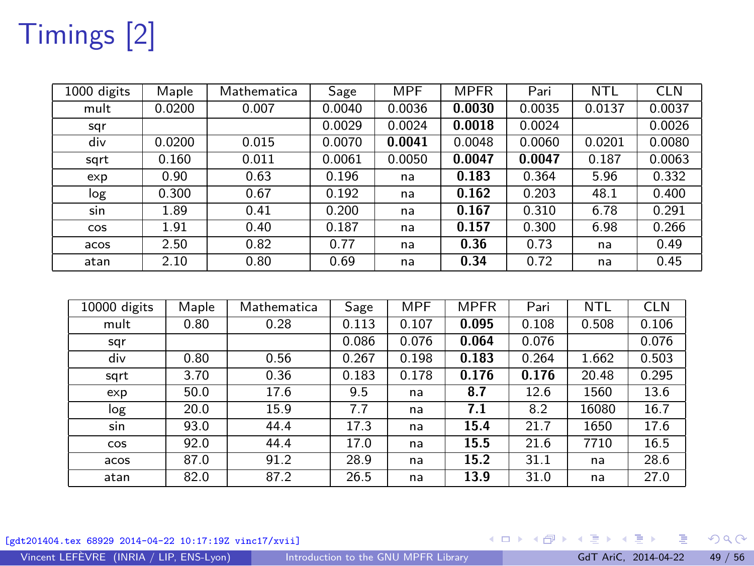# Timings [2]

| 1000 digits | Maple | Mathematica | Sage | MPF | MPFR | Pari | NTL | CLN |
|---|---|---|---|---|---|---|---|---|
| mult | 0.0200 | 0.007 | 0.0040 | 0.0036 | **0.0030** | 0.0035 | 0.0137 | 0.0037 |
| sqr | | | 0.0029 | 0.0024 | **0.0018** | 0.0024 | | 0.0026 |
| div | 0.0200 | 0.015 | 0.0070 | **0.0041** | 0.0048 | 0.0060 | 0.0201 | 0.0080 |
| sqrt | 0.160 | 0.011 | 0.0061 | 0.0050 | **0.0047** | **0.0047** | 0.187 | 0.0063 |
| exp | 0.90 | 0.63 | 0.196 | na | **0.183** | 0.364 | 5.96 | 0.332 |
| log | 0.300 | 0.67 | 0.192 | na | **0.162** | 0.203 | 48.1 | 0.400 |
| sin | 1.89 | 0.41 | 0.200 | na | **0.167** | 0.310 | 6.78 | 0.291 |
| cos | 1.91 | 0.40 | 0.187 | na | **0.157** | 0.300 | 6.98 | 0.266 |
| acos | 2.50 | 0.82 | 0.77 | na | **0.36** | 0.73 | na | 0.49 |
| atan | 2.10 | 0.80 | 0.69 | na | **0.34** | 0.72 | na | 0.45 |

| 10000 digits | Maple | Mathematica | Sage | MPF | MPFR | Pari | NTL | CLN |
|---|---|---|---|---|---|---|---|---|
| mult | 0.80 | 0.28 | 0.113 | 0.107 | **0.095** | 0.108 | 0.508 | 0.106 |
| sqr | | | 0.086 | 0.076 | **0.064** | 0.076 | | 0.076 |
| div | 0.80 | 0.56 | 0.267 | 0.198 | **0.183** | 0.264 | 1.662 | 0.503 |
| sqrt | 3.70 | 0.36 | 0.183 | 0.178 | **0.176** | **0.176** | 20.48 | 0.295 |
| exp | 50.0 | 17.6 | 9.5 | na | **8.7** | 12.6 | 1560 | 13.6 |
| log | 20.0 | 15.9 | 7.7 | na | **7.1** | 8.2 | 16080 | 16.7 |
| sin | 93.0 | 44.4 | 17.3 | na | **15.4** | 21.7 | 1650 | 17.6 |
| cos | 92.0 | 44.4 | 17.0 | na | **15.5** | 21.6 | 7710 | 16.5 |
| acos | 87.0 | 91.2 | 28.9 | na | **15.2** | 31.1 | na | 28.6 |
| atan | 82.0 | 87.2 | 26.5 | na | **13.9** | 31.0 | na | 27.0 |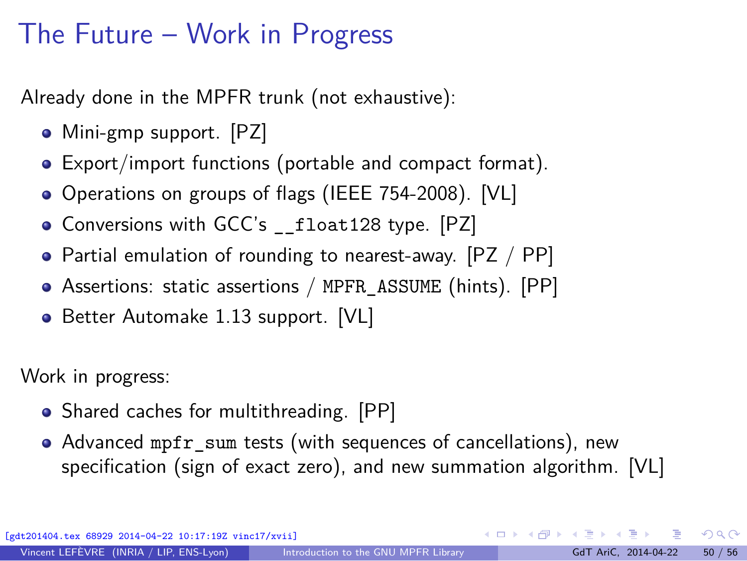# The Future – Work in Progress

Already done in the MPFR trunk (not exhaustive):

- Mini-gmp support. [PZ]
- Export/import functions (portable and compact format).
- Operations on groups of flags (IEEE 754-2008). [VL]
- Conversions with GCC's `__float128` type. [PZ]
- Partial emulation of rounding to nearest-away. [PZ / PP]
- Assertions: static assertions / `MPFR_ASSUME` (hints). [PP]
- Better Automake 1.13 support. [VL]

Work in progress:

- Shared caches for multithreading. [PP]
- Advanced `mpfr_sum` tests (with sequences of cancellations), new specification (sign of exact zero), and new summation algorithm. [VL]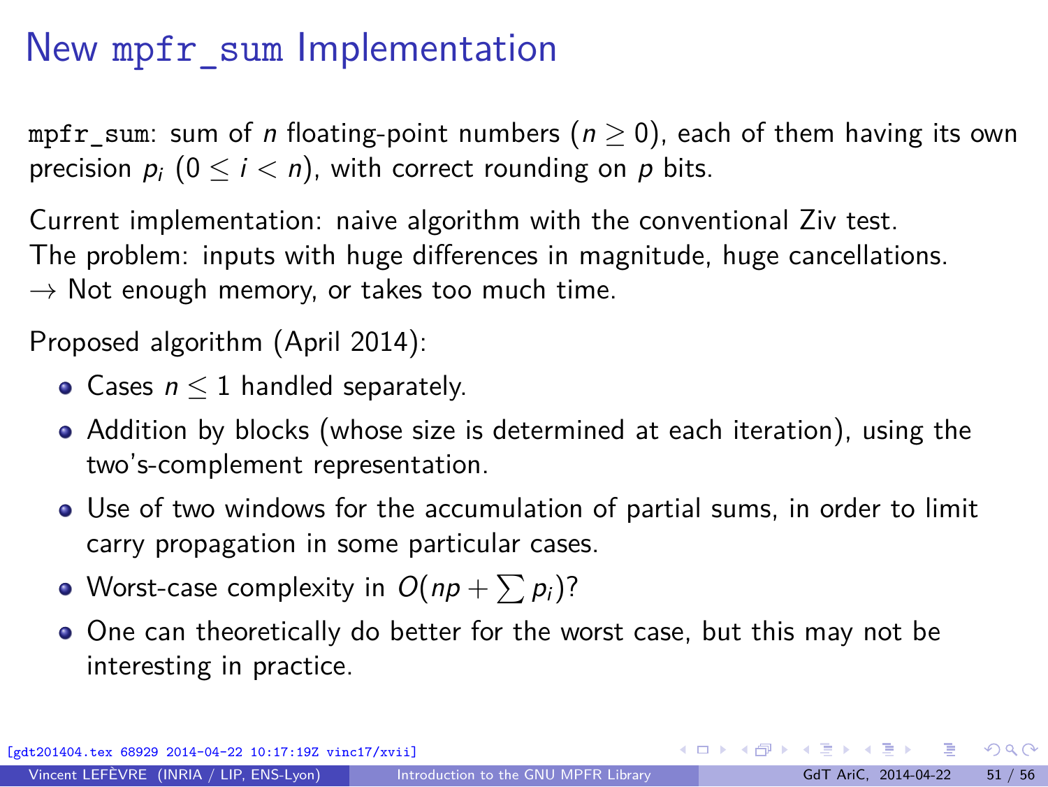# New `mpfr_sum` Implementation

`mpfr_sum`: sum of $n$ floating-point numbers ($n \geq 0$), each of them having its own precision $p_i$ ($0 \leq i < n$), with correct rounding on $p$ bits.

Current implementation: naive algorithm with the conventional Ziv test.
The problem: inputs with huge differences in magnitude, huge cancellations.
$\rightarrow$ Not enough memory, or takes too much time.

Proposed algorithm (April 2014):

- Cases $n \leq 1$ handled separately.
- Addition by blocks (whose size is determined at each iteration), using the two's-complement representation.
- Use of two windows for the accumulation of partial sums, in order to limit carry propagation in some particular cases.
- Worst-case complexity in $O(np + \sum p_i)$?
- One can theoretically do better for the worst case, but this may not be interesting in practice.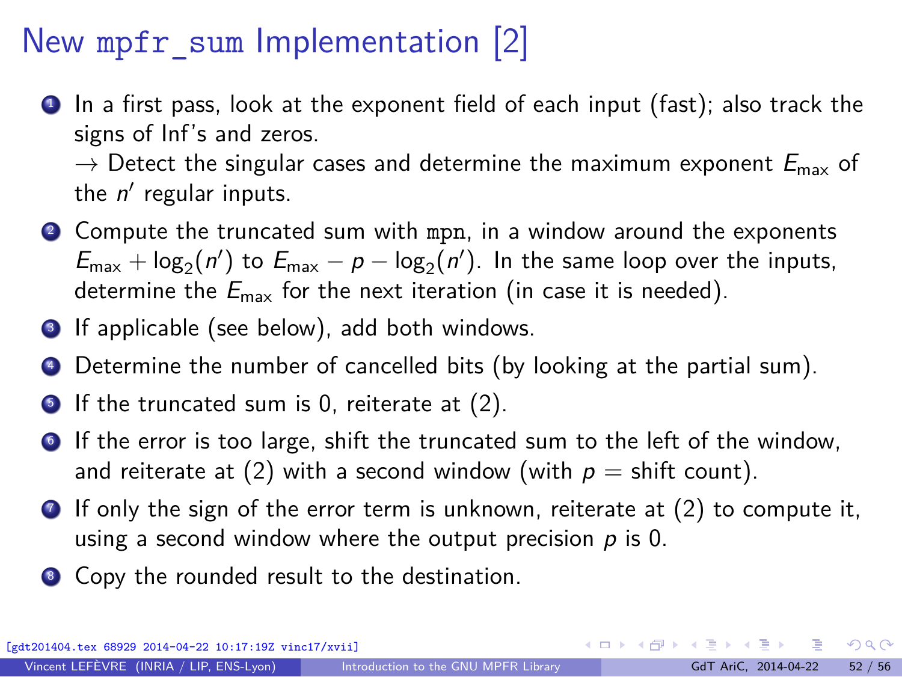# New `mpfr_sum` Implementation [2]

1. In a first pass, look at the exponent field of each input (fast); also track the signs of Inf's and zeros.
   → Detect the singular cases and determine the maximum exponent $E_{\max}$ of the $n'$ regular inputs.
2. Compute the truncated sum with `mpn`, in a window around the exponents $E_{\max} + \log_2(n')$ to $E_{\max} - p - \log_2(n')$. In the same loop over the inputs, determine the $E_{\max}$ for the next iteration (in case it is needed).
3. If applicable (see below), add both windows.
4. Determine the number of cancelled bits (by looking at the partial sum).
5. If the truncated sum is 0, reiterate at (2).
6. If the error is too large, shift the truncated sum to the left of the window, and reiterate at (2) with a second window (with $p$ = shift count).
7. If only the sign of the error term is unknown, reiterate at (2) to compute it, using a second window where the output precision $p$ is 0.
8. Copy the rounded result to the destination.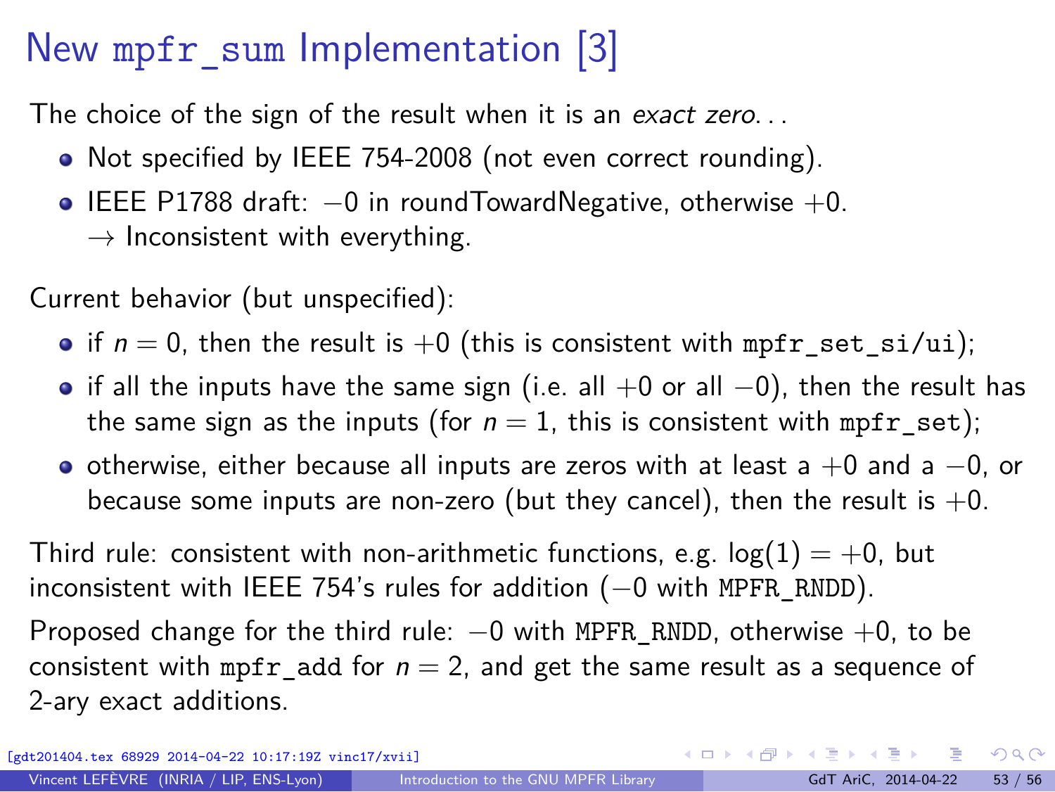# New `mpfr_sum` Implementation [3]

The choice of the sign of the result when it is an *exact zero*...

- Not specified by IEEE 754-2008 (not even correct rounding).
- IEEE P1788 draft: $-0$ in roundTowardNegative, otherwise $+0$.
  $\rightarrow$ Inconsistent with everything.

Current behavior (but unspecified):

- if $n = 0$, then the result is $+0$ (this is consistent with `mpfr_set_si/ui`);
- if all the inputs have the same sign (i.e. all $+0$ or all $-0$), then the result has the same sign as the inputs (for $n = 1$, this is consistent with `mpfr_set`);
- otherwise, either because all inputs are zeros with at least a $+0$ and a $-0$, or because some inputs are non-zero (but they cancel), then the result is $+0$.

Third rule: consistent with non-arithmetic functions, e.g. $\log(1) = +0$, but inconsistent with IEEE 754's rules for addition ($-0$ with `MPFR_RNDD`).

Proposed change for the third rule: $-0$ with `MPFR_RNDD`, otherwise $+0$, to be consistent with `mpfr_add` for $n = 2$, and get the same result as a sequence of 2-ary exact additions.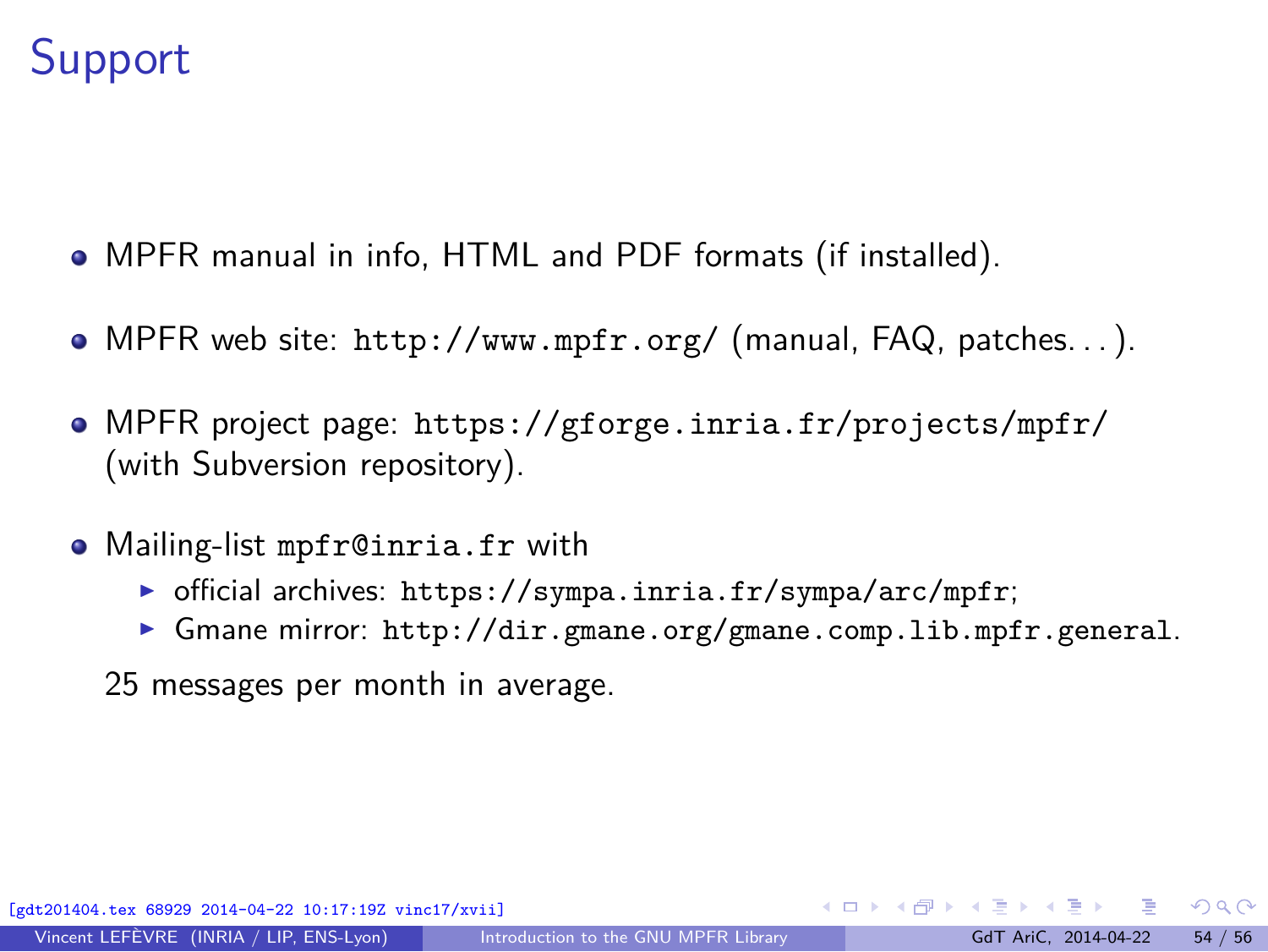# Support

- MPFR manual in info, HTML and PDF formats (if installed).
- MPFR web site: `http://www.mpfr.org/` (manual, FAQ, patches...).
- MPFR project page: `https://gforge.inria.fr/projects/mpfr/` (with Subversion repository).
- Mailing-list `mpfr@inria.fr` with
  - official archives: `https://sympa.inria.fr/sympa/arc/mpfr`;
  - Gmane mirror: `http://dir.gmane.org/gmane.comp.lib.mpfr.general`.

  25 messages per month in average.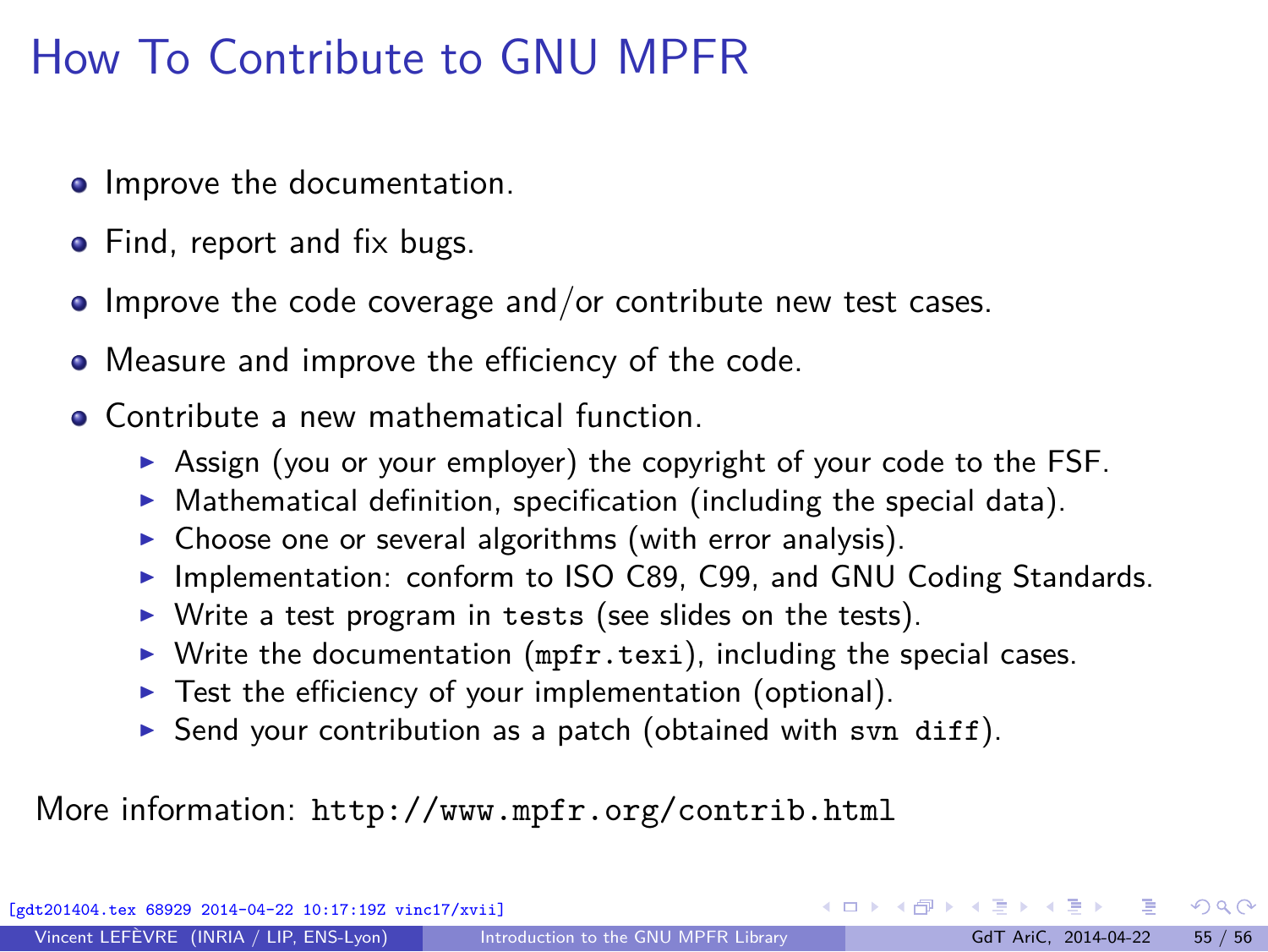# How To Contribute to GNU MPFR

- Improve the documentation.
- Find, report and fix bugs.
- Improve the code coverage and/or contribute new test cases.
- Measure and improve the efficiency of the code.
- Contribute a new mathematical function.
  - Assign (you or your employer) the copyright of your code to the FSF.
  - Mathematical definition, specification (including the special data).
  - Choose one or several algorithms (with error analysis).
  - Implementation: conform to ISO C89, C99, and GNU Coding Standards.
  - Write a test program in `tests` (see slides on the tests).
  - Write the documentation (`mpfr.texi`), including the special cases.
  - Test the efficiency of your implementation (optional).
  - Send your contribution as a patch (obtained with `svn diff`).

More information: `http://www.mpfr.org/contrib.html`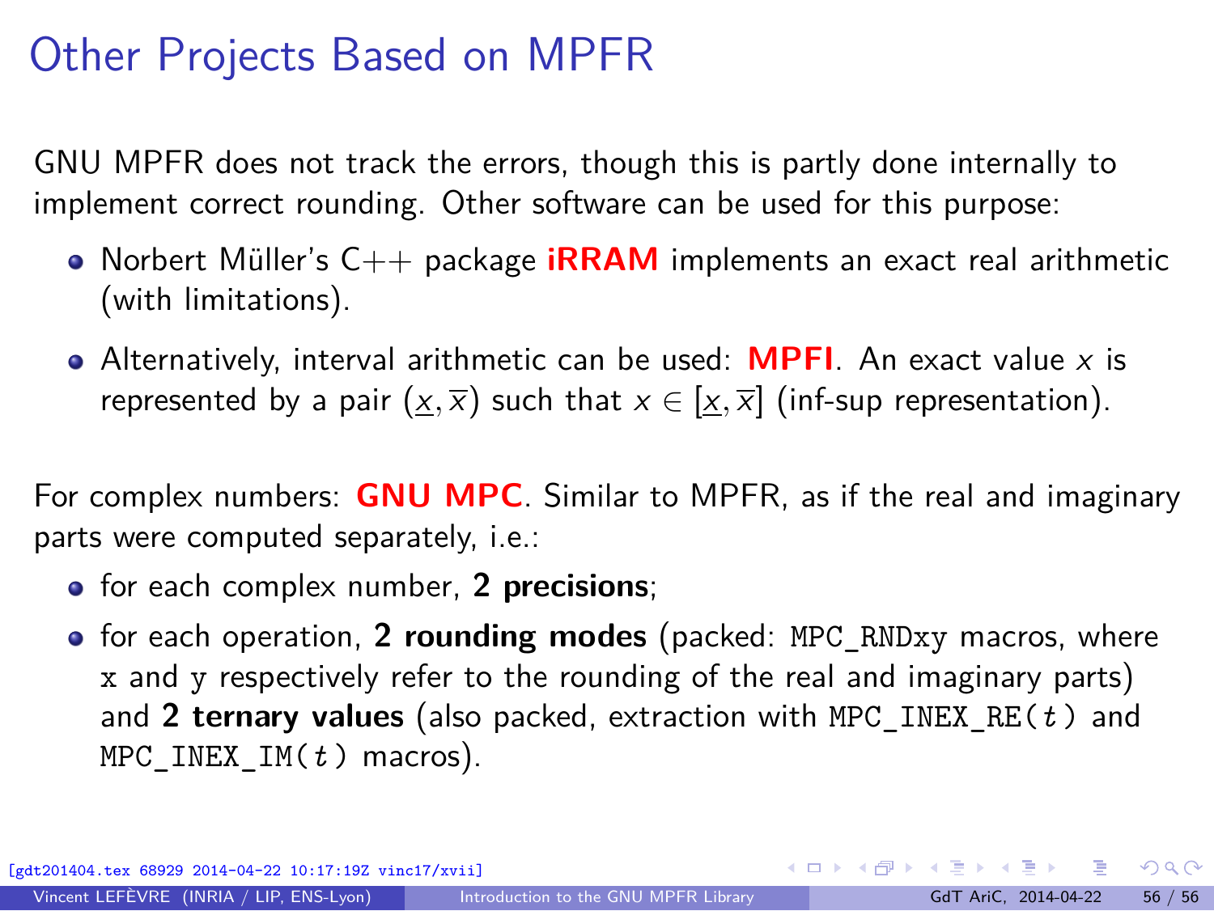# Other Projects Based on MPFR

GNU MPFR does not track the errors, though this is partly done internally to implement correct rounding. Other software can be used for this purpose:

- Norbert Müller's C++ package **iRRAM** implements an exact real arithmetic (with limitations).
- Alternatively, interval arithmetic can be used: **MPFI**. An exact value $x$ is represented by a pair $(\underline{x}, \overline{x})$ such that $x \in [\underline{x}, \overline{x}]$ (inf-sup representation).

For complex numbers: **GNU MPC**. Similar to MPFR, as if the real and imaginary parts were computed separately, i.e.:

- for each complex number, **2 precisions**;
- for each operation, **2 rounding modes** (packed: `MPC_RNDxy` macros, where `x` and `y` respectively refer to the rounding of the real and imaginary parts) and **2 ternary values** (also packed, extraction with `MPC_INEX_RE(t)` and `MPC_INEX_IM(t)` macros).